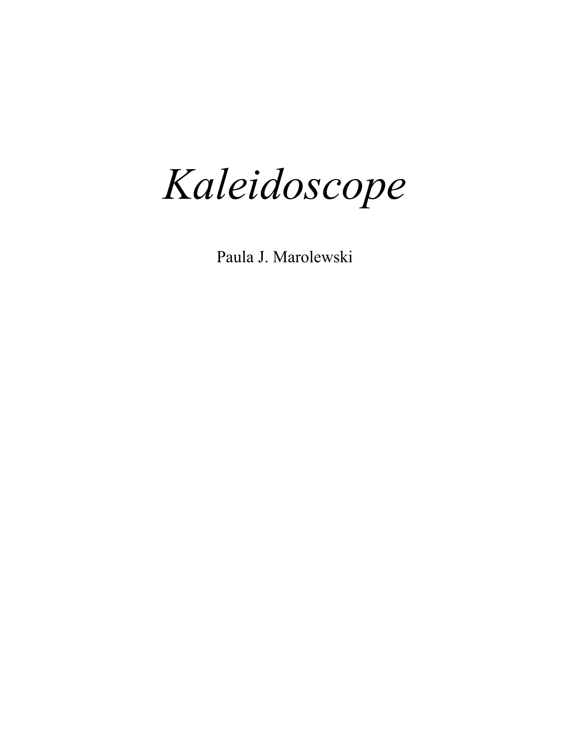# *Kaleidoscope*

Paula J. Marolewski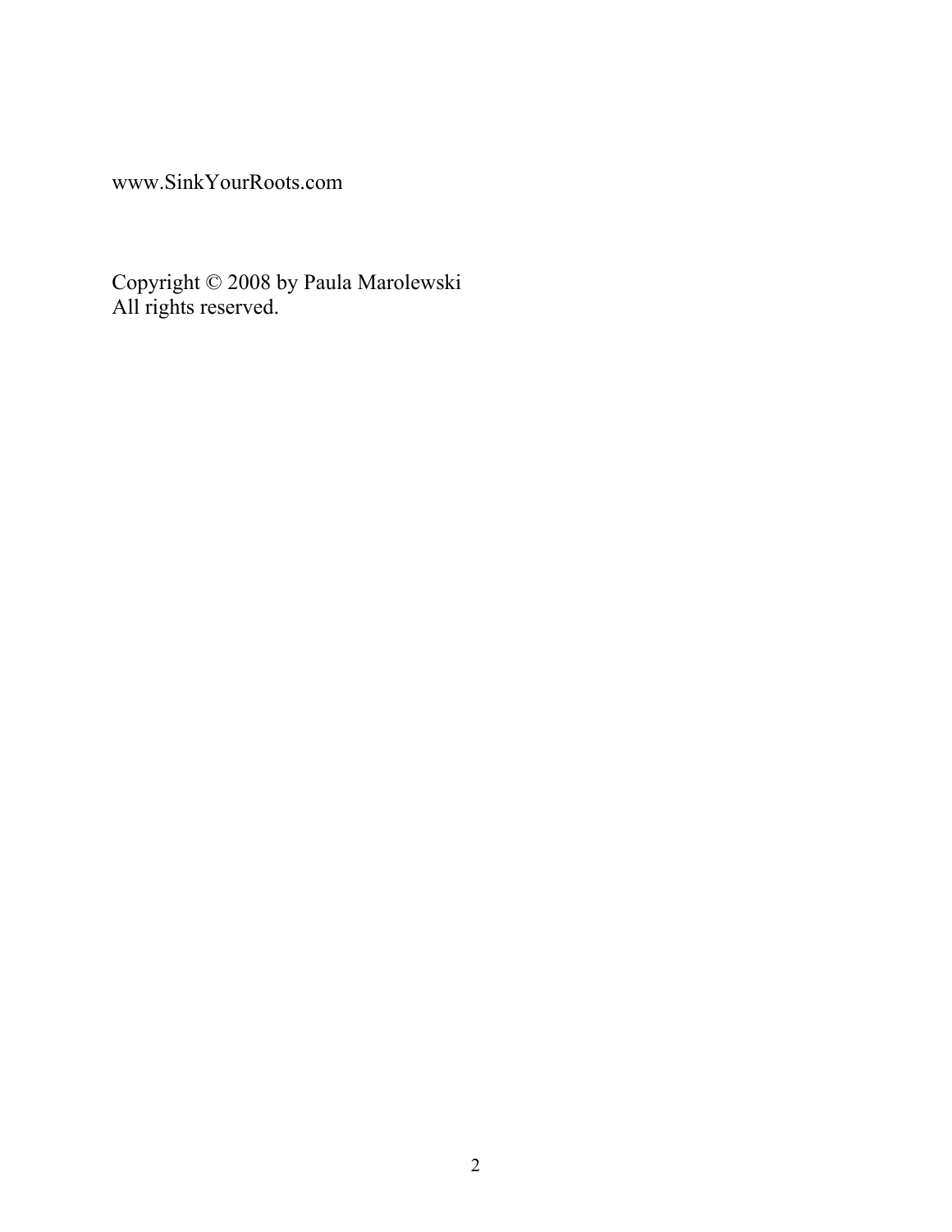www.SinkYourRoots.com

Copyright © 2008 by Paula Marolewski
All rights reserved.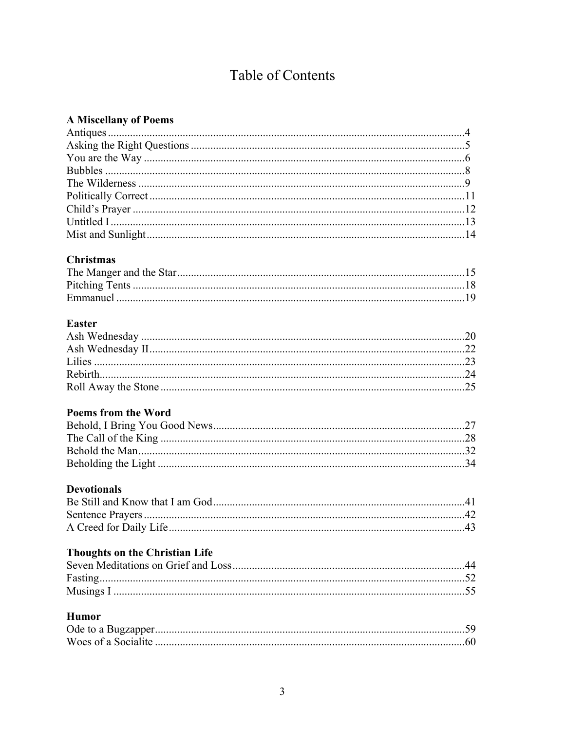# Table of Contents

**A Miscellany of Poems**

Antiques ........................................................................................................................4
Asking the Right Questions ..........................................................................................5
You are the Way ............................................................................................................6
Bubbles ..........................................................................................................................8
The Wilderness ..............................................................................................................9
Politically Correct ........................................................................................................11
Child's Prayer ..............................................................................................................12
Untitled I ......................................................................................................................13
Mist and Sunlight .........................................................................................................14

**Christmas**

The Manger and the Star ..............................................................................................15
Pitching Tents ..............................................................................................................18
Emmanuel ....................................................................................................................19

**Easter**

Ash Wednesday ............................................................................................................20
Ash Wednesday II .........................................................................................................22
Lilies ............................................................................................................................23
Rebirth ..........................................................................................................................24
Roll Away the Stone .....................................................................................................25

**Poems from the Word**

Behold, I Bring You Good News ..................................................................................27
The Call of the King .....................................................................................................28
Behold the Man .............................................................................................................32
Beholding the Light ......................................................................................................34

**Devotionals**

Be Still and Know that I am God ..................................................................................41
Sentence Prayers ...........................................................................................................42
A Creed for Daily Life ..................................................................................................43

**Thoughts on the Christian Life**

Seven Meditations on Grief and Loss ...........................................................................44
Fasting ..........................................................................................................................52
Musings I ......................................................................................................................55

**Humor**

Ode to a Bugzapper .......................................................................................................59
Woes of a Socialite .......................................................................................................60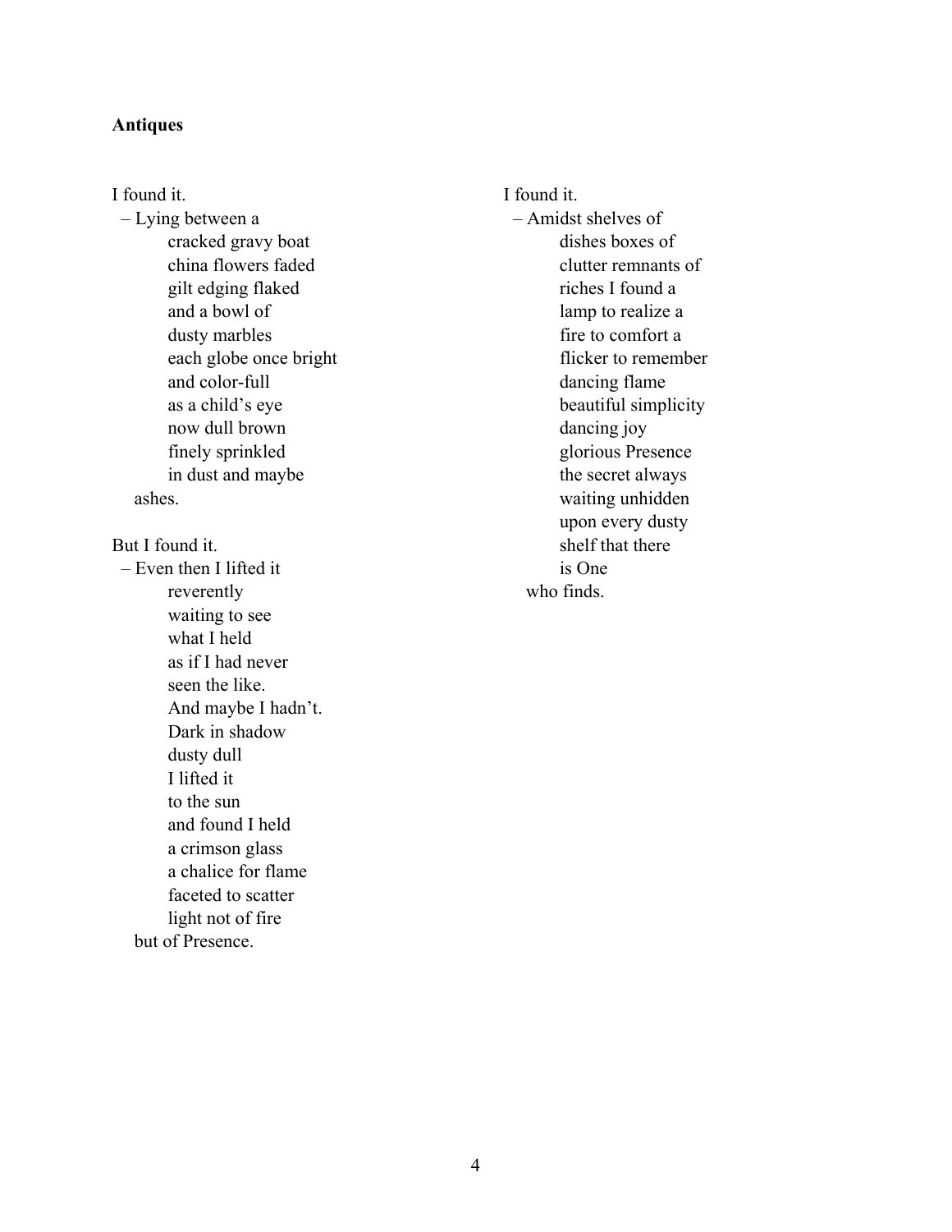**Antiques**

I found it.
  – Lying between a
      cracked gravy boat
      china flowers faded
      gilt edging flaked
      and a bowl of
      dusty marbles
      each globe once bright
      and color-full
      as a child's eye
      now dull brown
      finely sprinkled
      in dust and maybe
   ashes.

But I found it.
  – Even then I lifted it
      reverently
      waiting to see
      what I held
      as if I had never
      seen the like.
      And maybe I hadn't.
      Dark in shadow
      dusty dull
      I lifted it
      to the sun
      and found I held
      a crimson glass
      a chalice for flame
      faceted to scatter
      light not of fire
   but of Presence.

I found it.
  – Amidst shelves of
      dishes boxes of
      clutter remnants of
      riches I found a
      lamp to realize a
      fire to comfort a
      flicker to remember
      dancing flame
      beautiful simplicity
      dancing joy
      glorious Presence
      the secret always
      waiting unhidden
      upon every dusty
      shelf that there
      is One
   who finds.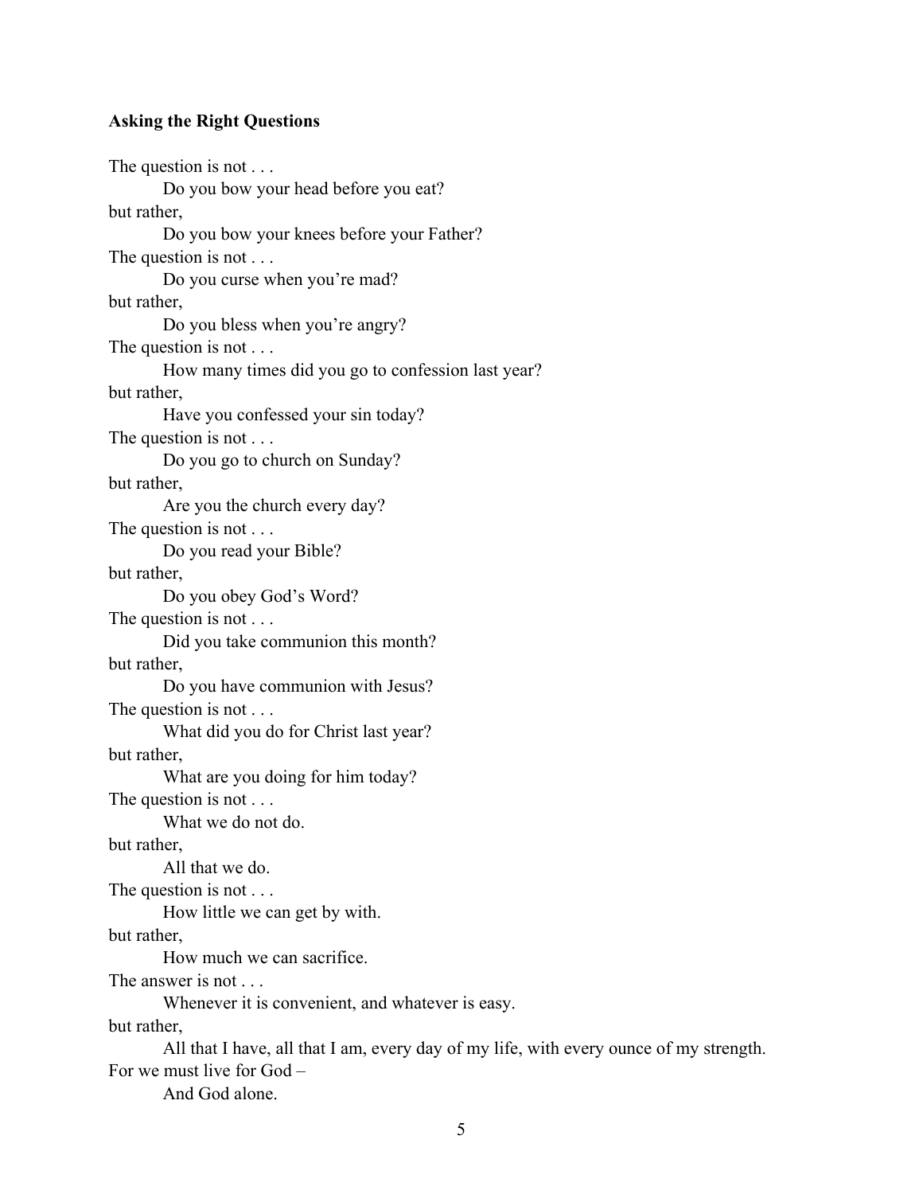### **Asking the Right Questions**

The question is not . . .

    Do you bow your head before you eat?

but rather,

    Do you bow your knees before your Father?

The question is not . . .

    Do you curse when you're mad?

but rather,

    Do you bless when you're angry?

The question is not . . .

    How many times did you go to confession last year?

but rather,

    Have you confessed your sin today?

The question is not . . .

    Do you go to church on Sunday?

but rather,

    Are you the church every day?

The question is not . . .

    Do you read your Bible?

but rather,

    Do you obey God's Word?

The question is not . . .

    Did you take communion this month?

but rather,

    Do you have communion with Jesus?

The question is not . . .

    What did you do for Christ last year?

but rather,

    What are you doing for him today?

The question is not . . .

    What we do not do.

but rather,

    All that we do.

The question is not . . .

    How little we can get by with.

but rather,

    How much we can sacrifice.

The answer is not . . .

    Whenever it is convenient, and whatever is easy.

but rather,

    All that I have, all that I am, every day of my life, with every ounce of my strength.

For we must live for God –

    And God alone.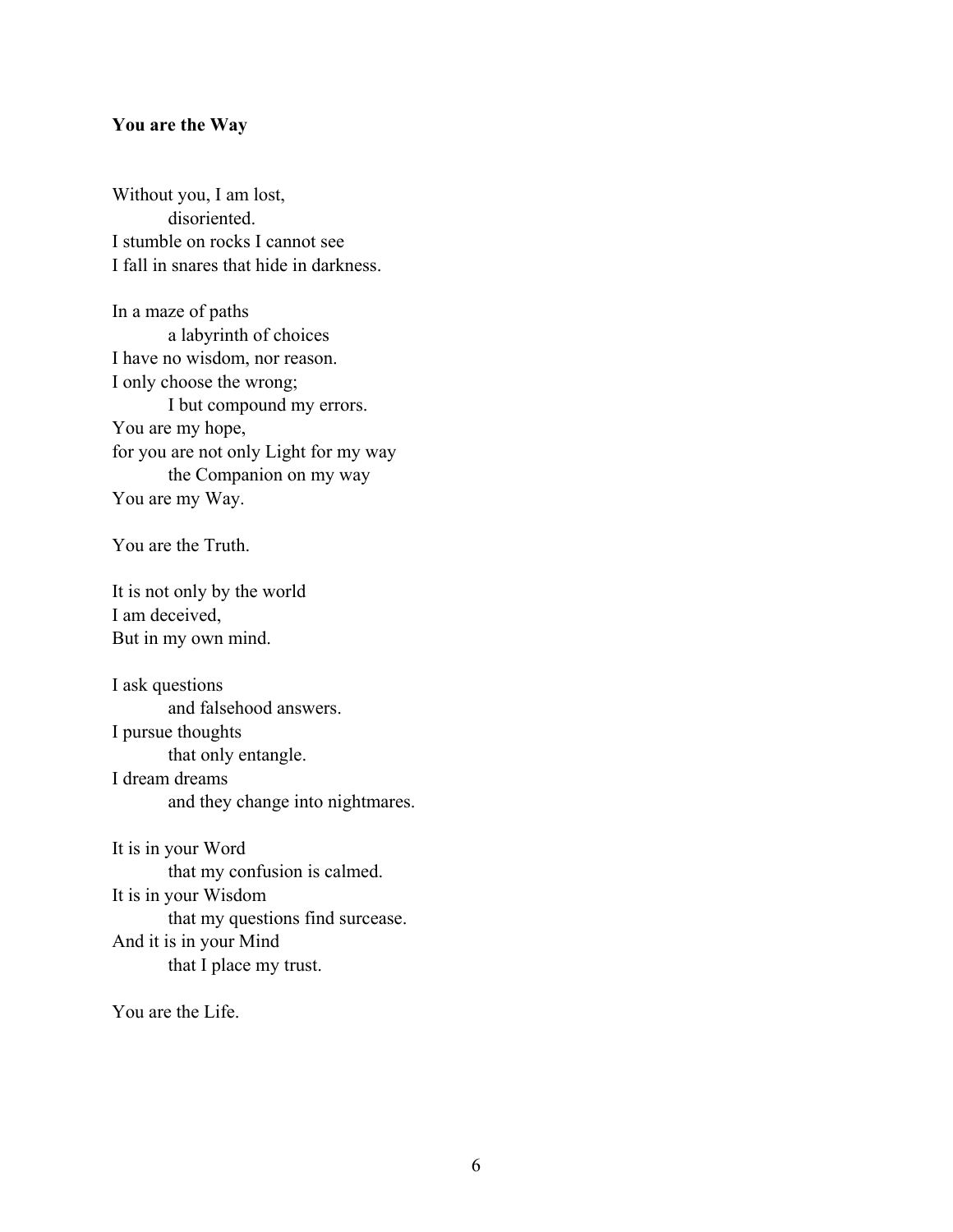**You are the Way**

Without you, I am lost,  
&nbsp;&nbsp;&nbsp;&nbsp;&nbsp;&nbsp;&nbsp;&nbsp;disoriented.  
I stumble on rocks I cannot see  
I fall in snares that hide in darkness.

In a maze of paths  
&nbsp;&nbsp;&nbsp;&nbsp;&nbsp;&nbsp;&nbsp;&nbsp;a labyrinth of choices  
I have no wisdom, nor reason.  
I only choose the wrong;  
&nbsp;&nbsp;&nbsp;&nbsp;&nbsp;&nbsp;&nbsp;&nbsp;I but compound my errors.  
You are my hope,  
for you are not only Light for my way  
&nbsp;&nbsp;&nbsp;&nbsp;&nbsp;&nbsp;&nbsp;&nbsp;the Companion on my way  
You are my Way.

You are the Truth.

It is not only by the world  
I am deceived,  
But in my own mind.

I ask questions  
&nbsp;&nbsp;&nbsp;&nbsp;&nbsp;&nbsp;&nbsp;&nbsp;and falsehood answers.  
I pursue thoughts  
&nbsp;&nbsp;&nbsp;&nbsp;&nbsp;&nbsp;&nbsp;&nbsp;that only entangle.  
I dream dreams  
&nbsp;&nbsp;&nbsp;&nbsp;&nbsp;&nbsp;&nbsp;&nbsp;and they change into nightmares.

It is in your Word  
&nbsp;&nbsp;&nbsp;&nbsp;&nbsp;&nbsp;&nbsp;&nbsp;that my confusion is calmed.  
It is in your Wisdom  
&nbsp;&nbsp;&nbsp;&nbsp;&nbsp;&nbsp;&nbsp;&nbsp;that my questions find surcease.  
And it is in your Mind  
&nbsp;&nbsp;&nbsp;&nbsp;&nbsp;&nbsp;&nbsp;&nbsp;that I place my trust.

You are the Life.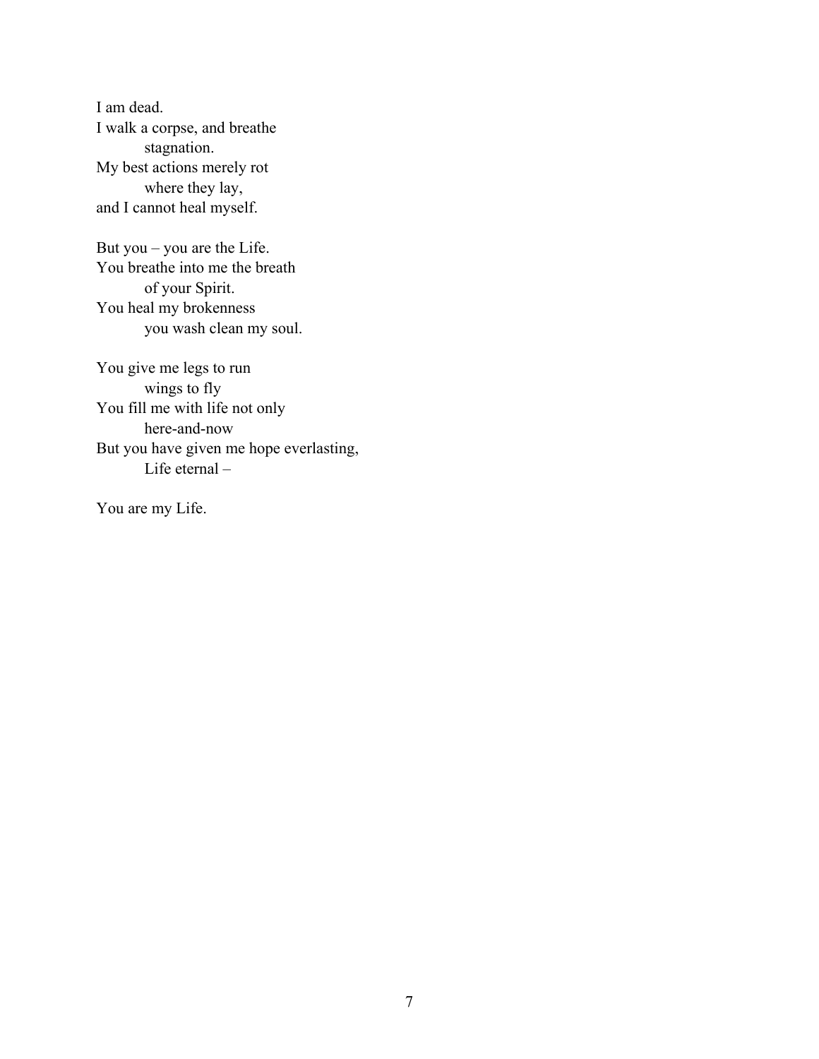I am dead.  
I walk a corpse, and breathe  
&nbsp;&nbsp;&nbsp;&nbsp;&nbsp;&nbsp;&nbsp;&nbsp;stagnation.  
My best actions merely rot  
&nbsp;&nbsp;&nbsp;&nbsp;&nbsp;&nbsp;&nbsp;&nbsp;where they lay,  
and I cannot heal myself.

But you – you are the Life.  
You breathe into me the breath  
&nbsp;&nbsp;&nbsp;&nbsp;&nbsp;&nbsp;&nbsp;&nbsp;of your Spirit.  
You heal my brokenness  
&nbsp;&nbsp;&nbsp;&nbsp;&nbsp;&nbsp;&nbsp;&nbsp;you wash clean my soul.

You give me legs to run  
&nbsp;&nbsp;&nbsp;&nbsp;&nbsp;&nbsp;&nbsp;&nbsp;wings to fly  
You fill me with life not only  
&nbsp;&nbsp;&nbsp;&nbsp;&nbsp;&nbsp;&nbsp;&nbsp;here-and-now  
But you have given me hope everlasting,  
&nbsp;&nbsp;&nbsp;&nbsp;&nbsp;&nbsp;&nbsp;&nbsp;Life eternal –

You are my Life.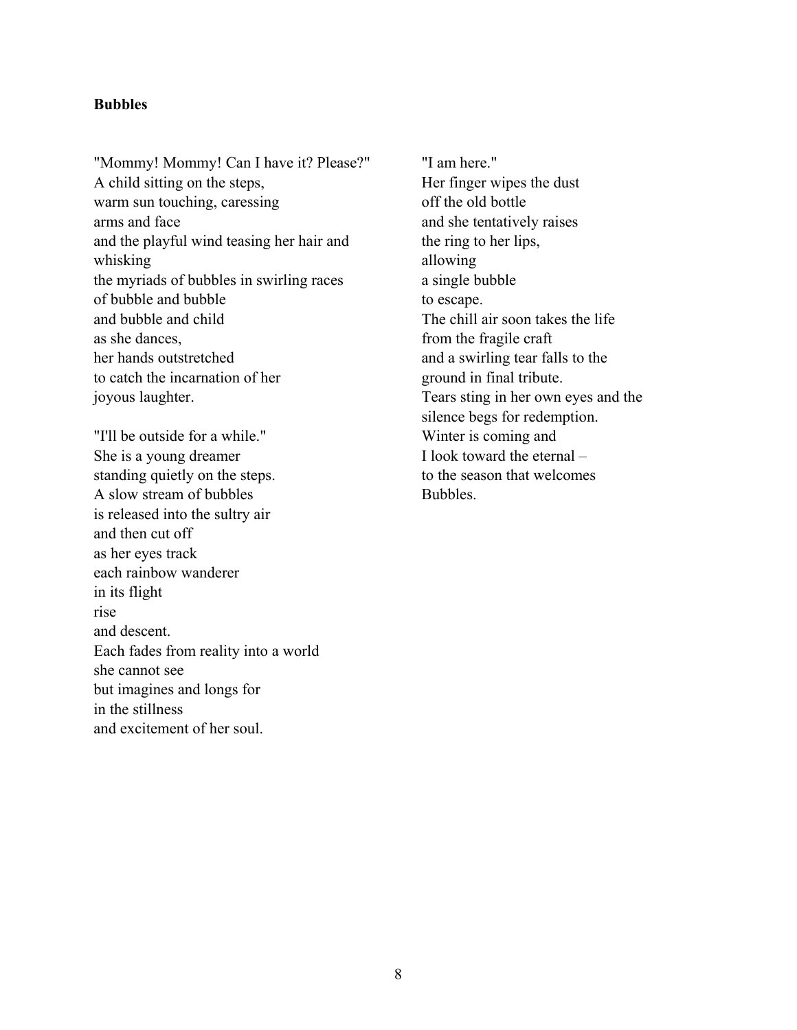**Bubbles**

"Mommy! Mommy! Can I have it? Please?"
A child sitting on the steps,
warm sun touching, caressing
arms and face
and the playful wind teasing her hair and whisking
the myriads of bubbles in swirling races
of bubble and bubble
and bubble and child
as she dances,
her hands outstretched
to catch the incarnation of her
joyous laughter.

"I'll be outside for a while."
She is a young dreamer
standing quietly on the steps.
A slow stream of bubbles
is released into the sultry air
and then cut off
as her eyes track
each rainbow wanderer
in its flight
rise
and descent.
Each fades from reality into a world
she cannot see
but imagines and longs for
in the stillness
and excitement of her soul.

"I am here."
Her finger wipes the dust
off the old bottle
and she tentatively raises
the ring to her lips,
allowing
a single bubble
to escape.
The chill air soon takes the life
from the fragile craft
and a swirling tear falls to the
ground in final tribute.
Tears sting in her own eyes and the
silence begs for redemption.
Winter is coming and
I look toward the eternal –
to the season that welcomes
Bubbles.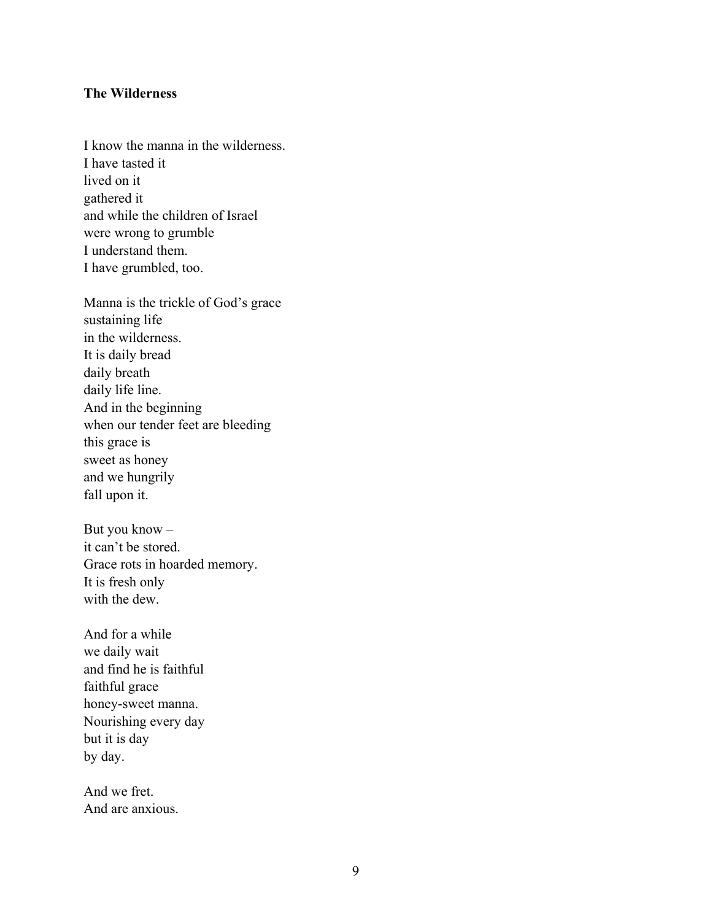**The Wilderness**

I know the manna in the wilderness.  
I have tasted it  
lived on it  
gathered it  
and while the children of Israel  
were wrong to grumble  
I understand them.  
I have grumbled, too.

Manna is the trickle of God's grace  
sustaining life  
in the wilderness.  
It is daily bread  
daily breath  
daily life line.  
And in the beginning  
when our tender feet are bleeding  
this grace is  
sweet as honey  
and we hungrily  
fall upon it.

But you know –  
it can't be stored.  
Grace rots in hoarded memory.  
It is fresh only  
with the dew.

And for a while  
we daily wait  
and find he is faithful  
faithful grace  
honey-sweet manna.  
Nourishing every day  
but it is day  
by day.

And we fret.  
And are anxious.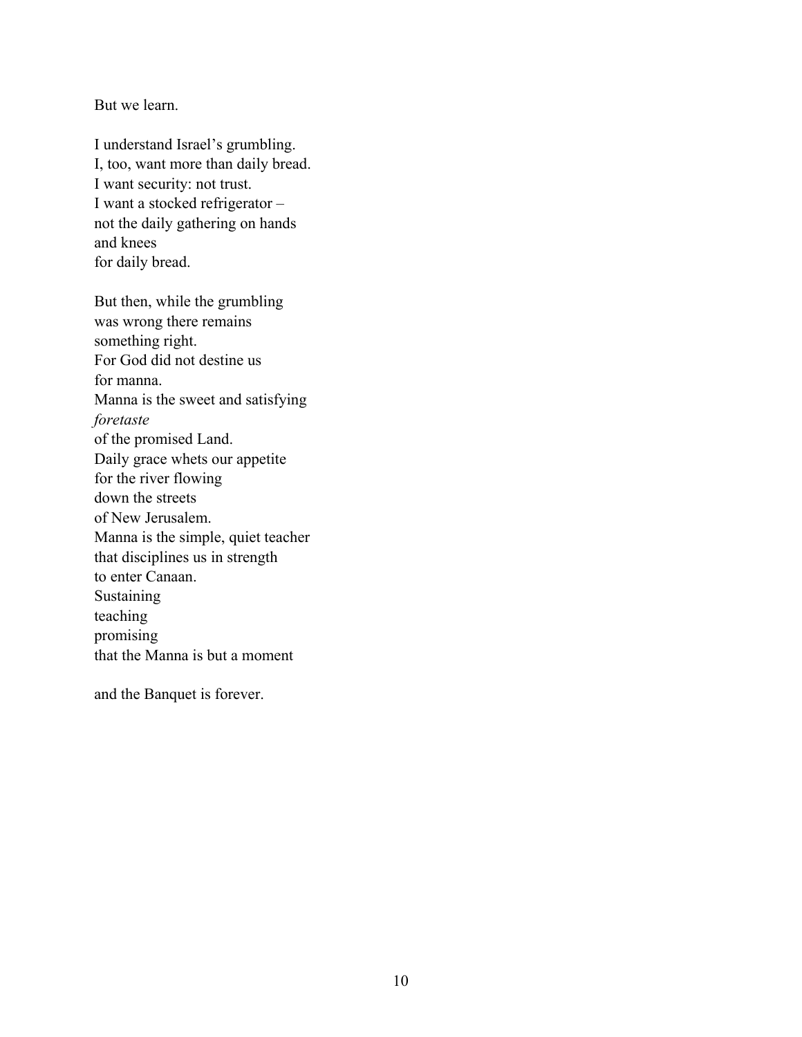But we learn.

I understand Israel's grumbling.  
I, too, want more than daily bread.  
I want security: not trust.  
I want a stocked refrigerator –  
not the daily gathering on hands  
and knees  
for daily bread.

But then, while the grumbling  
was wrong there remains  
something right.  
For God did not destine us  
for manna.  
Manna is the sweet and satisfying  
*foretaste*  
of the promised Land.  
Daily grace whets our appetite  
for the river flowing  
down the streets  
of New Jerusalem.  
Manna is the simple, quiet teacher  
that disciplines us in strength  
to enter Canaan.  
Sustaining  
teaching  
promising  
that the Manna is but a moment

and the Banquet is forever.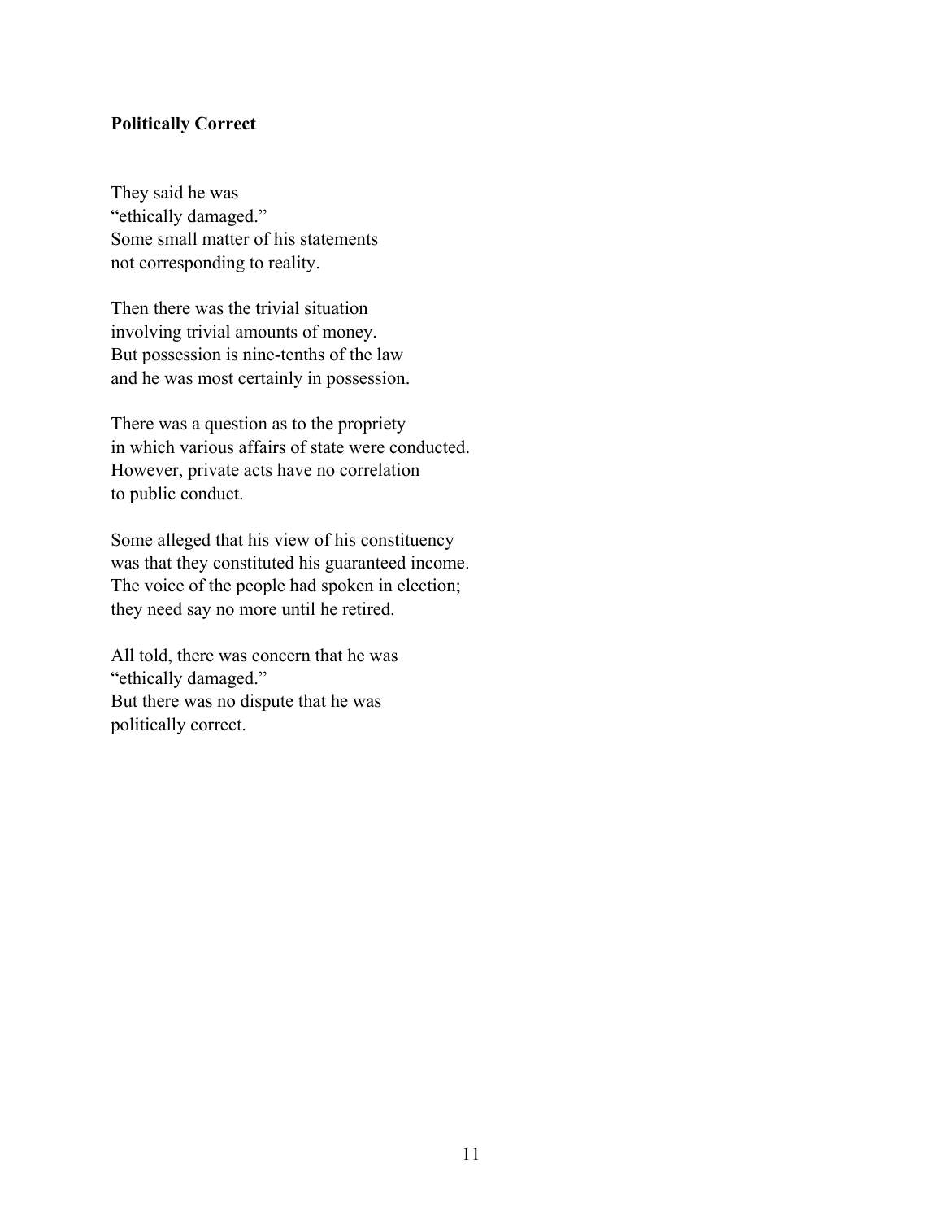**Politically Correct**

They said he was  
"ethically damaged."  
Some small matter of his statements  
not corresponding to reality.

Then there was the trivial situation  
involving trivial amounts of money.  
But possession is nine-tenths of the law  
and he was most certainly in possession.

There was a question as to the propriety  
in which various affairs of state were conducted.  
However, private acts have no correlation  
to public conduct.

Some alleged that his view of his constituency  
was that they constituted his guaranteed income.  
The voice of the people had spoken in election;  
they need say no more until he retired.

All told, there was concern that he was  
"ethically damaged."  
But there was no dispute that he was  
politically correct.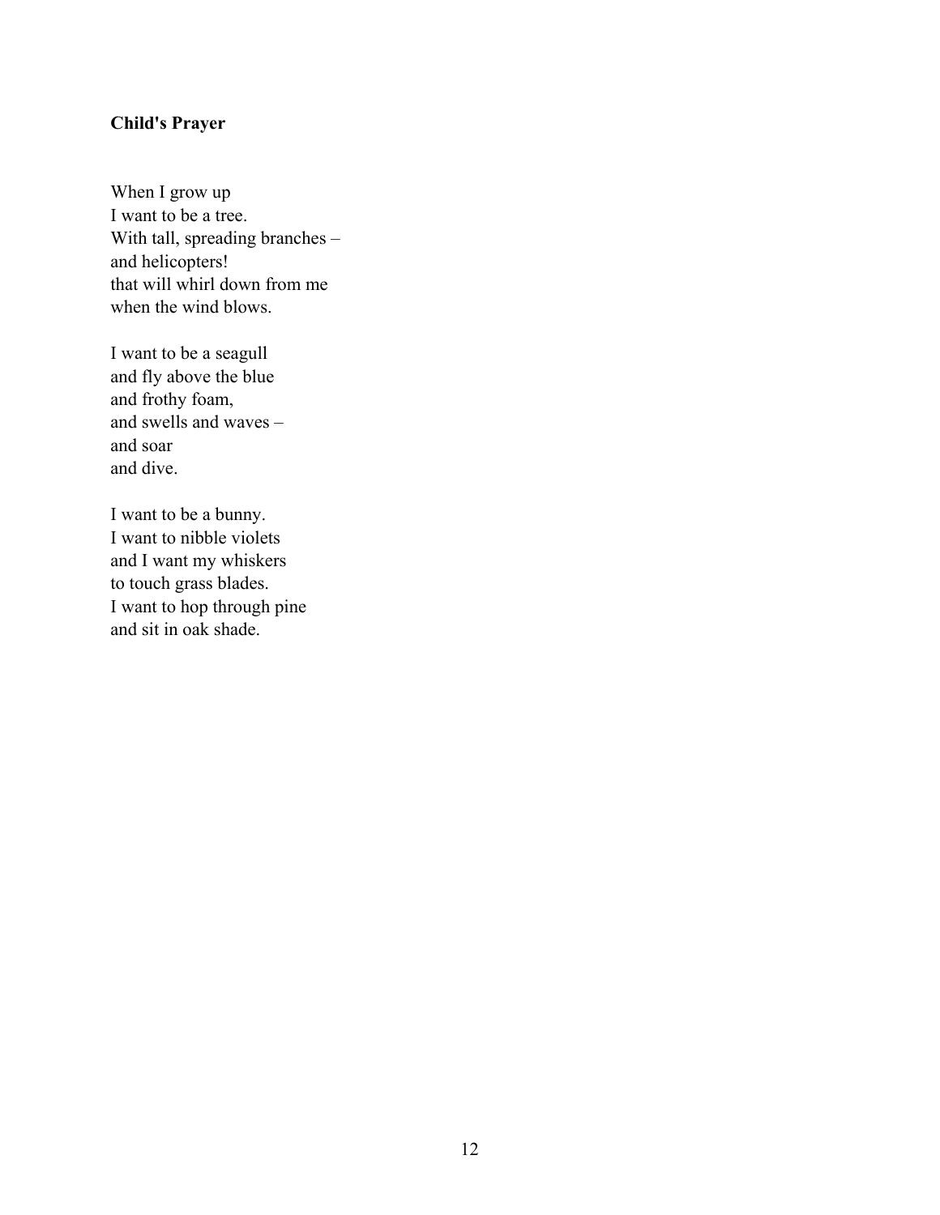**Child's Prayer**

When I grow up  
I want to be a tree.  
With tall, spreading branches –  
and helicopters!  
that will whirl down from me  
when the wind blows.

I want to be a seagull  
and fly above the blue  
and frothy foam,  
and swells and waves –  
and soar  
and dive.

I want to be a bunny.  
I want to nibble violets  
and I want my whiskers  
to touch grass blades.  
I want to hop through pine  
and sit in oak shade.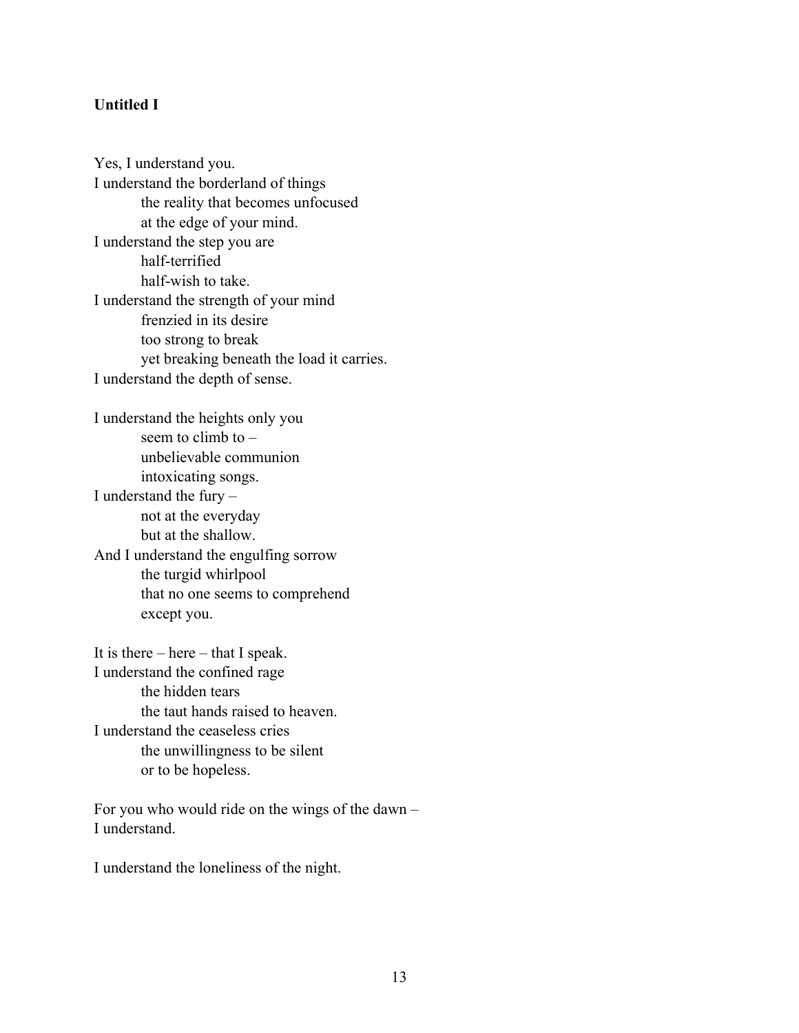**Untitled I**

Yes, I understand you.
I understand the borderland of things
&emsp;&emsp;the reality that becomes unfocused
&emsp;&emsp;at the edge of your mind.
I understand the step you are
&emsp;&emsp;half-terrified
&emsp;&emsp;half-wish to take.
I understand the strength of your mind
&emsp;&emsp;frenzied in its desire
&emsp;&emsp;too strong to break
&emsp;&emsp;yet breaking beneath the load it carries.
I understand the depth of sense.

I understand the heights only you
&emsp;&emsp;seem to climb to –
&emsp;&emsp;unbelievable communion
&emsp;&emsp;intoxicating songs.
I understand the fury –
&emsp;&emsp;not at the everyday
&emsp;&emsp;but at the shallow.
And I understand the engulfing sorrow
&emsp;&emsp;the turgid whirlpool
&emsp;&emsp;that no one seems to comprehend
&emsp;&emsp;except you.

It is there – here – that I speak.
I understand the confined rage
&emsp;&emsp;the hidden tears
&emsp;&emsp;the taut hands raised to heaven.
I understand the ceaseless cries
&emsp;&emsp;the unwillingness to be silent
&emsp;&emsp;or to be hopeless.

For you who would ride on the wings of the dawn –
I understand.

I understand the loneliness of the night.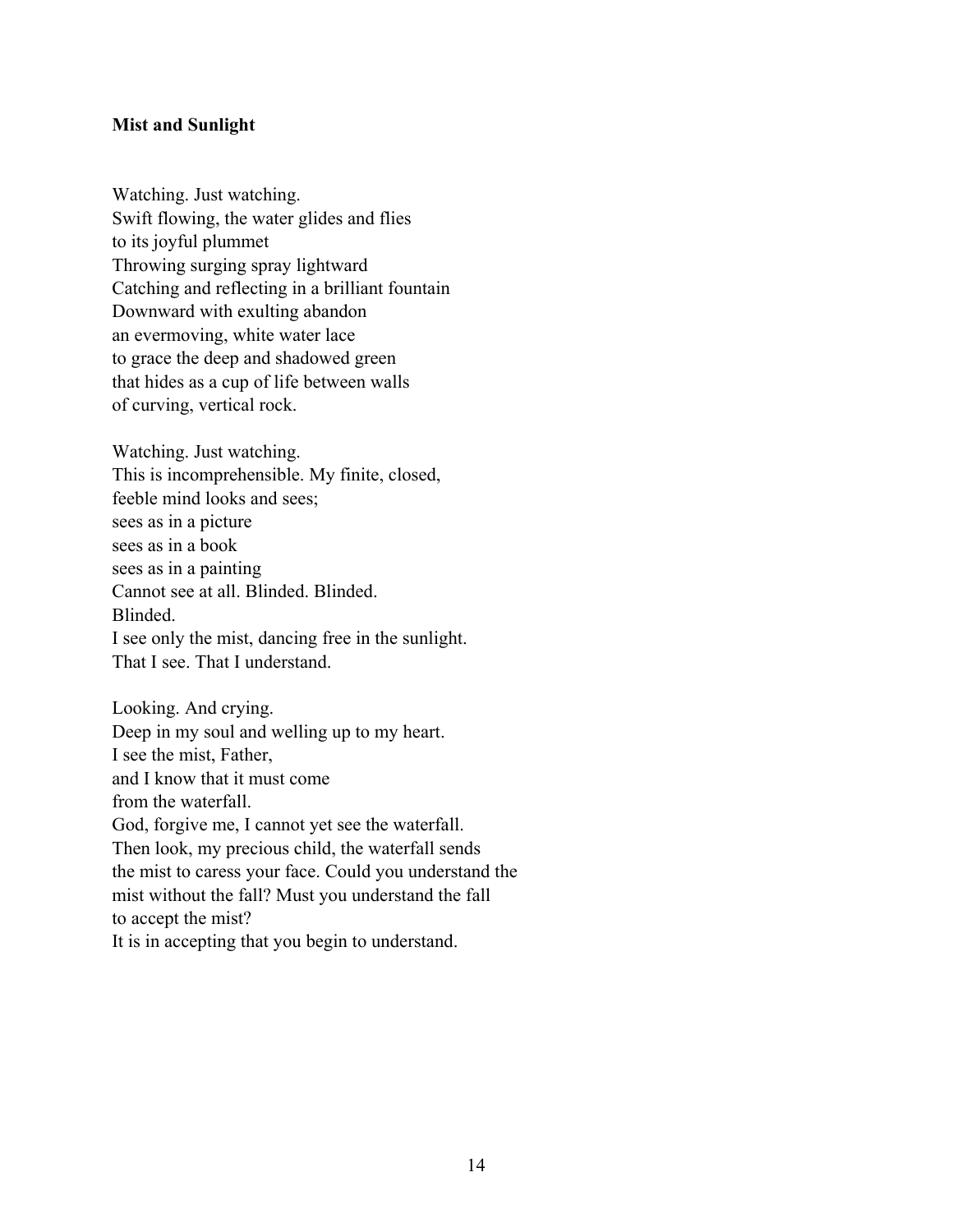**Mist and Sunlight**

Watching. Just watching.  
Swift flowing, the water glides and flies  
to its joyful plummet  
Throwing surging spray lightward  
Catching and reflecting in a brilliant fountain  
Downward with exulting abandon  
an evermoving, white water lace  
to grace the deep and shadowed green  
that hides as a cup of life between walls  
of curving, vertical rock.

Watching. Just watching.  
This is incomprehensible. My finite, closed,  
feeble mind looks and sees;  
sees as in a picture  
sees as in a book  
sees as in a painting  
Cannot see at all. Blinded. Blinded.  
Blinded.  
I see only the mist, dancing free in the sunlight.  
That I see. That I understand.

Looking. And crying.  
Deep in my soul and welling up to my heart.  
I see the mist, Father,  
and I know that it must come  
from the waterfall.  
God, forgive me, I cannot yet see the waterfall.  
Then look, my precious child, the waterfall sends  
the mist to caress your face. Could you understand the  
mist without the fall? Must you understand the fall  
to accept the mist?  
It is in accepting that you begin to understand.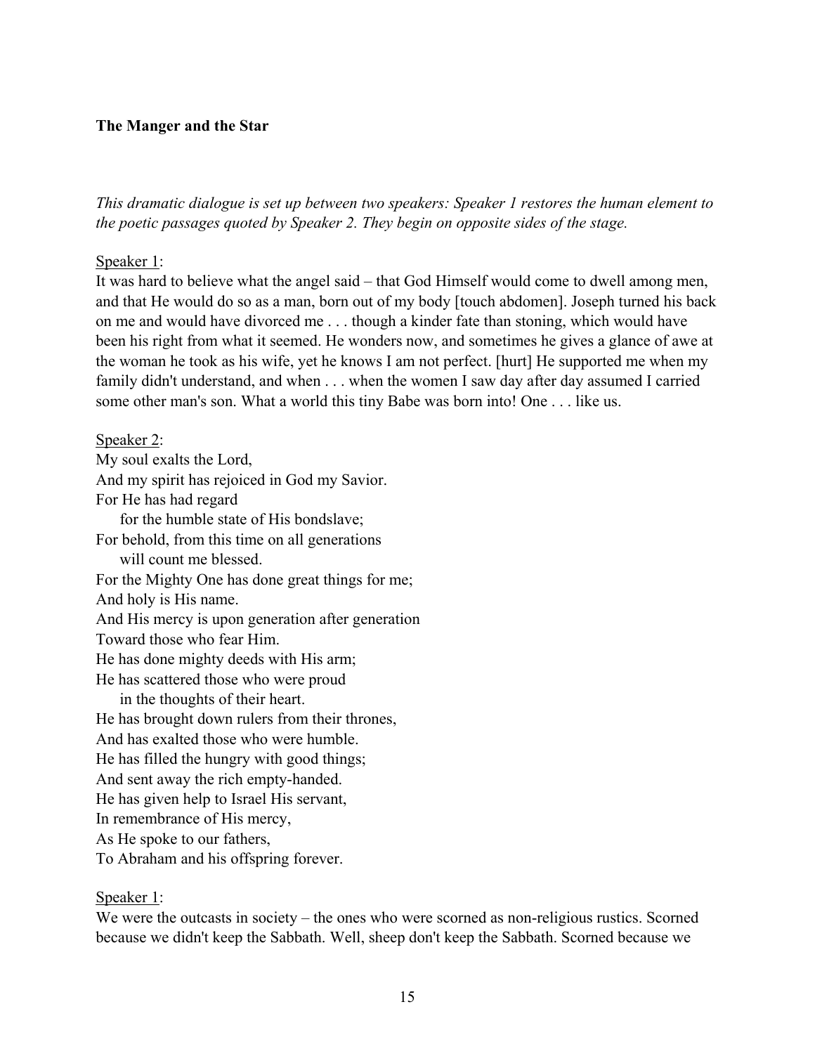**The Manger and the Star**

*This dramatic dialogue is set up between two speakers: Speaker 1 restores the human element to the poetic passages quoted by Speaker 2. They begin on opposite sides of the stage.*

<u>Speaker 1</u>:
It was hard to believe what the angel said – that God Himself would come to dwell among men, and that He would do so as a man, born out of my body [touch abdomen]. Joseph turned his back on me and would have divorced me . . . though a kinder fate than stoning, which would have been his right from what it seemed. He wonders now, and sometimes he gives a glance of awe at the woman he took as his wife, yet he knows I am not perfect. [hurt] He supported me when my family didn't understand, and when . . . when the women I saw day after day assumed I carried some other man's son. What a world this tiny Babe was born into! One . . . like us.

<u>Speaker 2</u>:
My soul exalts the Lord,
And my spirit has rejoiced in God my Savior.
For He has had regard
&nbsp;&nbsp;&nbsp;&nbsp;&nbsp;for the humble state of His bondslave;
For behold, from this time on all generations
&nbsp;&nbsp;&nbsp;&nbsp;&nbsp;will count me blessed.
For the Mighty One has done great things for me;
And holy is His name.
And His mercy is upon generation after generation
Toward those who fear Him.
He has done mighty deeds with His arm;
He has scattered those who were proud
&nbsp;&nbsp;&nbsp;&nbsp;&nbsp;in the thoughts of their heart.
He has brought down rulers from their thrones,
And has exalted those who were humble.
He has filled the hungry with good things;
And sent away the rich empty-handed.
He has given help to Israel His servant,
In remembrance of His mercy,
As He spoke to our fathers,
To Abraham and his offspring forever.

<u>Speaker 1</u>:
We were the outcasts in society – the ones who were scorned as non-religious rustics. Scorned because we didn't keep the Sabbath. Well, sheep don't keep the Sabbath. Scorned because we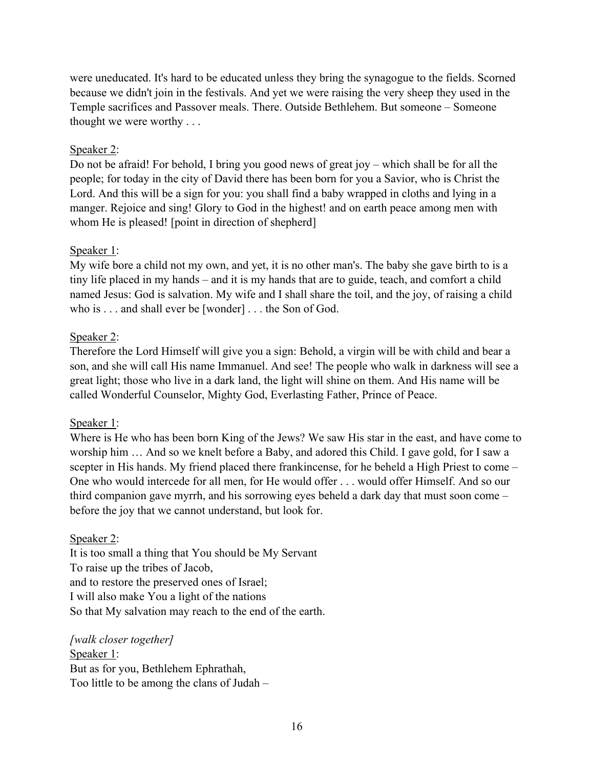were uneducated. It's hard to be educated unless they bring the synagogue to the fields. Scorned because we didn't join in the festivals. And yet we were raising the very sheep they used in the Temple sacrifices and Passover meals. There. Outside Bethlehem. But someone – Someone thought we were worthy . . .

<u>Speaker 2</u>:
Do not be afraid! For behold, I bring you good news of great joy – which shall be for all the people; for today in the city of David there has been born for you a Savior, who is Christ the Lord. And this will be a sign for you: you shall find a baby wrapped in cloths and lying in a manger. Rejoice and sing! Glory to God in the highest! and on earth peace among men with whom He is pleased! [point in direction of shepherd]

<u>Speaker 1</u>:
My wife bore a child not my own, and yet, it is no other man's. The baby she gave birth to is a tiny life placed in my hands – and it is my hands that are to guide, teach, and comfort a child named Jesus: God is salvation. My wife and I shall share the toil, and the joy, of raising a child who is . . . and shall ever be [wonder] . . . the Son of God.

<u>Speaker 2</u>:
Therefore the Lord Himself will give you a sign: Behold, a virgin will be with child and bear a son, and she will call His name Immanuel. And see! The people who walk in darkness will see a great light; those who live in a dark land, the light will shine on them. And His name will be called Wonderful Counselor, Mighty God, Everlasting Father, Prince of Peace.

<u>Speaker 1</u>:
Where is He who has been born King of the Jews? We saw His star in the east, and have come to worship him … And so we knelt before a Baby, and adored this Child. I gave gold, for I saw a scepter in His hands. My friend placed there frankincense, for he beheld a High Priest to come – One who would intercede for all men, for He would offer . . . would offer Himself. And so our third companion gave myrrh, and his sorrowing eyes beheld a dark day that must soon come – before the joy that we cannot understand, but look for.

<u>Speaker 2</u>:
It is too small a thing that You should be My Servant
To raise up the tribes of Jacob,
and to restore the preserved ones of Israel;
I will also make You a light of the nations
So that My salvation may reach to the end of the earth.

*[walk closer together]*
<u>Speaker 1</u>:
But as for you, Bethlehem Ephrathah,
Too little to be among the clans of Judah –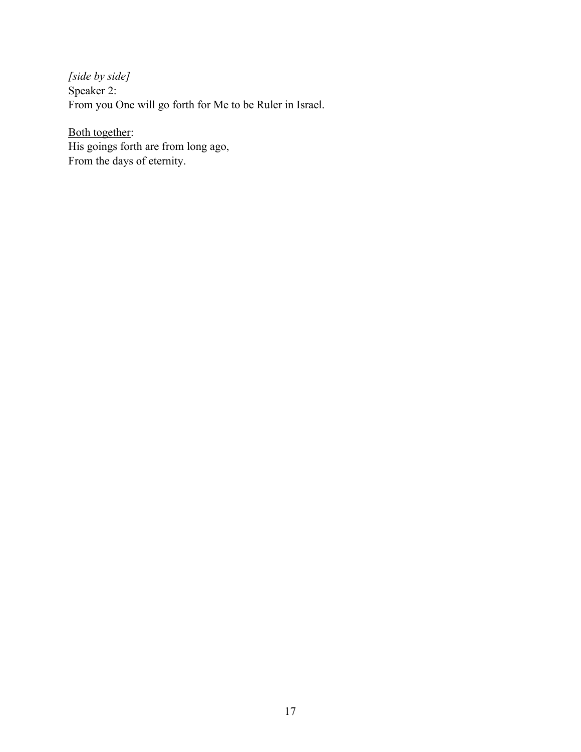*[side by side]*
<u>Speaker 2</u>:
From you One will go forth for Me to be Ruler in Israel.

<u>Both together</u>:
His goings forth are from long ago,
From the days of eternity.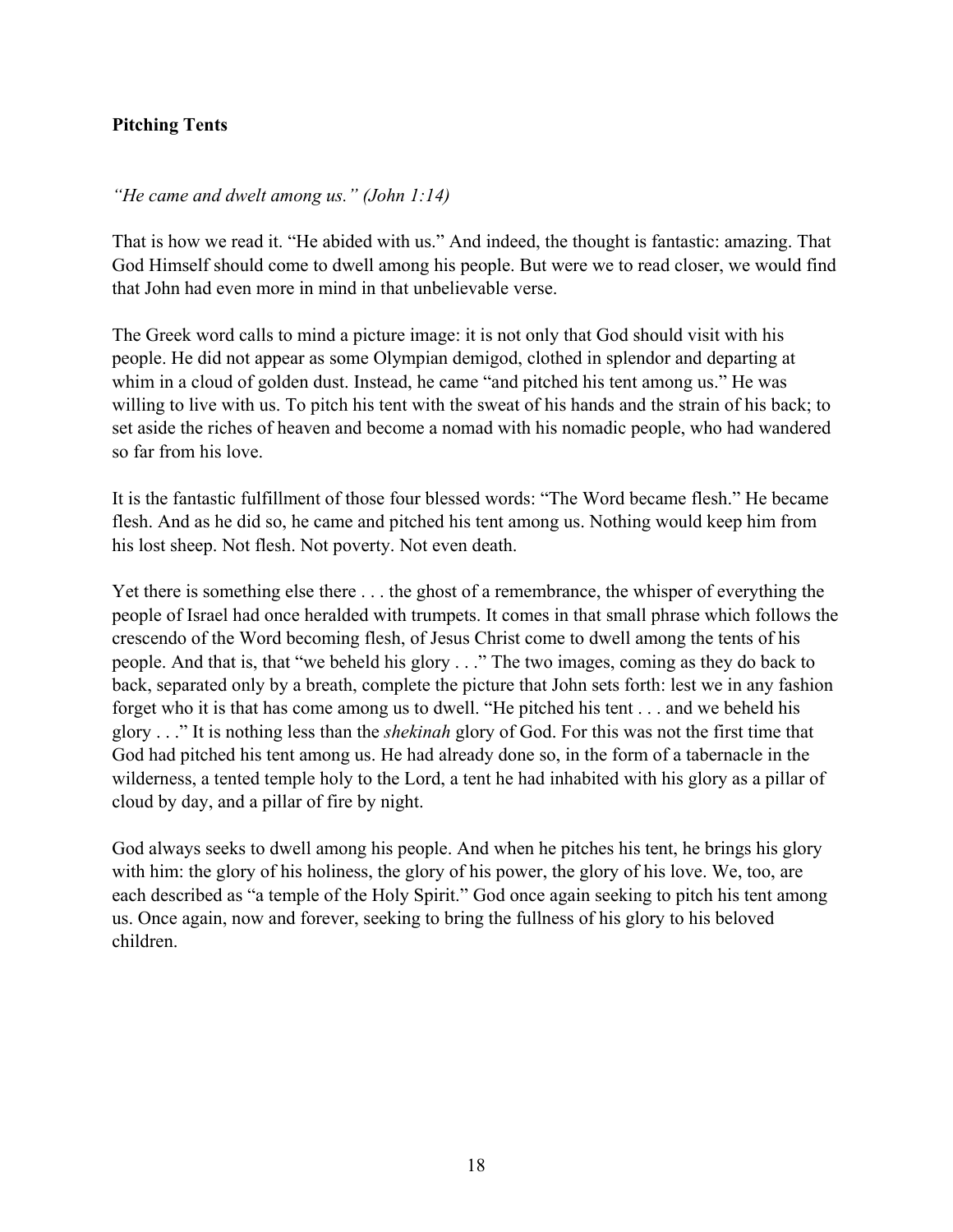**Pitching Tents**

*"He came and dwelt among us." (John 1:14)*

That is how we read it. "He abided with us." And indeed, the thought is fantastic: amazing. That God Himself should come to dwell among his people. But were we to read closer, we would find that John had even more in mind in that unbelievable verse.

The Greek word calls to mind a picture image: it is not only that God should visit with his people. He did not appear as some Olympian demigod, clothed in splendor and departing at whim in a cloud of golden dust. Instead, he came "and pitched his tent among us." He was willing to live with us. To pitch his tent with the sweat of his hands and the strain of his back; to set aside the riches of heaven and become a nomad with his nomadic people, who had wandered so far from his love.

It is the fantastic fulfillment of those four blessed words: "The Word became flesh." He became flesh. And as he did so, he came and pitched his tent among us. Nothing would keep him from his lost sheep. Not flesh. Not poverty. Not even death.

Yet there is something else there . . . the ghost of a remembrance, the whisper of everything the people of Israel had once heralded with trumpets. It comes in that small phrase which follows the crescendo of the Word becoming flesh, of Jesus Christ come to dwell among the tents of his people. And that is, that "we beheld his glory . . ." The two images, coming as they do back to back, separated only by a breath, complete the picture that John sets forth: lest we in any fashion forget who it is that has come among us to dwell. "He pitched his tent . . . and we beheld his glory . . ." It is nothing less than the *shekinah* glory of God. For this was not the first time that God had pitched his tent among us. He had already done so, in the form of a tabernacle in the wilderness, a tented temple holy to the Lord, a tent he had inhabited with his glory as a pillar of cloud by day, and a pillar of fire by night.

God always seeks to dwell among his people. And when he pitches his tent, he brings his glory with him: the glory of his holiness, the glory of his power, the glory of his love. We, too, are each described as "a temple of the Holy Spirit." God once again seeking to pitch his tent among us. Once again, now and forever, seeking to bring the fullness of his glory to his beloved children.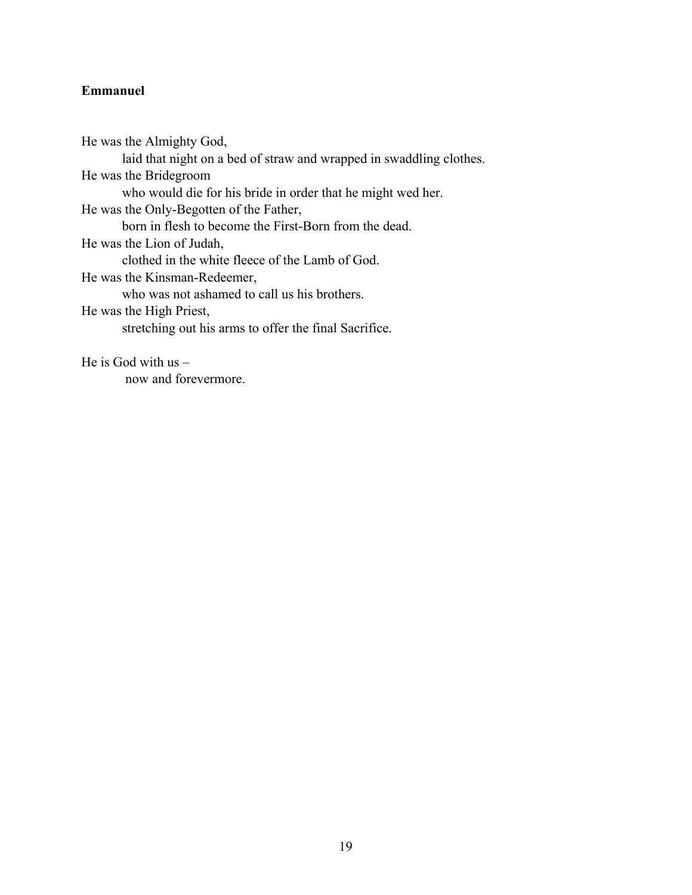**Emmanuel**

He was the Almighty God,
&nbsp;&nbsp;&nbsp;&nbsp;&nbsp;&nbsp;&nbsp;&nbsp;laid that night on a bed of straw and wrapped in swaddling clothes.
He was the Bridegroom
&nbsp;&nbsp;&nbsp;&nbsp;&nbsp;&nbsp;&nbsp;&nbsp;who would die for his bride in order that he might wed her.
He was the Only-Begotten of the Father,
&nbsp;&nbsp;&nbsp;&nbsp;&nbsp;&nbsp;&nbsp;&nbsp;born in flesh to become the First-Born from the dead.
He was the Lion of Judah,
&nbsp;&nbsp;&nbsp;&nbsp;&nbsp;&nbsp;&nbsp;&nbsp;clothed in the white fleece of the Lamb of God.
He was the Kinsman-Redeemer,
&nbsp;&nbsp;&nbsp;&nbsp;&nbsp;&nbsp;&nbsp;&nbsp;who was not ashamed to call us his brothers.
He was the High Priest,
&nbsp;&nbsp;&nbsp;&nbsp;&nbsp;&nbsp;&nbsp;&nbsp;stretching out his arms to offer the final Sacrifice.

He is God with us –
&nbsp;&nbsp;&nbsp;&nbsp;&nbsp;&nbsp;&nbsp;&nbsp;now and forevermore.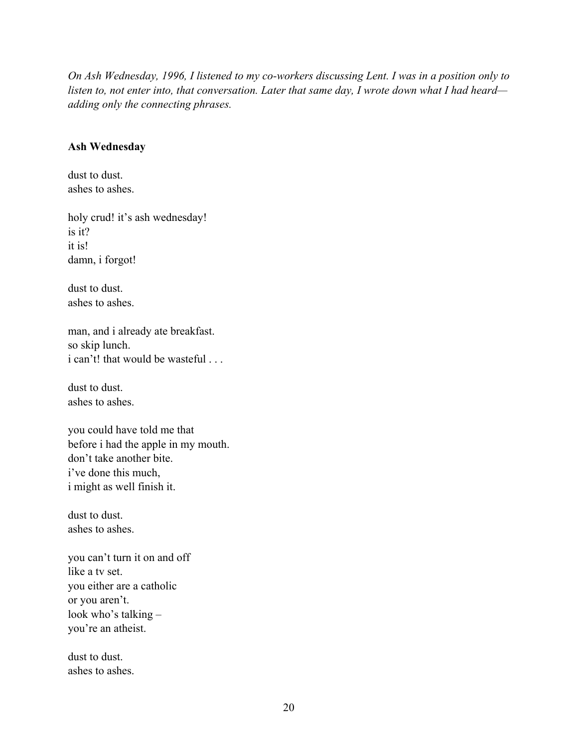*On Ash Wednesday, 1996, I listened to my co-workers discussing Lent. I was in a position only to listen to, not enter into, that conversation. Later that same day, I wrote down what I had heard—adding only the connecting phrases.*

**Ash Wednesday**

dust to dust.  
ashes to ashes.

holy crud! it's ash wednesday!  
is it?  
it is!  
damn, i forgot!

dust to dust.  
ashes to ashes.

man, and i already ate breakfast.  
so skip lunch.  
i can't! that would be wasteful . . .

dust to dust.  
ashes to ashes.

you could have told me that  
before i had the apple in my mouth.  
don't take another bite.  
i've done this much,  
i might as well finish it.

dust to dust.  
ashes to ashes.

you can't turn it on and off  
like a tv set.  
you either are a catholic  
or you aren't.  
look who's talking –  
you're an atheist.

dust to dust.  
ashes to ashes.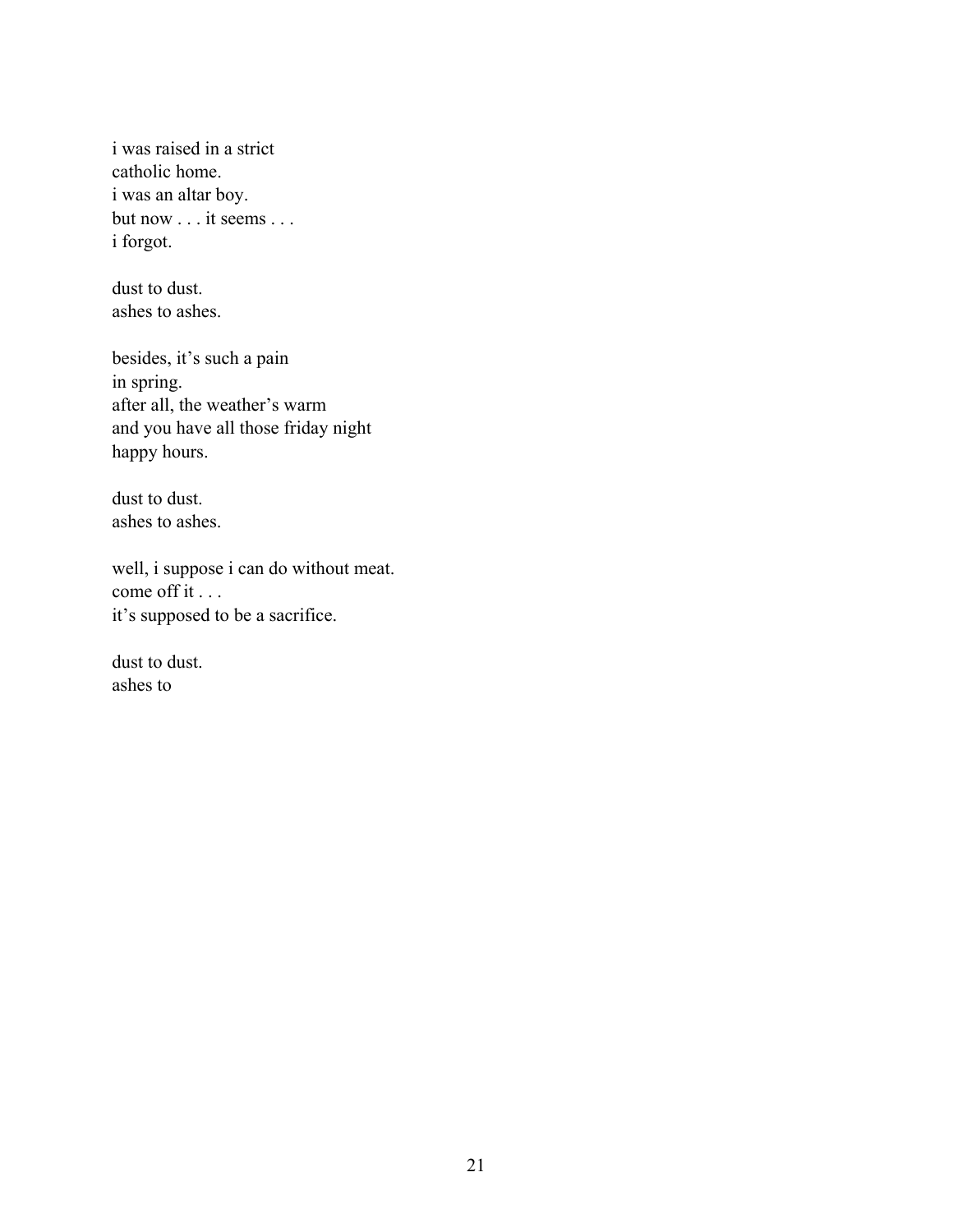i was raised in a strict
catholic home.
i was an altar boy.
but now . . . it seems . . .
i forgot.

dust to dust.
ashes to ashes.

besides, it's such a pain
in spring.
after all, the weather's warm
and you have all those friday night
happy hours.

dust to dust.
ashes to ashes.

well, i suppose i can do without meat.
come off it . . .
it's supposed to be a sacrifice.

dust to dust.
ashes to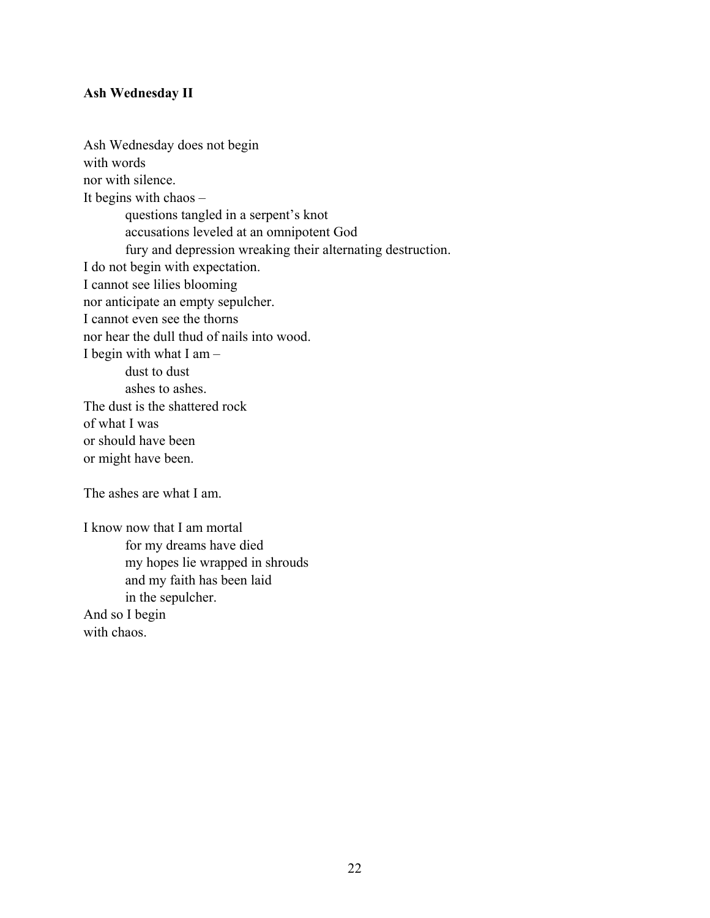**Ash Wednesday II**

Ash Wednesday does not begin  
with words  
nor with silence.  
It begins with chaos –  
&emsp;&emsp;questions tangled in a serpent's knot  
&emsp;&emsp;accusations leveled at an omnipotent God  
&emsp;&emsp;fury and depression wreaking their alternating destruction.  
I do not begin with expectation.  
I cannot see lilies blooming  
nor anticipate an empty sepulcher.  
I cannot even see the thorns  
nor hear the dull thud of nails into wood.  
I begin with what I am –  
&emsp;&emsp;dust to dust  
&emsp;&emsp;ashes to ashes.  
The dust is the shattered rock  
of what I was  
or should have been  
or might have been.

The ashes are what I am.

I know now that I am mortal  
&emsp;&emsp;for my dreams have died  
&emsp;&emsp;my hopes lie wrapped in shrouds  
&emsp;&emsp;and my faith has been laid  
&emsp;&emsp;in the sepulcher.  
And so I begin  
with chaos.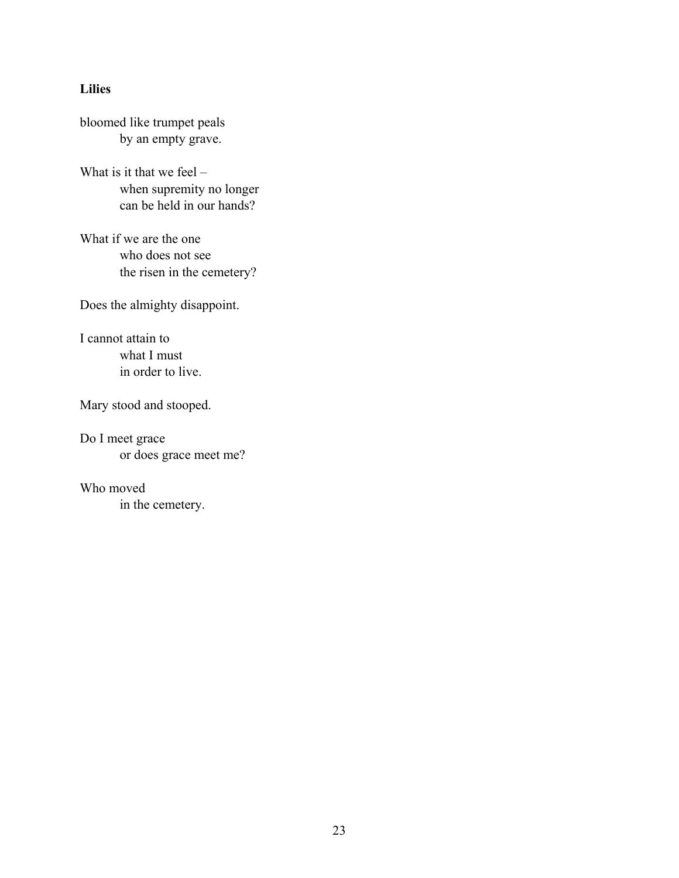**Lilies**

bloomed like trumpet peals  
&emsp;&emsp;&emsp;by an empty grave.

What is it that we feel –  
&emsp;&emsp;&emsp;when supremity no longer  
&emsp;&emsp;&emsp;can be held in our hands?

What if we are the one  
&emsp;&emsp;&emsp;who does not see  
&emsp;&emsp;&emsp;the risen in the cemetery?

Does the almighty disappoint.

I cannot attain to  
&emsp;&emsp;&emsp;what I must  
&emsp;&emsp;&emsp;in order to live.

Mary stood and stooped.

Do I meet grace  
&emsp;&emsp;&emsp;or does grace meet me?

Who moved  
&emsp;&emsp;&emsp;in the cemetery.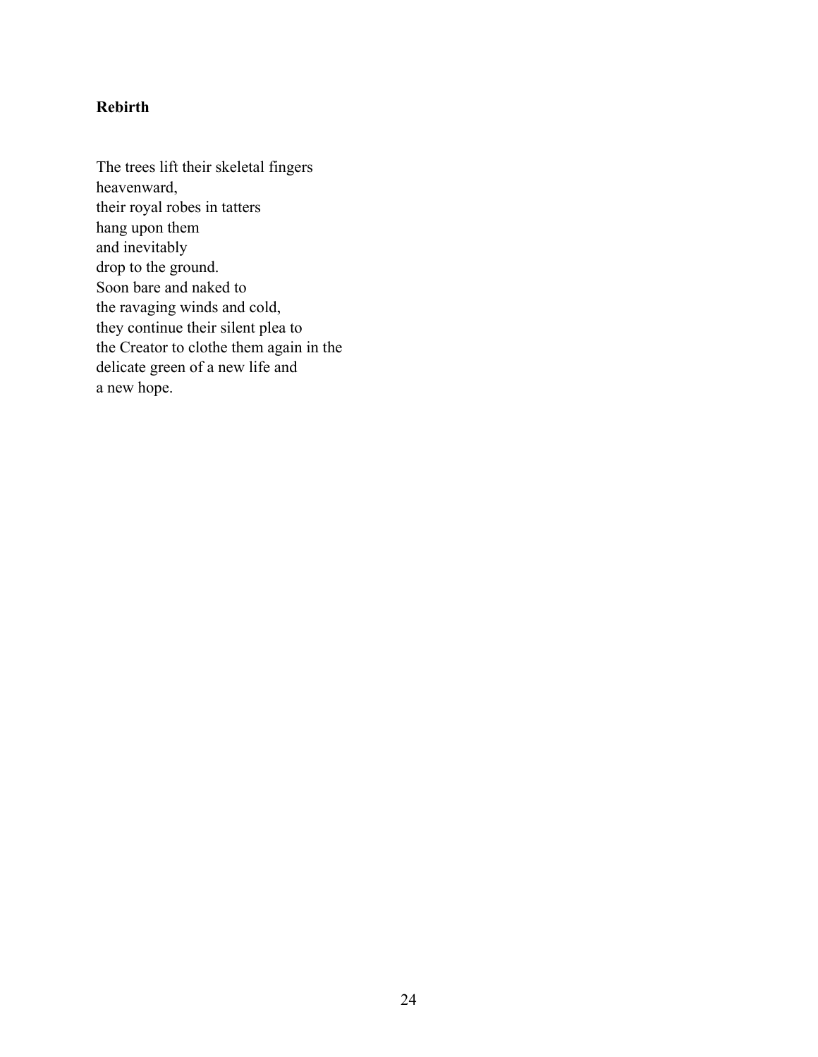**Rebirth**

The trees lift their skeletal fingers  
heavenward,  
their royal robes in tatters  
hang upon them  
and inevitably  
drop to the ground.  
Soon bare and naked to  
the ravaging winds and cold,  
they continue their silent plea to  
the Creator to clothe them again in the  
delicate green of a new life and  
a new hope.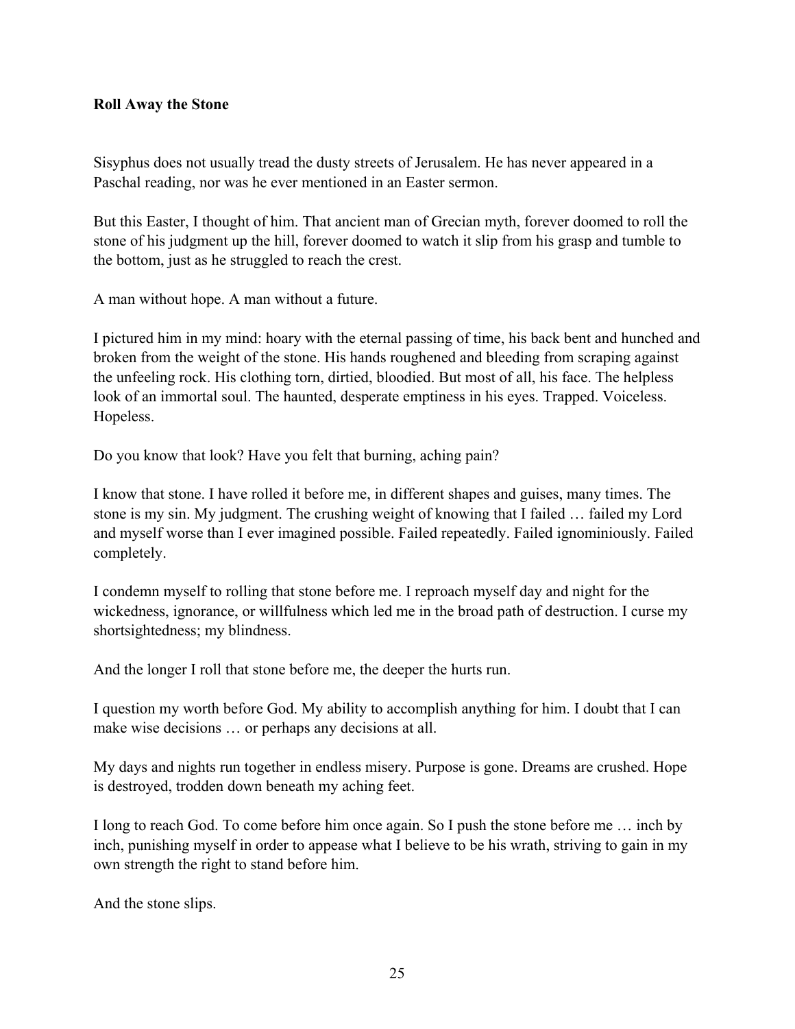**Roll Away the Stone**

Sisyphus does not usually tread the dusty streets of Jerusalem. He has never appeared in a Paschal reading, nor was he ever mentioned in an Easter sermon.

But this Easter, I thought of him. That ancient man of Grecian myth, forever doomed to roll the stone of his judgment up the hill, forever doomed to watch it slip from his grasp and tumble to the bottom, just as he struggled to reach the crest.

A man without hope. A man without a future.

I pictured him in my mind: hoary with the eternal passing of time, his back bent and hunched and broken from the weight of the stone. His hands roughened and bleeding from scraping against the unfeeling rock. His clothing torn, dirtied, bloodied. But most of all, his face. The helpless look of an immortal soul. The haunted, desperate emptiness in his eyes. Trapped. Voiceless. Hopeless.

Do you know that look? Have you felt that burning, aching pain?

I know that stone. I have rolled it before me, in different shapes and guises, many times. The stone is my sin. My judgment. The crushing weight of knowing that I failed … failed my Lord and myself worse than I ever imagined possible. Failed repeatedly. Failed ignominiously. Failed completely.

I condemn myself to rolling that stone before me. I reproach myself day and night for the wickedness, ignorance, or willfulness which led me in the broad path of destruction. I curse my shortsightedness; my blindness.

And the longer I roll that stone before me, the deeper the hurts run.

I question my worth before God. My ability to accomplish anything for him. I doubt that I can make wise decisions … or perhaps any decisions at all.

My days and nights run together in endless misery. Purpose is gone. Dreams are crushed. Hope is destroyed, trodden down beneath my aching feet.

I long to reach God. To come before him once again. So I push the stone before me … inch by inch, punishing myself in order to appease what I believe to be his wrath, striving to gain in my own strength the right to stand before him.

And the stone slips.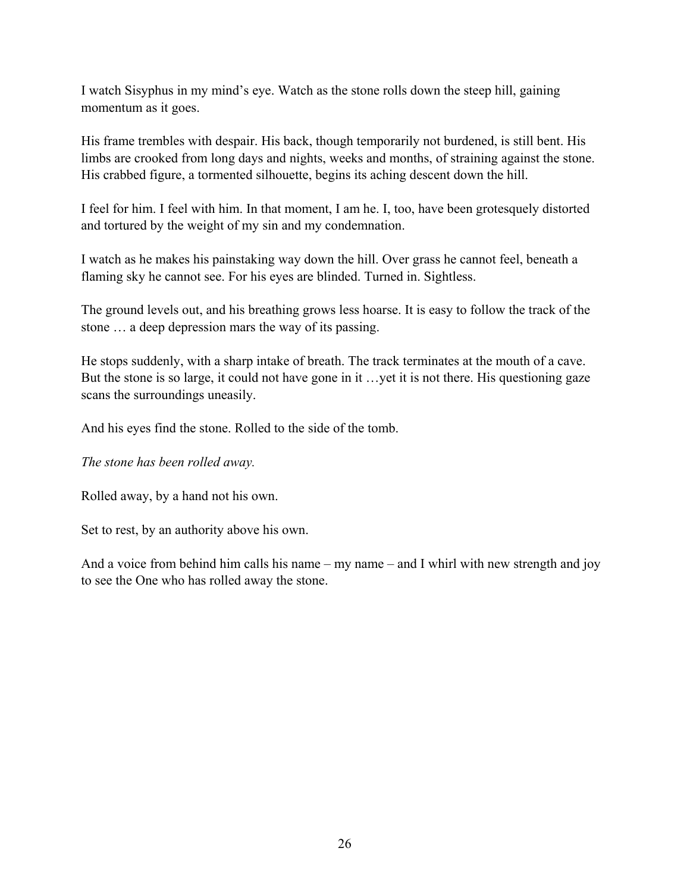I watch Sisyphus in my mind's eye. Watch as the stone rolls down the steep hill, gaining momentum as it goes.

His frame trembles with despair. His back, though temporarily not burdened, is still bent. His limbs are crooked from long days and nights, weeks and months, of straining against the stone. His crabbed figure, a tormented silhouette, begins its aching descent down the hill.

I feel for him. I feel with him. In that moment, I am he. I, too, have been grotesquely distorted and tortured by the weight of my sin and my condemnation.

I watch as he makes his painstaking way down the hill. Over grass he cannot feel, beneath a flaming sky he cannot see. For his eyes are blinded. Turned in. Sightless.

The ground levels out, and his breathing grows less hoarse. It is easy to follow the track of the stone … a deep depression mars the way of its passing.

He stops suddenly, with a sharp intake of breath. The track terminates at the mouth of a cave. But the stone is so large, it could not have gone in it …yet it is not there. His questioning gaze scans the surroundings uneasily.

And his eyes find the stone. Rolled to the side of the tomb.

*The stone has been rolled away.*

Rolled away, by a hand not his own.

Set to rest, by an authority above his own.

And a voice from behind him calls his name – my name – and I whirl with new strength and joy to see the One who has rolled away the stone.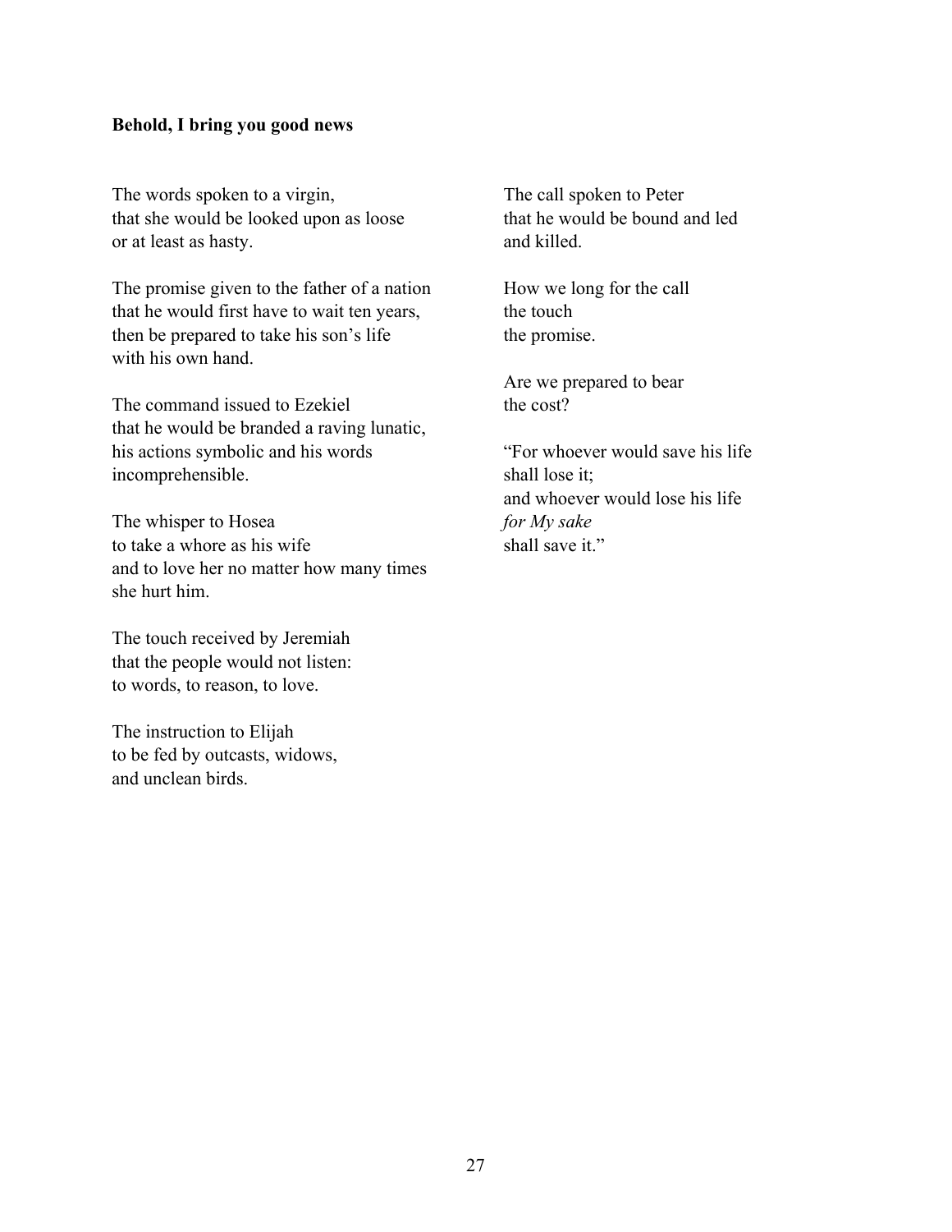**Behold, I bring you good news**

The words spoken to a virgin,
that she would be looked upon as loose
or at least as hasty.

The promise given to the father of a nation
that he would first have to wait ten years,
then be prepared to take his son's life
with his own hand.

The command issued to Ezekiel
that he would be branded a raving lunatic,
his actions symbolic and his words
incomprehensible.

The whisper to Hosea
to take a whore as his wife
and to love her no matter how many times
she hurt him.

The touch received by Jeremiah
that the people would not listen:
to words, to reason, to love.

The instruction to Elijah
to be fed by outcasts, widows,
and unclean birds.

The call spoken to Peter
that he would be bound and led
and killed.

How we long for the call
the touch
the promise.

Are we prepared to bear
the cost?

"For whoever would save his life
shall lose it;
and whoever would lose his life
*for My sake*
shall save it."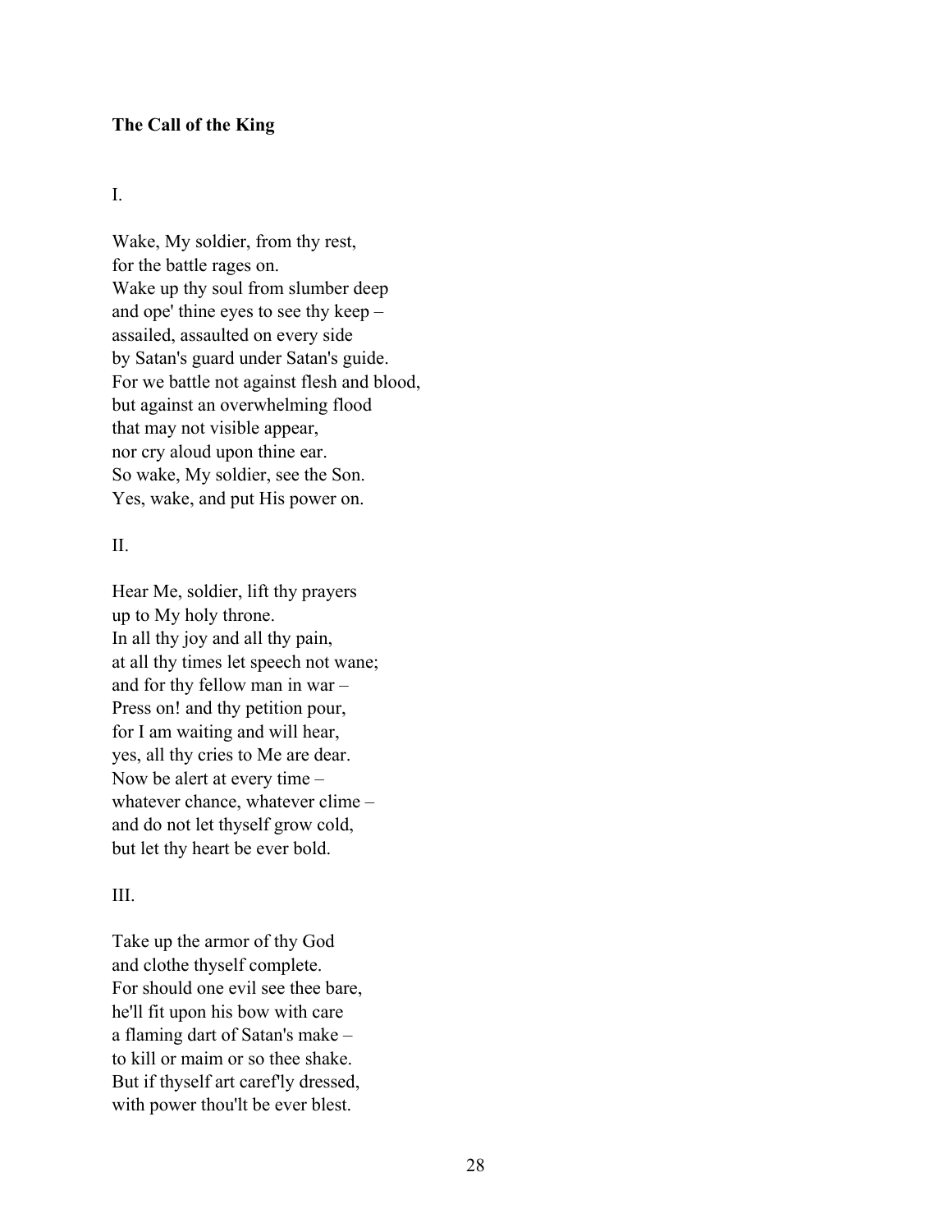**The Call of the King**

I.

Wake, My soldier, from thy rest,  
for the battle rages on.  
Wake up thy soul from slumber deep  
and ope' thine eyes to see thy keep –  
assailed, assaulted on every side  
by Satan's guard under Satan's guide.  
For we battle not against flesh and blood,  
but against an overwhelming flood  
that may not visible appear,  
nor cry aloud upon thine ear.  
So wake, My soldier, see the Son.  
Yes, wake, and put His power on.

II.

Hear Me, soldier, lift thy prayers  
up to My holy throne.  
In all thy joy and all thy pain,  
at all thy times let speech not wane;  
and for thy fellow man in war –  
Press on! and thy petition pour,  
for I am waiting and will hear,  
yes, all thy cries to Me are dear.  
Now be alert at every time –  
whatever chance, whatever clime –  
and do not let thyself grow cold,  
but let thy heart be ever bold.

III.

Take up the armor of thy God  
and clothe thyself complete.  
For should one evil see thee bare,  
he'll fit upon his bow with care  
a flaming dart of Satan's make –  
to kill or maim or so thee shake.  
But if thyself art caref'ly dressed,  
with power thou'lt be ever blest.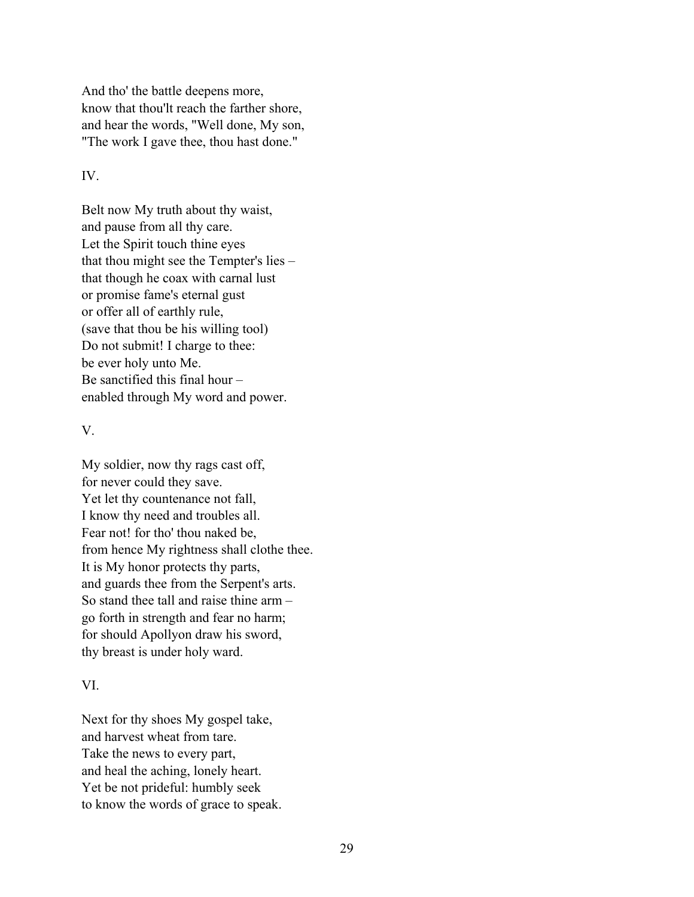And tho' the battle deepens more,
know that thou'lt reach the farther shore,
and hear the words, "Well done, My son,
"The work I gave thee, thou hast done."

IV.

Belt now My truth about thy waist,
and pause from all thy care.
Let the Spirit touch thine eyes
that thou might see the Tempter's lies –
that though he coax with carnal lust
or promise fame's eternal gust
or offer all of earthly rule,
(save that thou be his willing tool)
Do not submit! I charge to thee:
be ever holy unto Me.
Be sanctified this final hour –
enabled through My word and power.

V.

My soldier, now thy rags cast off,
for never could they save.
Yet let thy countenance not fall,
I know thy need and troubles all.
Fear not! for tho' thou naked be,
from hence My rightness shall clothe thee.
It is My honor protects thy parts,
and guards thee from the Serpent's arts.
So stand thee tall and raise thine arm –
go forth in strength and fear no harm;
for should Apollyon draw his sword,
thy breast is under holy ward.

VI.

Next for thy shoes My gospel take,
and harvest wheat from tare.
Take the news to every part,
and heal the aching, lonely heart.
Yet be not prideful: humbly seek
to know the words of grace to speak.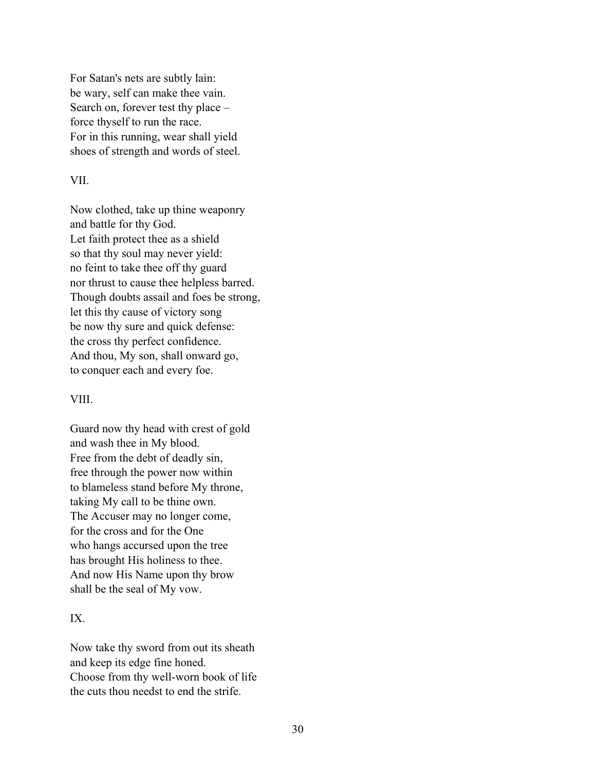For Satan's nets are subtly lain:  
be wary, self can make thee vain.  
Search on, forever test thy place –  
force thyself to run the race.  
For in this running, wear shall yield  
shoes of strength and words of steel.

VII.

Now clothed, take up thine weaponry  
and battle for thy God.  
Let faith protect thee as a shield  
so that thy soul may never yield:  
no feint to take thee off thy guard  
nor thrust to cause thee helpless barred.  
Though doubts assail and foes be strong,  
let this thy cause of victory song  
be now thy sure and quick defense:  
the cross thy perfect confidence.  
And thou, My son, shall onward go,  
to conquer each and every foe.

VIII.

Guard now thy head with crest of gold  
and wash thee in My blood.  
Free from the debt of deadly sin,  
free through the power now within  
to blameless stand before My throne,  
taking My call to be thine own.  
The Accuser may no longer come,  
for the cross and for the One  
who hangs accursed upon the tree  
has brought His holiness to thee.  
And now His Name upon thy brow  
shall be the seal of My vow.

IX.

Now take thy sword from out its sheath  
and keep its edge fine honed.  
Choose from thy well-worn book of life  
the cuts thou needst to end the strife.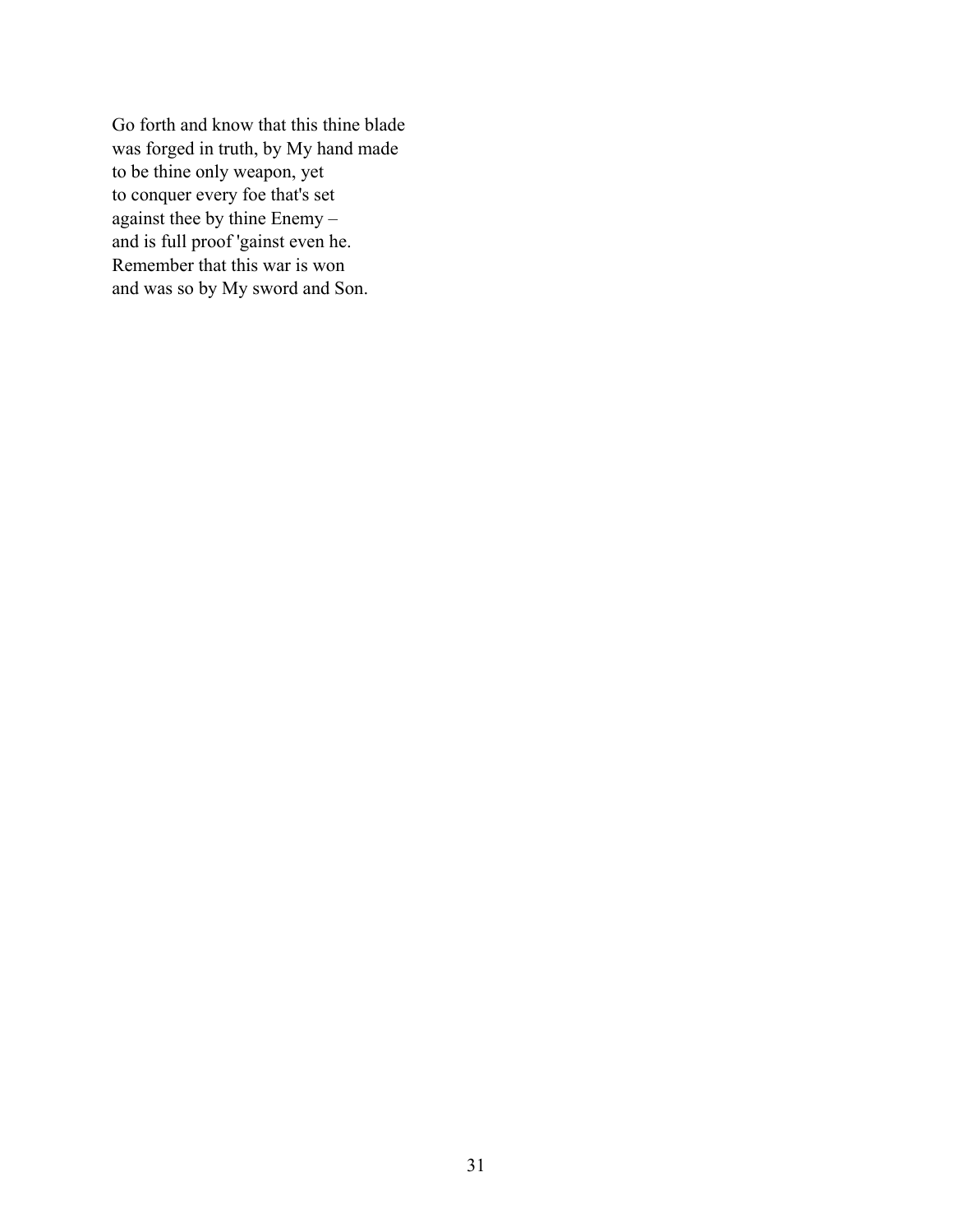Go forth and know that this thine blade
was forged in truth, by My hand made
to be thine only weapon, yet
to conquer every foe that's set
against thee by thine Enemy –
and is full proof 'gainst even he.
Remember that this war is won
and was so by My sword and Son.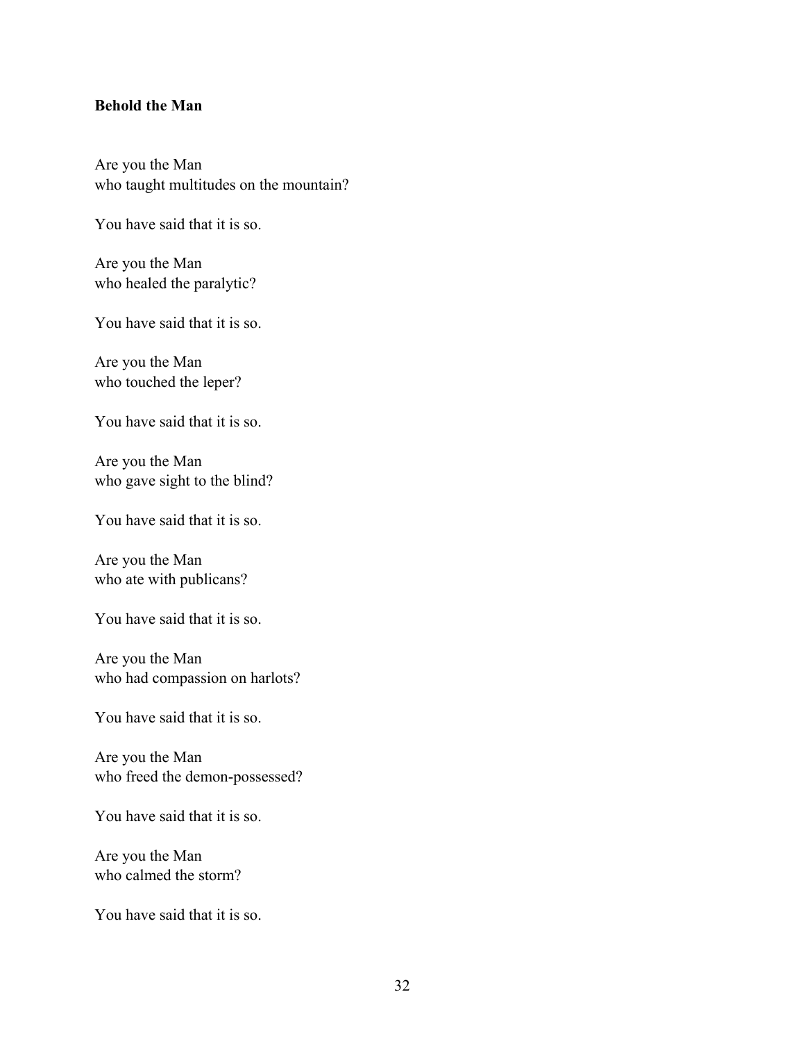**Behold the Man**

Are you the Man  
who taught multitudes on the mountain?

You have said that it is so.

Are you the Man  
who healed the paralytic?

You have said that it is so.

Are you the Man  
who touched the leper?

You have said that it is so.

Are you the Man  
who gave sight to the blind?

You have said that it is so.

Are you the Man  
who ate with publicans?

You have said that it is so.

Are you the Man  
who had compassion on harlots?

You have said that it is so.

Are you the Man  
who freed the demon-possessed?

You have said that it is so.

Are you the Man  
who calmed the storm?

You have said that it is so.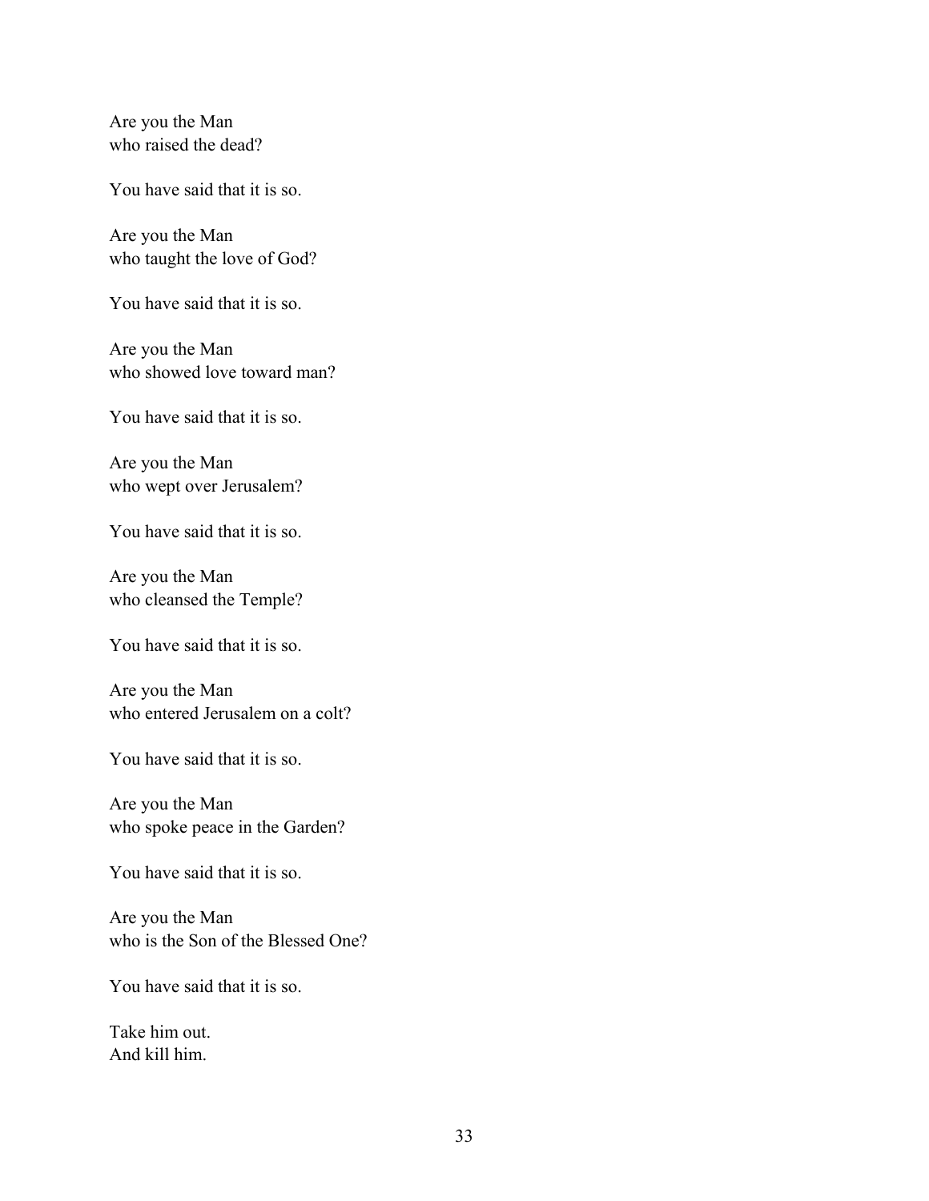Are you the Man  
who raised the dead?

You have said that it is so.

Are you the Man  
who taught the love of God?

You have said that it is so.

Are you the Man  
who showed love toward man?

You have said that it is so.

Are you the Man  
who wept over Jerusalem?

You have said that it is so.

Are you the Man  
who cleansed the Temple?

You have said that it is so.

Are you the Man  
who entered Jerusalem on a colt?

You have said that it is so.

Are you the Man  
who spoke peace in the Garden?

You have said that it is so.

Are you the Man  
who is the Son of the Blessed One?

You have said that it is so.

Take him out.  
And kill him.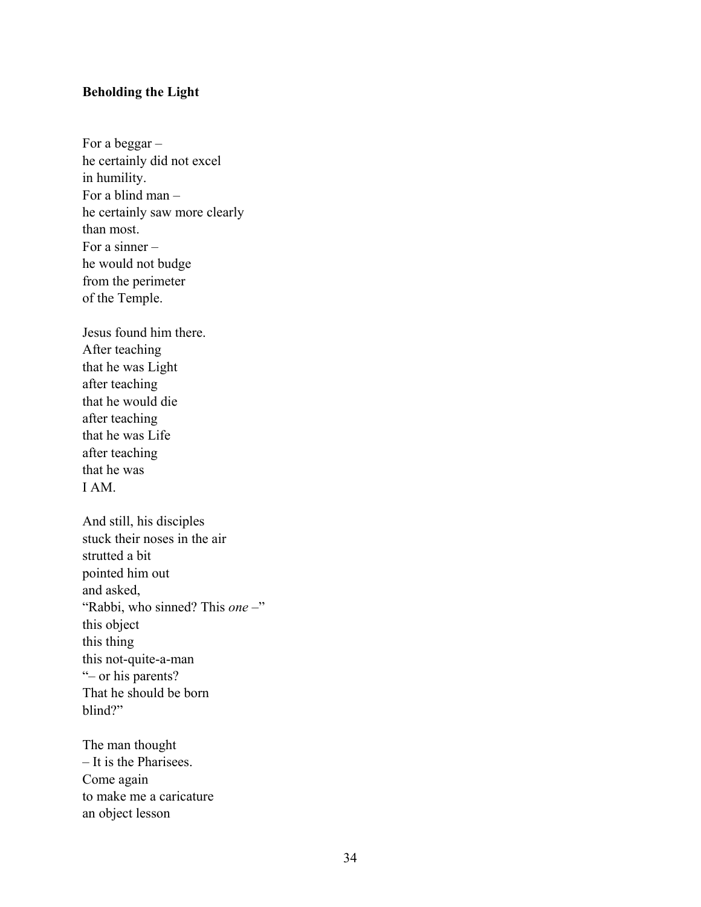**Beholding the Light**

For a beggar –  
he certainly did not excel  
in humility.  
For a blind man –  
he certainly saw more clearly  
than most.  
For a sinner –  
he would not budge  
from the perimeter  
of the Temple.

Jesus found him there.  
After teaching  
that he was Light  
after teaching  
that he would die  
after teaching  
that he was Life  
after teaching  
that he was  
I AM.

And still, his disciples  
stuck their noses in the air  
strutted a bit  
pointed him out  
and asked,  
"Rabbi, who sinned? This *one* –"  
this object  
this thing  
this not-quite-a-man  
"– or his parents?  
That he should be born  
blind?"

The man thought  
– It is the Pharisees.  
Come again  
to make me a caricature  
an object lesson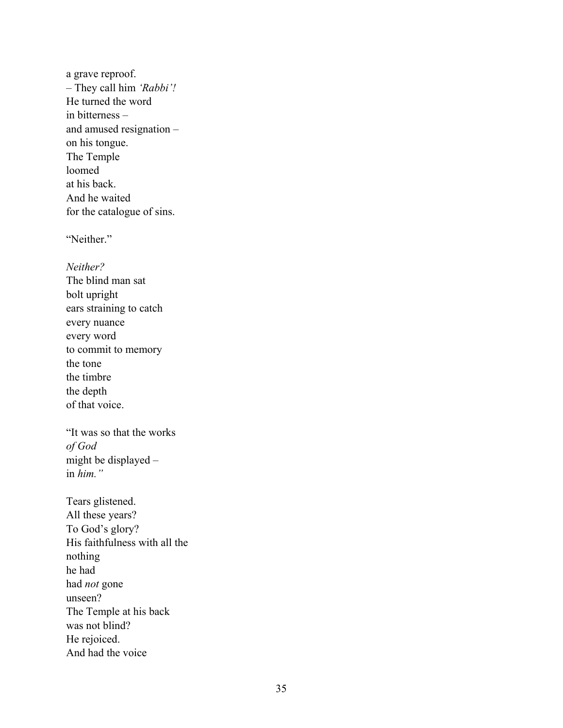a grave reproof.  
– They call him *'Rabbi'!*  
He turned the word  
in bitterness –  
and amused resignation –  
on his tongue.  
The Temple  
loomed  
at his back.  
And he waited  
for the catalogue of sins.

"Neither."

*Neither?*  
The blind man sat  
bolt upright  
ears straining to catch  
every nuance  
every word  
to commit to memory  
the tone  
the timbre  
the depth  
of that voice.

"It was so that the works  
*of God*  
might be displayed –  
in *him."*

Tears glistened.  
All these years?  
To God's glory?  
His faithfulness with all the  
nothing  
he had  
had *not* gone  
unseen?  
The Temple at his back  
was not blind?  
He rejoiced.  
And had the voice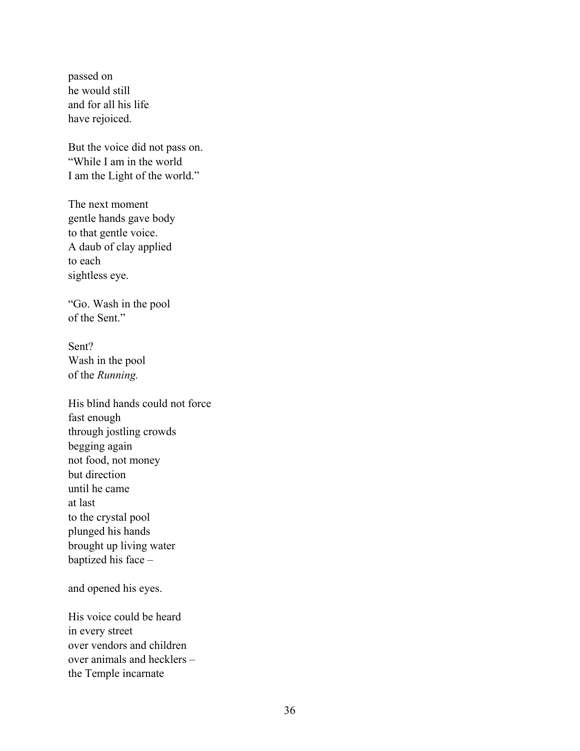passed on
he would still
and for all his life
have rejoiced.

But the voice did not pass on.
"While I am in the world
I am the Light of the world."

The next moment
gentle hands gave body
to that gentle voice.
A daub of clay applied
to each
sightless eye.

"Go. Wash in the pool
of the Sent."

Sent?
Wash in the pool
of the *Running.*

His blind hands could not force
fast enough
through jostling crowds
begging again
not food, not money
but direction
until he came
at last
to the crystal pool
plunged his hands
brought up living water
baptized his face –

and opened his eyes.

His voice could be heard
in every street
over vendors and children
over animals and hecklers –
the Temple incarnate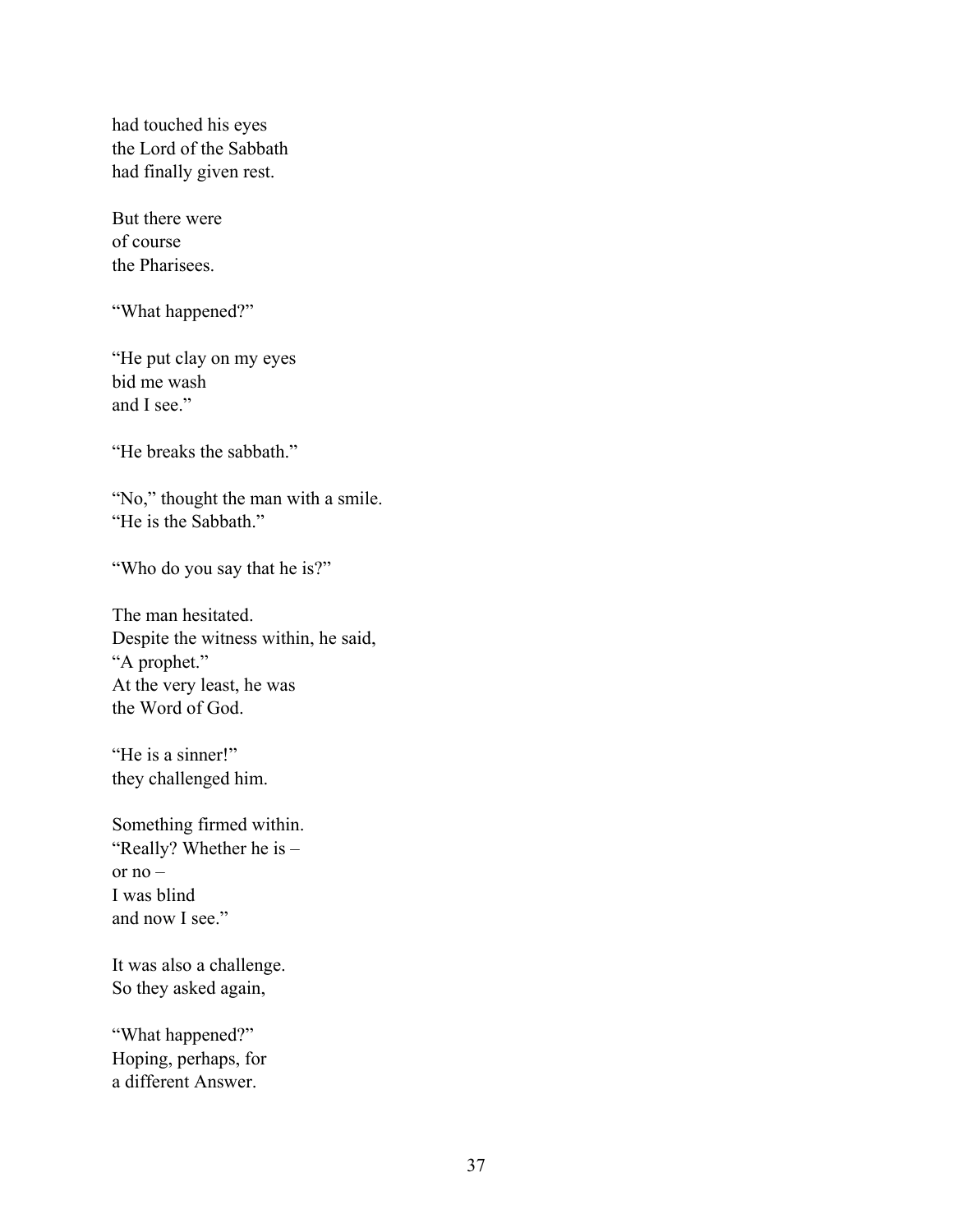had touched his eyes
the Lord of the Sabbath
had finally given rest.

But there were
of course
the Pharisees.

"What happened?"

"He put clay on my eyes
bid me wash
and I see."

"He breaks the sabbath."

"No," thought the man with a smile.
"He is the Sabbath."

"Who do you say that he is?"

The man hesitated.
Despite the witness within, he said,
"A prophet."
At the very least, he was
the Word of God.

"He is a sinner!"
they challenged him.

Something firmed within.
"Really? Whether he is –
or no –
I was blind
and now I see."

It was also a challenge.
So they asked again,

"What happened?"
Hoping, perhaps, for
a different Answer.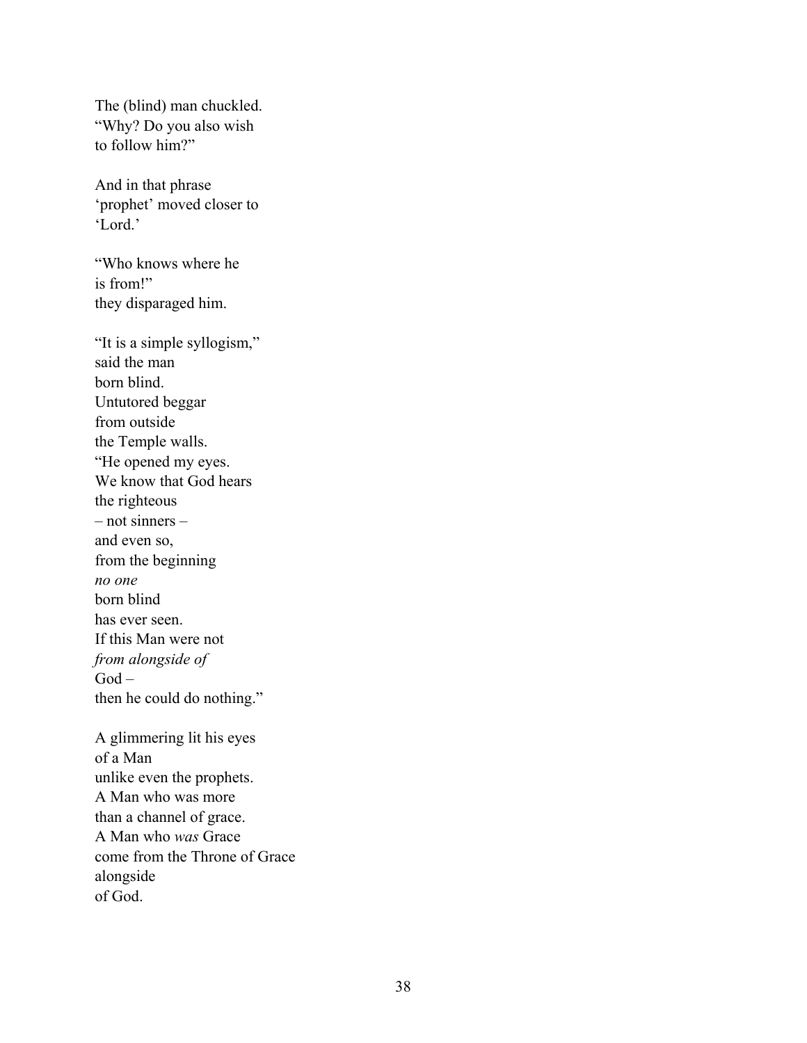The (blind) man chuckled.  
"Why? Do you also wish  
to follow him?"

And in that phrase  
'prophet' moved closer to  
'Lord.'

"Who knows where he  
is from!"  
they disparaged him.

"It is a simple syllogism,"  
said the man  
born blind.  
Untutored beggar  
from outside  
the Temple walls.  
"He opened my eyes.  
We know that God hears  
the righteous  
– not sinners –  
and even so,  
from the beginning  
*no one*  
born blind  
has ever seen.  
If this Man were not  
*from alongside of*  
God –  
then he could do nothing."

A glimmering lit his eyes  
of a Man  
unlike even the prophets.  
A Man who was more  
than a channel of grace.  
A Man who *was* Grace  
come from the Throne of Grace  
alongside  
of God.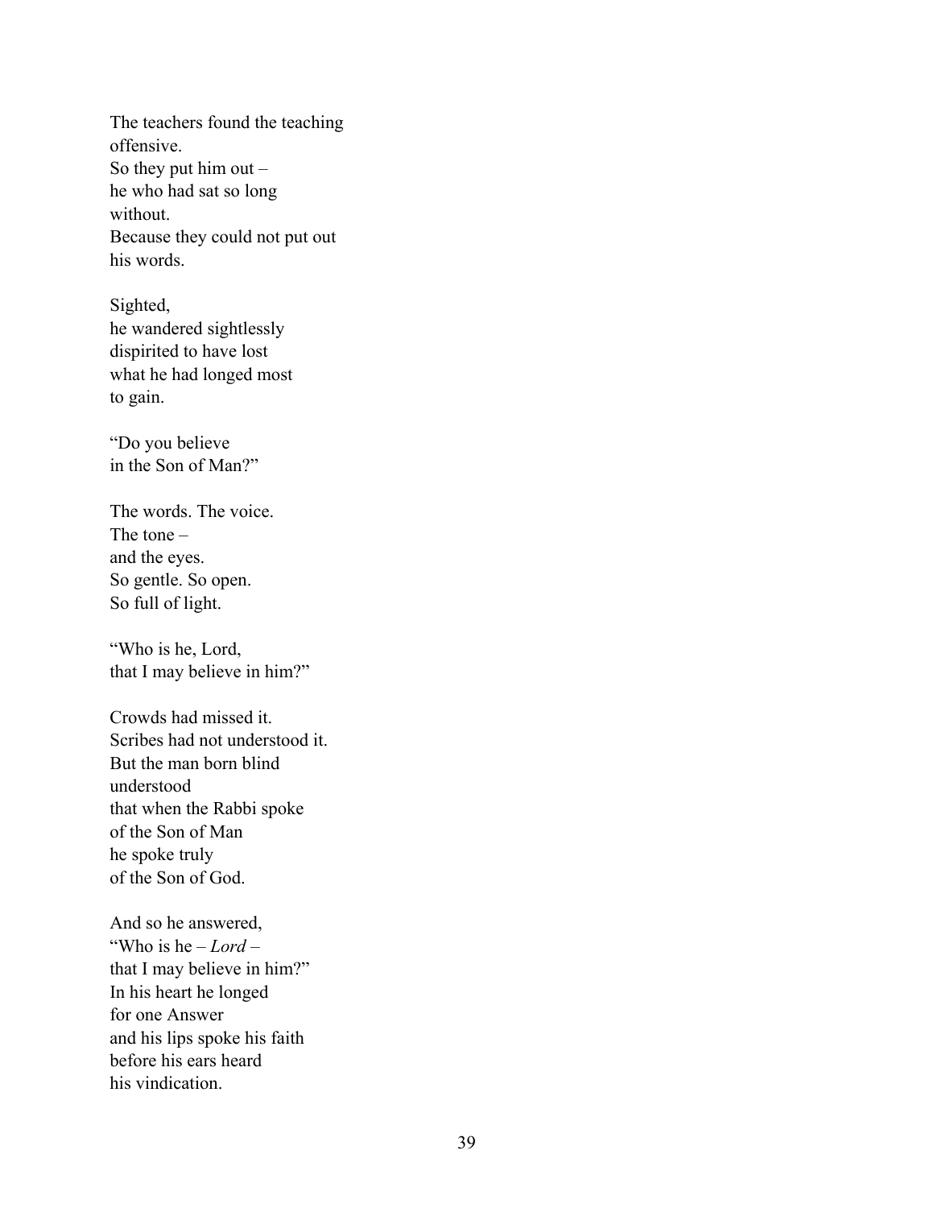The teachers found the teaching  
offensive.  
So they put him out –  
he who had sat so long  
without.  
Because they could not put out  
his words.

Sighted,  
he wandered sightlessly  
dispirited to have lost  
what he had longed most  
to gain.

"Do you believe  
in the Son of Man?"

The words. The voice.  
The tone –  
and the eyes.  
So gentle. So open.  
So full of light.

"Who is he, Lord,  
that I may believe in him?"

Crowds had missed it.  
Scribes had not understood it.  
But the man born blind  
understood  
that when the Rabbi spoke  
of the Son of Man  
he spoke truly  
of the Son of God.

And so he answered,  
"Who is he – *Lord* –  
that I may believe in him?"  
In his heart he longed  
for one Answer  
and his lips spoke his faith  
before his ears heard  
his vindication.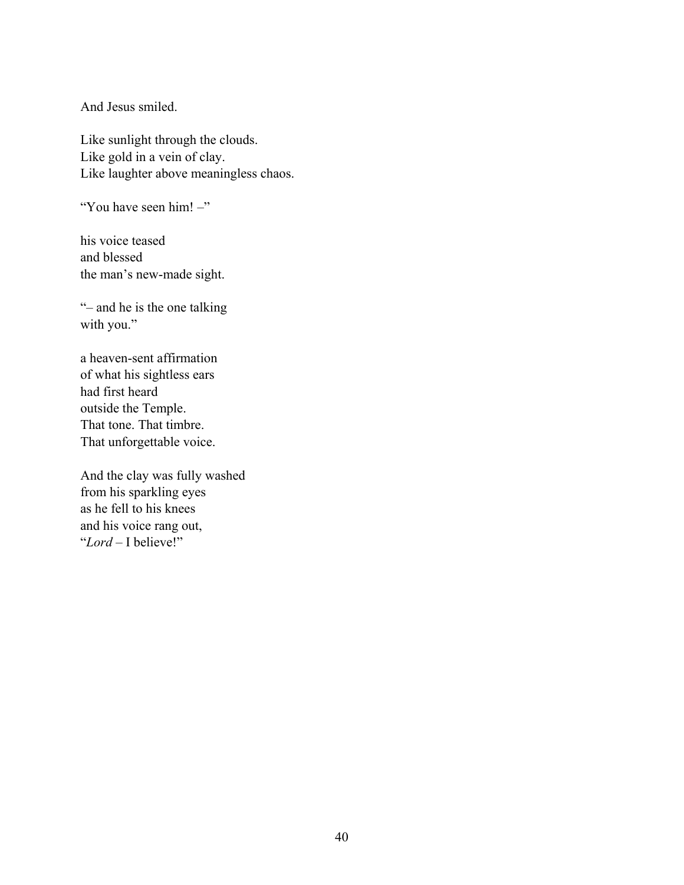And Jesus smiled.

Like sunlight through the clouds.  
Like gold in a vein of clay.  
Like laughter above meaningless chaos.

"You have seen him! –"

his voice teased  
and blessed  
the man's new-made sight.

"– and he is the one talking  
with you."

a heaven-sent affirmation  
of what his sightless ears  
had first heard  
outside the Temple.  
That tone. That timbre.  
That unforgettable voice.

And the clay was fully washed  
from his sparkling eyes  
as he fell to his knees  
and his voice rang out,  
"*Lord* – I believe!"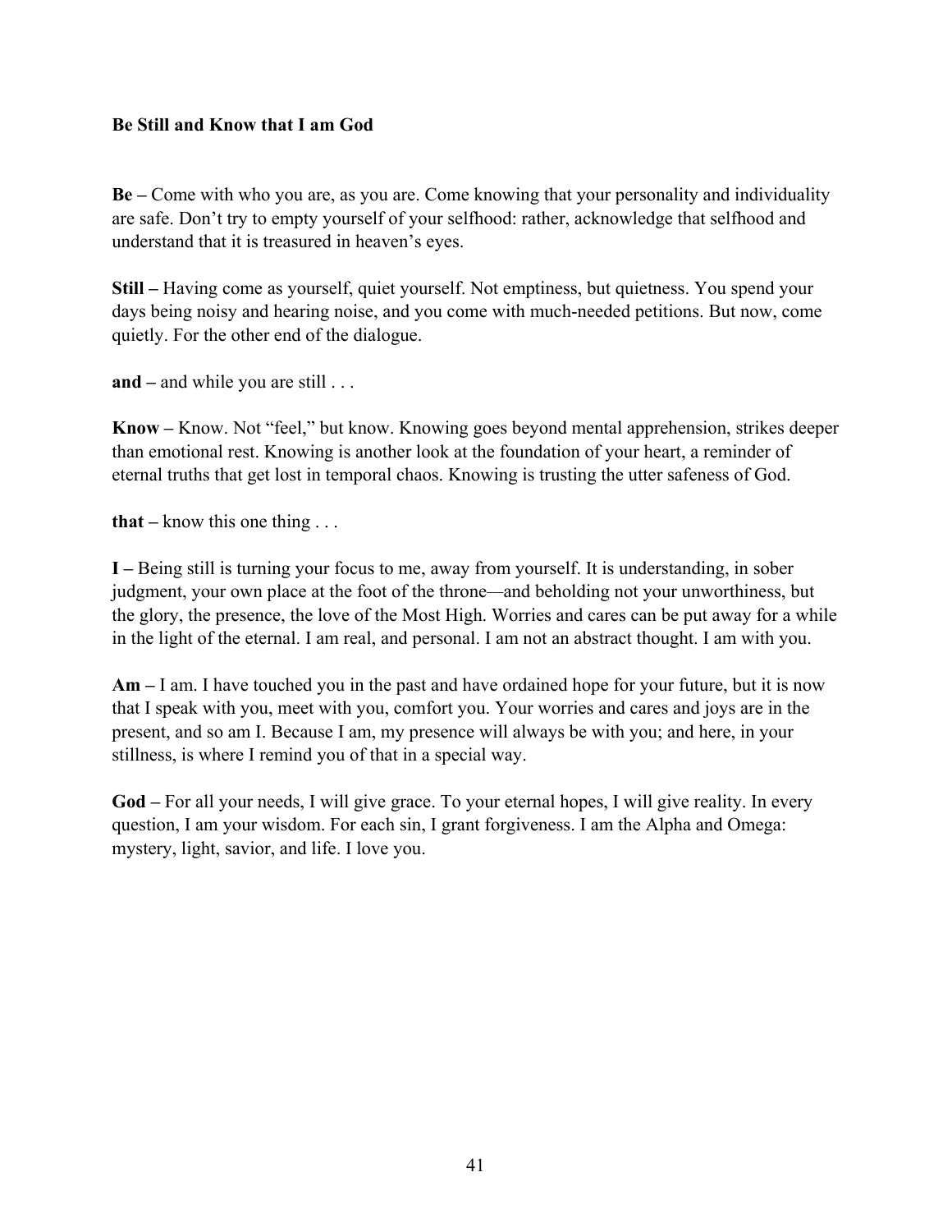**Be Still and Know that I am God**

**Be –** Come with who you are, as you are. Come knowing that your personality and individuality are safe. Don't try to empty yourself of your selfhood: rather, acknowledge that selfhood and understand that it is treasured in heaven's eyes.

**Still –** Having come as yourself, quiet yourself. Not emptiness, but quietness. You spend your days being noisy and hearing noise, and you come with much-needed petitions. But now, come quietly. For the other end of the dialogue.

**and –** and while you are still . . .

**Know –** Know. Not "feel," but know. Knowing goes beyond mental apprehension, strikes deeper than emotional rest. Knowing is another look at the foundation of your heart, a reminder of eternal truths that get lost in temporal chaos. Knowing is trusting the utter safeness of God.

**that –** know this one thing . . .

**I –** Being still is turning your focus to me, away from yourself. It is understanding, in sober judgment, your own place at the foot of the throne—and beholding not your unworthiness, but the glory, the presence, the love of the Most High. Worries and cares can be put away for a while in the light of the eternal. I am real, and personal. I am not an abstract thought. I am with you.

**Am –** I am. I have touched you in the past and have ordained hope for your future, but it is now that I speak with you, meet with you, comfort you. Your worries and cares and joys are in the present, and so am I. Because I am, my presence will always be with you; and here, in your stillness, is where I remind you of that in a special way.

**God –** For all your needs, I will give grace. To your eternal hopes, I will give reality. In every question, I am your wisdom. For each sin, I grant forgiveness. I am the Alpha and Omega: mystery, light, savior, and life. I love you.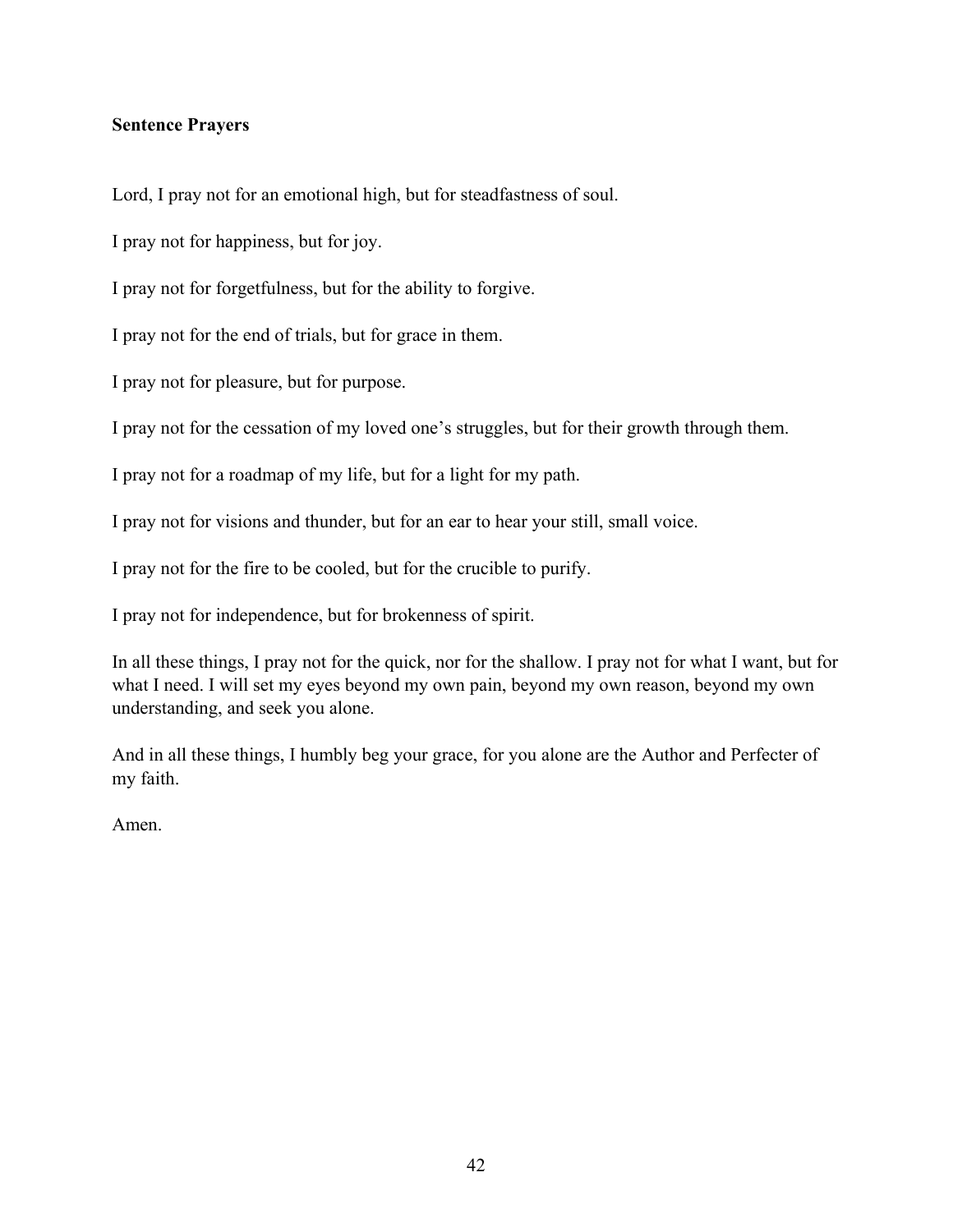**Sentence Prayers**

Lord, I pray not for an emotional high, but for steadfastness of soul.

I pray not for happiness, but for joy.

I pray not for forgetfulness, but for the ability to forgive.

I pray not for the end of trials, but for grace in them.

I pray not for pleasure, but for purpose.

I pray not for the cessation of my loved one's struggles, but for their growth through them.

I pray not for a roadmap of my life, but for a light for my path.

I pray not for visions and thunder, but for an ear to hear your still, small voice.

I pray not for the fire to be cooled, but for the crucible to purify.

I pray not for independence, but for brokenness of spirit.

In all these things, I pray not for the quick, nor for the shallow. I pray not for what I want, but for what I need. I will set my eyes beyond my own pain, beyond my own reason, beyond my own understanding, and seek you alone.

And in all these things, I humbly beg your grace, for you alone are the Author and Perfecter of my faith.

Amen.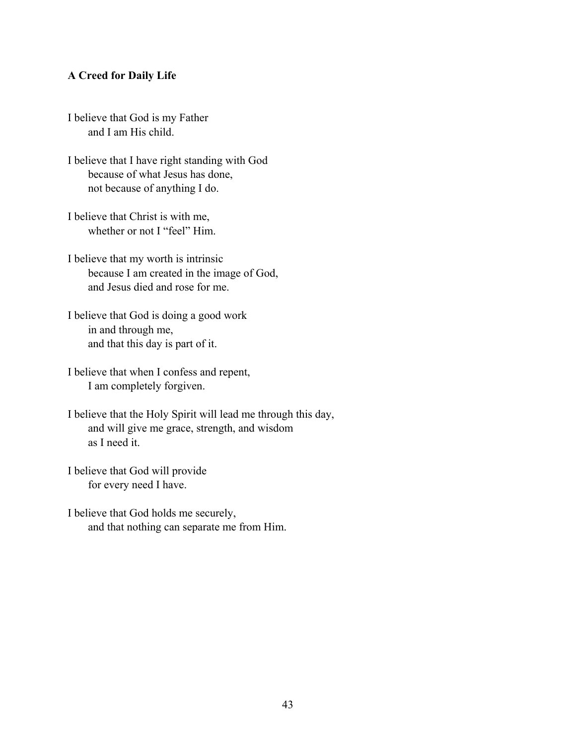**A Creed for Daily Life**

I believe that God is my Father
and I am His child.

I believe that I have right standing with God
because of what Jesus has done,
not because of anything I do.

I believe that Christ is with me,
whether or not I "feel" Him.

I believe that my worth is intrinsic
because I am created in the image of God,
and Jesus died and rose for me.

I believe that God is doing a good work
in and through me,
and that this day is part of it.

I believe that when I confess and repent,
I am completely forgiven.

I believe that the Holy Spirit will lead me through this day,
and will give me grace, strength, and wisdom
as I need it.

I believe that God will provide
for every need I have.

I believe that God holds me securely,
and that nothing can separate me from Him.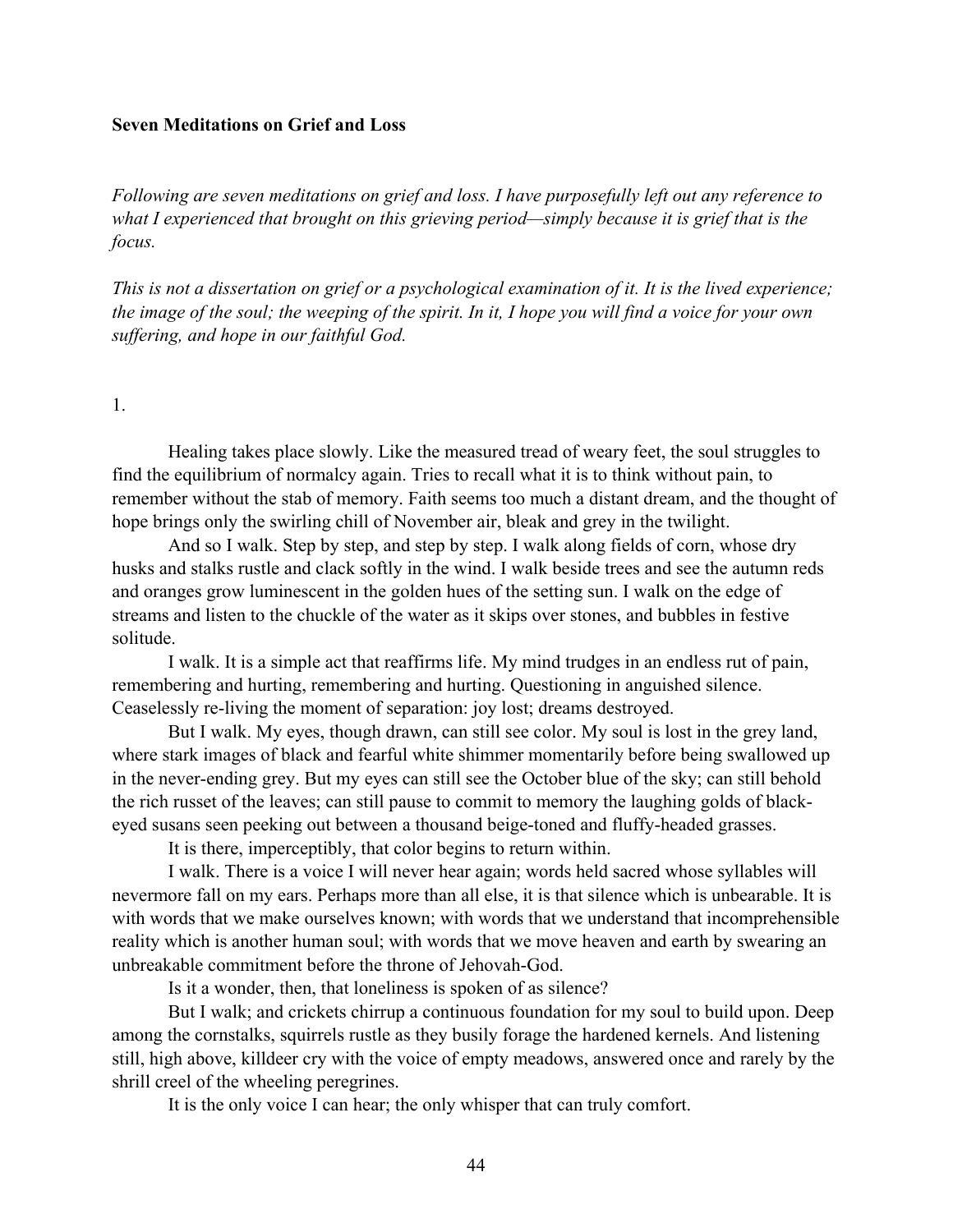**Seven Meditations on Grief and Loss**

*Following are seven meditations on grief and loss. I have purposefully left out any reference to what I experienced that brought on this grieving period—simply because it is grief that is the focus.*

*This is not a dissertation on grief or a psychological examination of it. It is the lived experience; the image of the soul; the weeping of the spirit. In it, I hope you will find a voice for your own suffering, and hope in our faithful God.*

1.

Healing takes place slowly. Like the measured tread of weary feet, the soul struggles to find the equilibrium of normalcy again. Tries to recall what it is to think without pain, to remember without the stab of memory. Faith seems too much a distant dream, and the thought of hope brings only the swirling chill of November air, bleak and grey in the twilight.

And so I walk. Step by step, and step by step. I walk along fields of corn, whose dry husks and stalks rustle and clack softly in the wind. I walk beside trees and see the autumn reds and oranges grow luminescent in the golden hues of the setting sun. I walk on the edge of streams and listen to the chuckle of the water as it skips over stones, and bubbles in festive solitude.

I walk. It is a simple act that reaffirms life. My mind trudges in an endless rut of pain, remembering and hurting, remembering and hurting. Questioning in anguished silence. Ceaselessly re-living the moment of separation: joy lost; dreams destroyed.

But I walk. My eyes, though drawn, can still see color. My soul is lost in the grey land, where stark images of black and fearful white shimmer momentarily before being swallowed up in the never-ending grey. But my eyes can still see the October blue of the sky; can still behold the rich russet of the leaves; can still pause to commit to memory the laughing golds of black-eyed susans seen peeking out between a thousand beige-toned and fluffy-headed grasses.

It is there, imperceptibly, that color begins to return within.

I walk. There is a voice I will never hear again; words held sacred whose syllables will nevermore fall on my ears. Perhaps more than all else, it is that silence which is unbearable. It is with words that we make ourselves known; with words that we understand that incomprehensible reality which is another human soul; with words that we move heaven and earth by swearing an unbreakable commitment before the throne of Jehovah-God.

Is it a wonder, then, that loneliness is spoken of as silence?

But I walk; and crickets chirrup a continuous foundation for my soul to build upon. Deep among the cornstalks, squirrels rustle as they busily forage the hardened kernels. And listening still, high above, killdeer cry with the voice of empty meadows, answered once and rarely by the shrill creel of the wheeling peregrines.

It is the only voice I can hear; the only whisper that can truly comfort.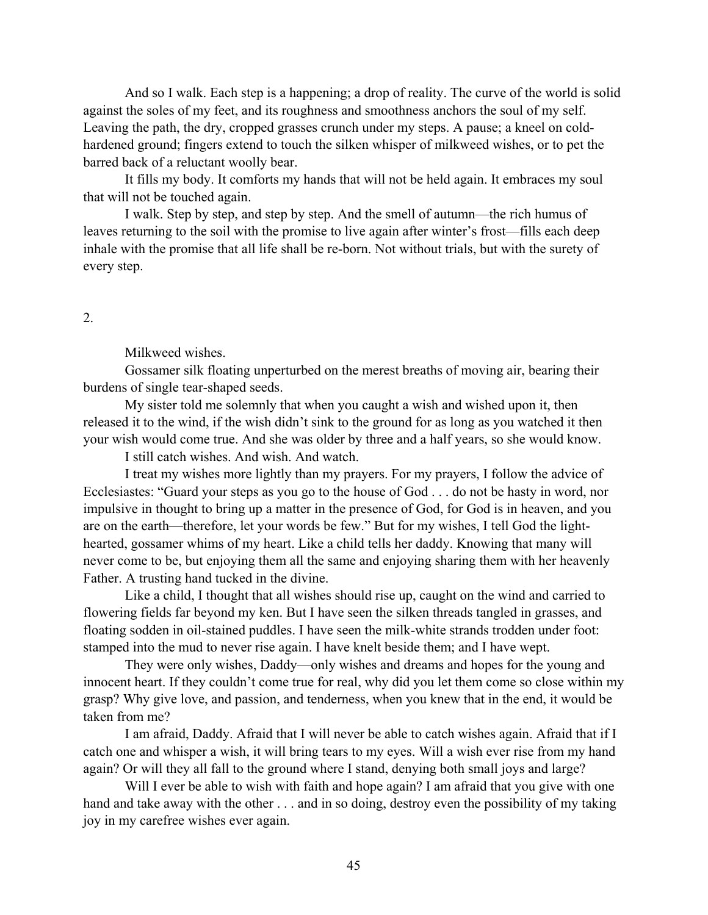And so I walk. Each step is a happening; a drop of reality. The curve of the world is solid against the soles of my feet, and its roughness and smoothness anchors the soul of my self. Leaving the path, the dry, cropped grasses crunch under my steps. A pause; a kneel on cold-hardened ground; fingers extend to touch the silken whisper of milkweed wishes, or to pet the barred back of a reluctant woolly bear.

It fills my body. It comforts my hands that will not be held again. It embraces my soul that will not be touched again.

I walk. Step by step, and step by step. And the smell of autumn—the rich humus of leaves returning to the soil with the promise to live again after winter's frost—fills each deep inhale with the promise that all life shall be re-born. Not without trials, but with the surety of every step.

2.

Milkweed wishes.

Gossamer silk floating unperturbed on the merest breaths of moving air, bearing their burdens of single tear-shaped seeds.

My sister told me solemnly that when you caught a wish and wished upon it, then released it to the wind, if the wish didn't sink to the ground for as long as you watched it then your wish would come true. And she was older by three and a half years, so she would know.

I still catch wishes. And wish. And watch.

I treat my wishes more lightly than my prayers. For my prayers, I follow the advice of Ecclesiastes: "Guard your steps as you go to the house of God . . . do not be hasty in word, nor impulsive in thought to bring up a matter in the presence of God, for God is in heaven, and you are on the earth—therefore, let your words be few." But for my wishes, I tell God the light-hearted, gossamer whims of my heart. Like a child tells her daddy. Knowing that many will never come to be, but enjoying them all the same and enjoying sharing them with her heavenly Father. A trusting hand tucked in the divine.

Like a child, I thought that all wishes should rise up, caught on the wind and carried to flowering fields far beyond my ken. But I have seen the silken threads tangled in grasses, and floating sodden in oil-stained puddles. I have seen the milk-white strands trodden under foot: stamped into the mud to never rise again. I have knelt beside them; and I have wept.

They were only wishes, Daddy—only wishes and dreams and hopes for the young and innocent heart. If they couldn't come true for real, why did you let them come so close within my grasp? Why give love, and passion, and tenderness, when you knew that in the end, it would be taken from me?

I am afraid, Daddy. Afraid that I will never be able to catch wishes again. Afraid that if I catch one and whisper a wish, it will bring tears to my eyes. Will a wish ever rise from my hand again? Or will they all fall to the ground where I stand, denying both small joys and large?

Will I ever be able to wish with faith and hope again? I am afraid that you give with one hand and take away with the other . . . and in so doing, destroy even the possibility of my taking joy in my carefree wishes ever again.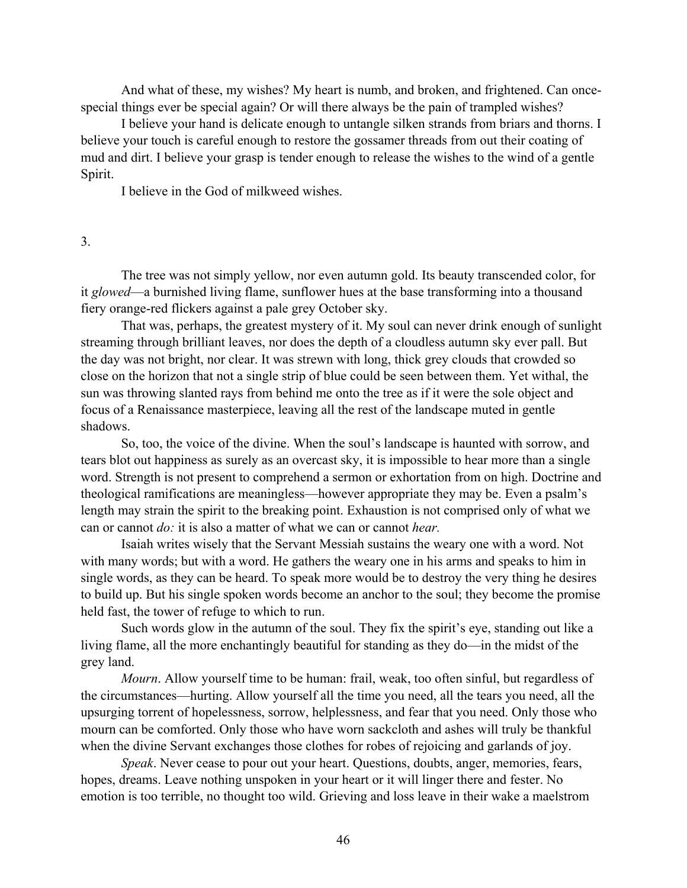And what of these, my wishes? My heart is numb, and broken, and frightened. Can once-special things ever be special again? Or will there always be the pain of trampled wishes?

I believe your hand is delicate enough to untangle silken strands from briars and thorns. I believe your touch is careful enough to restore the gossamer threads from out their coating of mud and dirt. I believe your grasp is tender enough to release the wishes to the wind of a gentle Spirit.

I believe in the God of milkweed wishes.

3.

The tree was not simply yellow, nor even autumn gold. Its beauty transcended color, for it *glowed*—a burnished living flame, sunflower hues at the base transforming into a thousand fiery orange-red flickers against a pale grey October sky.

That was, perhaps, the greatest mystery of it. My soul can never drink enough of sunlight streaming through brilliant leaves, nor does the depth of a cloudless autumn sky ever pall. But the day was not bright, nor clear. It was strewn with long, thick grey clouds that crowded so close on the horizon that not a single strip of blue could be seen between them. Yet withal, the sun was throwing slanted rays from behind me onto the tree as if it were the sole object and focus of a Renaissance masterpiece, leaving all the rest of the landscape muted in gentle shadows.

So, too, the voice of the divine. When the soul's landscape is haunted with sorrow, and tears blot out happiness as surely as an overcast sky, it is impossible to hear more than a single word. Strength is not present to comprehend a sermon or exhortation from on high. Doctrine and theological ramifications are meaningless—however appropriate they may be. Even a psalm's length may strain the spirit to the breaking point. Exhaustion is not comprised only of what we can or cannot *do:* it is also a matter of what we can or cannot *hear.*

Isaiah writes wisely that the Servant Messiah sustains the weary one with a word. Not with many words; but with a word. He gathers the weary one in his arms and speaks to him in single words, as they can be heard. To speak more would be to destroy the very thing he desires to build up. But his single spoken words become an anchor to the soul; they become the promise held fast, the tower of refuge to which to run.

Such words glow in the autumn of the soul. They fix the spirit's eye, standing out like a living flame, all the more enchantingly beautiful for standing as they do—in the midst of the grey land.

*Mourn*. Allow yourself time to be human: frail, weak, too often sinful, but regardless of the circumstances—hurting. Allow yourself all the time you need, all the tears you need, all the upsurging torrent of hopelessness, sorrow, helplessness, and fear that you need. Only those who mourn can be comforted. Only those who have worn sackcloth and ashes will truly be thankful when the divine Servant exchanges those clothes for robes of rejoicing and garlands of joy.

*Speak*. Never cease to pour out your heart. Questions, doubts, anger, memories, fears, hopes, dreams. Leave nothing unspoken in your heart or it will linger there and fester. No emotion is too terrible, no thought too wild. Grieving and loss leave in their wake a maelstrom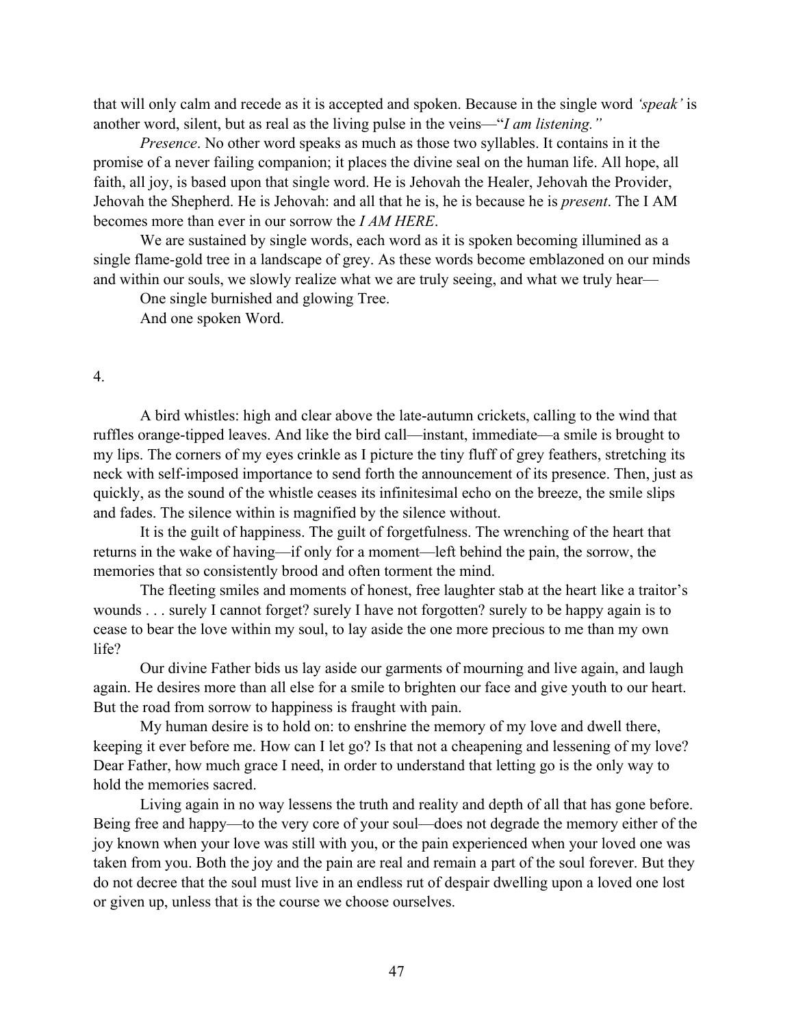that will only calm and recede as it is accepted and spoken. Because in the single word *'speak'* is another word, silent, but as real as the living pulse in the veins—"*I am listening."*

*Presence*. No other word speaks as much as those two syllables. It contains in it the promise of a never failing companion; it places the divine seal on the human life. All hope, all faith, all joy, is based upon that single word. He is Jehovah the Healer, Jehovah the Provider, Jehovah the Shepherd. He is Jehovah: and all that he is, he is because he is *present*. The I AM becomes more than ever in our sorrow the *I AM HERE*.

We are sustained by single words, each word as it is spoken becoming illumined as a single flame-gold tree in a landscape of grey. As these words become emblazoned on our minds and within our souls, we slowly realize what we are truly seeing, and what we truly hear—

One single burnished and glowing Tree.

And one spoken Word.

4.

A bird whistles: high and clear above the late-autumn crickets, calling to the wind that ruffles orange-tipped leaves. And like the bird call—instant, immediate—a smile is brought to my lips. The corners of my eyes crinkle as I picture the tiny fluff of grey feathers, stretching its neck with self-imposed importance to send forth the announcement of its presence. Then, just as quickly, as the sound of the whistle ceases its infinitesimal echo on the breeze, the smile slips and fades. The silence within is magnified by the silence without.

It is the guilt of happiness. The guilt of forgetfulness. The wrenching of the heart that returns in the wake of having—if only for a moment—left behind the pain, the sorrow, the memories that so consistently brood and often torment the mind.

The fleeting smiles and moments of honest, free laughter stab at the heart like a traitor's wounds . . . surely I cannot forget? surely I have not forgotten? surely to be happy again is to cease to bear the love within my soul, to lay aside the one more precious to me than my own life?

Our divine Father bids us lay aside our garments of mourning and live again, and laugh again. He desires more than all else for a smile to brighten our face and give youth to our heart. But the road from sorrow to happiness is fraught with pain.

My human desire is to hold on: to enshrine the memory of my love and dwell there, keeping it ever before me. How can I let go? Is that not a cheapening and lessening of my love? Dear Father, how much grace I need, in order to understand that letting go is the only way to hold the memories sacred.

Living again in no way lessens the truth and reality and depth of all that has gone before. Being free and happy—to the very core of your soul—does not degrade the memory either of the joy known when your love was still with you, or the pain experienced when your loved one was taken from you. Both the joy and the pain are real and remain a part of the soul forever. But they do not decree that the soul must live in an endless rut of despair dwelling upon a loved one lost or given up, unless that is the course we choose ourselves.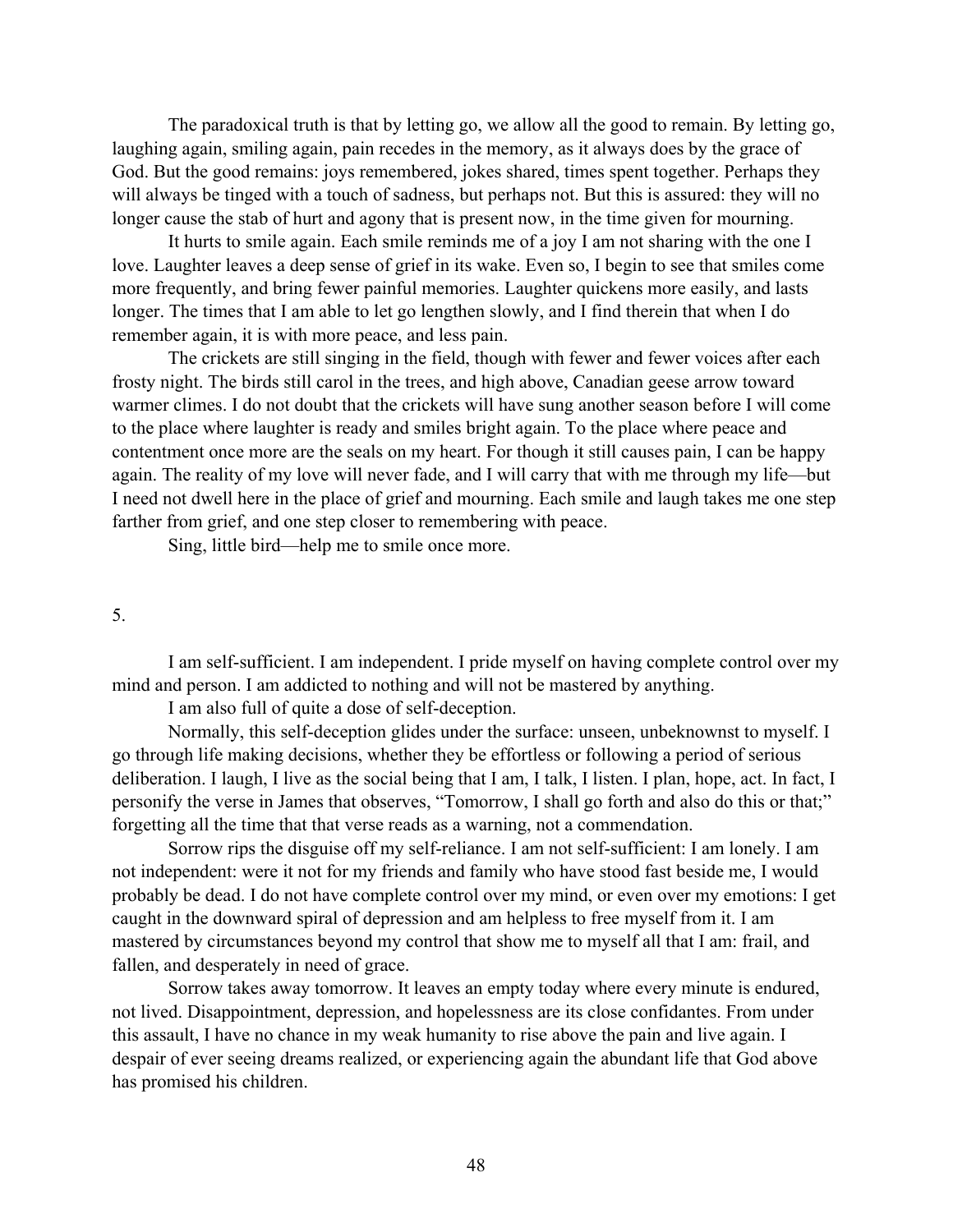The paradoxical truth is that by letting go, we allow all the good to remain. By letting go, laughing again, smiling again, pain recedes in the memory, as it always does by the grace of God. But the good remains: joys remembered, jokes shared, times spent together. Perhaps they will always be tinged with a touch of sadness, but perhaps not. But this is assured: they will no longer cause the stab of hurt and agony that is present now, in the time given for mourning.

It hurts to smile again. Each smile reminds me of a joy I am not sharing with the one I love. Laughter leaves a deep sense of grief in its wake. Even so, I begin to see that smiles come more frequently, and bring fewer painful memories. Laughter quickens more easily, and lasts longer. The times that I am able to let go lengthen slowly, and I find therein that when I do remember again, it is with more peace, and less pain.

The crickets are still singing in the field, though with fewer and fewer voices after each frosty night. The birds still carol in the trees, and high above, Canadian geese arrow toward warmer climes. I do not doubt that the crickets will have sung another season before I will come to the place where laughter is ready and smiles bright again. To the place where peace and contentment once more are the seals on my heart. For though it still causes pain, I can be happy again. The reality of my love will never fade, and I will carry that with me through my life—but I need not dwell here in the place of grief and mourning. Each smile and laugh takes me one step farther from grief, and one step closer to remembering with peace.

Sing, little bird—help me to smile once more.

5.

I am self-sufficient. I am independent. I pride myself on having complete control over my mind and person. I am addicted to nothing and will not be mastered by anything.

I am also full of quite a dose of self-deception.

Normally, this self-deception glides under the surface: unseen, unbeknownst to myself. I go through life making decisions, whether they be effortless or following a period of serious deliberation. I laugh, I live as the social being that I am, I talk, I listen. I plan, hope, act. In fact, I personify the verse in James that observes, "Tomorrow, I shall go forth and also do this or that;" forgetting all the time that that verse reads as a warning, not a commendation.

Sorrow rips the disguise off my self-reliance. I am not self-sufficient: I am lonely. I am not independent: were it not for my friends and family who have stood fast beside me, I would probably be dead. I do not have complete control over my mind, or even over my emotions: I get caught in the downward spiral of depression and am helpless to free myself from it. I am mastered by circumstances beyond my control that show me to myself all that I am: frail, and fallen, and desperately in need of grace.

Sorrow takes away tomorrow. It leaves an empty today where every minute is endured, not lived. Disappointment, depression, and hopelessness are its close confidantes. From under this assault, I have no chance in my weak humanity to rise above the pain and live again. I despair of ever seeing dreams realized, or experiencing again the abundant life that God above has promised his children.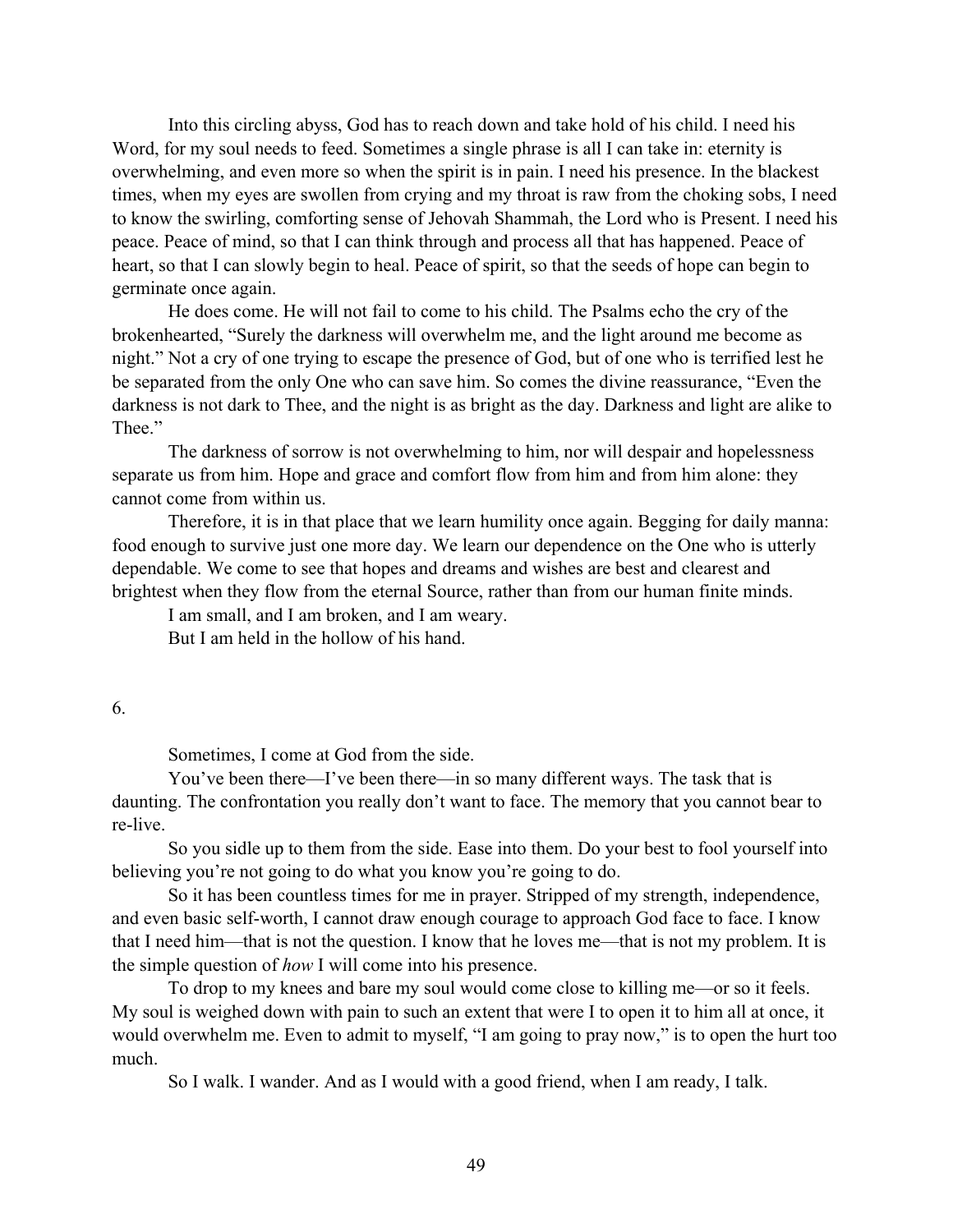Into this circling abyss, God has to reach down and take hold of his child. I need his Word, for my soul needs to feed. Sometimes a single phrase is all I can take in: eternity is overwhelming, and even more so when the spirit is in pain. I need his presence. In the blackest times, when my eyes are swollen from crying and my throat is raw from the choking sobs, I need to know the swirling, comforting sense of Jehovah Shammah, the Lord who is Present. I need his peace. Peace of mind, so that I can think through and process all that has happened. Peace of heart, so that I can slowly begin to heal. Peace of spirit, so that the seeds of hope can begin to germinate once again.

He does come. He will not fail to come to his child. The Psalms echo the cry of the brokenhearted, "Surely the darkness will overwhelm me, and the light around me become as night." Not a cry of one trying to escape the presence of God, but of one who is terrified lest he be separated from the only One who can save him. So comes the divine reassurance, "Even the darkness is not dark to Thee, and the night is as bright as the day. Darkness and light are alike to Thee."

The darkness of sorrow is not overwhelming to him, nor will despair and hopelessness separate us from him. Hope and grace and comfort flow from him and from him alone: they cannot come from within us.

Therefore, it is in that place that we learn humility once again. Begging for daily manna: food enough to survive just one more day. We learn our dependence on the One who is utterly dependable. We come to see that hopes and dreams and wishes are best and clearest and brightest when they flow from the eternal Source, rather than from our human finite minds.

I am small, and I am broken, and I am weary.

But I am held in the hollow of his hand.

6.

Sometimes, I come at God from the side.

You've been there—I've been there—in so many different ways. The task that is daunting. The confrontation you really don't want to face. The memory that you cannot bear to re-live.

So you sidle up to them from the side. Ease into them. Do your best to fool yourself into believing you're not going to do what you know you're going to do.

So it has been countless times for me in prayer. Stripped of my strength, independence, and even basic self-worth, I cannot draw enough courage to approach God face to face. I know that I need him—that is not the question. I know that he loves me—that is not my problem. It is the simple question of *how* I will come into his presence.

To drop to my knees and bare my soul would come close to killing me—or so it feels. My soul is weighed down with pain to such an extent that were I to open it to him all at once, it would overwhelm me. Even to admit to myself, "I am going to pray now," is to open the hurt too much.

So I walk. I wander. And as I would with a good friend, when I am ready, I talk.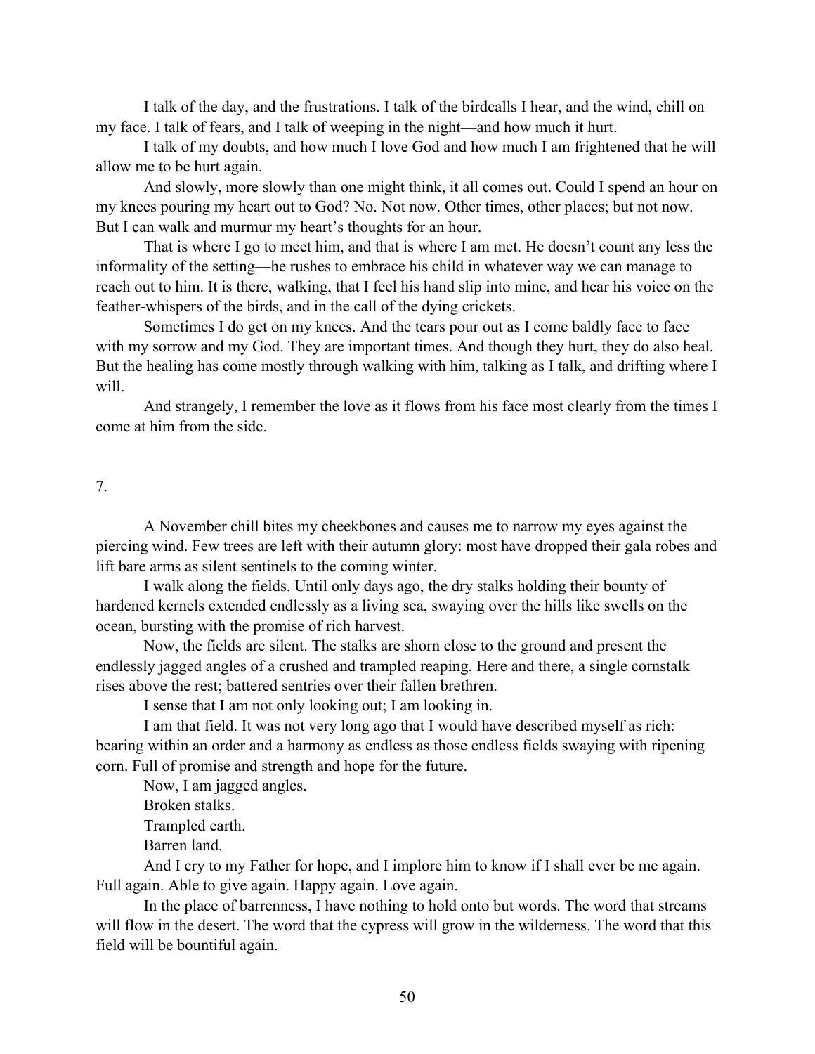I talk of the day, and the frustrations. I talk of the birdcalls I hear, and the wind, chill on my face. I talk of fears, and I talk of weeping in the night—and how much it hurt.

I talk of my doubts, and how much I love God and how much I am frightened that he will allow me to be hurt again.

And slowly, more slowly than one might think, it all comes out. Could I spend an hour on my knees pouring my heart out to God? No. Not now. Other times, other places; but not now. But I can walk and murmur my heart's thoughts for an hour.

That is where I go to meet him, and that is where I am met. He doesn't count any less the informality of the setting—he rushes to embrace his child in whatever way we can manage to reach out to him. It is there, walking, that I feel his hand slip into mine, and hear his voice on the feather-whispers of the birds, and in the call of the dying crickets.

Sometimes I do get on my knees. And the tears pour out as I come baldly face to face with my sorrow and my God. They are important times. And though they hurt, they do also heal. But the healing has come mostly through walking with him, talking as I talk, and drifting where I will.

And strangely, I remember the love as it flows from his face most clearly from the times I come at him from the side.

## 7.

A November chill bites my cheekbones and causes me to narrow my eyes against the piercing wind. Few trees are left with their autumn glory: most have dropped their gala robes and lift bare arms as silent sentinels to the coming winter.

I walk along the fields. Until only days ago, the dry stalks holding their bounty of hardened kernels extended endlessly as a living sea, swaying over the hills like swells on the ocean, bursting with the promise of rich harvest.

Now, the fields are silent. The stalks are shorn close to the ground and present the endlessly jagged angles of a crushed and trampled reaping. Here and there, a single cornstalk rises above the rest; battered sentries over their fallen brethren.

I sense that I am not only looking out; I am looking in.

I am that field. It was not very long ago that I would have described myself as rich: bearing within an order and a harmony as endless as those endless fields swaying with ripening corn. Full of promise and strength and hope for the future.

Now, I am jagged angles.

Broken stalks.

Trampled earth.

Barren land.

And I cry to my Father for hope, and I implore him to know if I shall ever be me again. Full again. Able to give again. Happy again. Love again.

In the place of barrenness, I have nothing to hold onto but words. The word that streams will flow in the desert. The word that the cypress will grow in the wilderness. The word that this field will be bountiful again.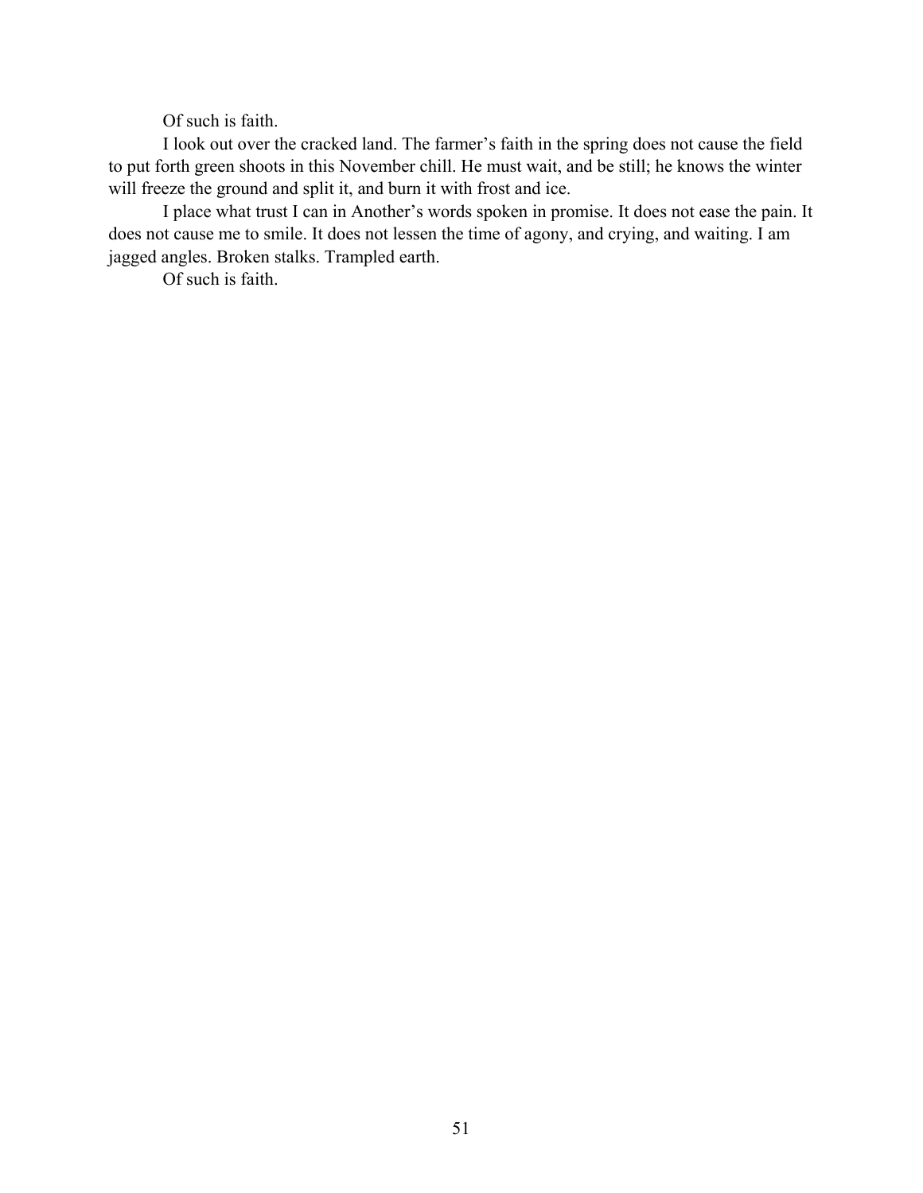Of such is faith.

I look out over the cracked land. The farmer's faith in the spring does not cause the field to put forth green shoots in this November chill. He must wait, and be still; he knows the winter will freeze the ground and split it, and burn it with frost and ice.

I place what trust I can in Another's words spoken in promise. It does not ease the pain. It does not cause me to smile. It does not lessen the time of agony, and crying, and waiting. I am jagged angles. Broken stalks. Trampled earth.

Of such is faith.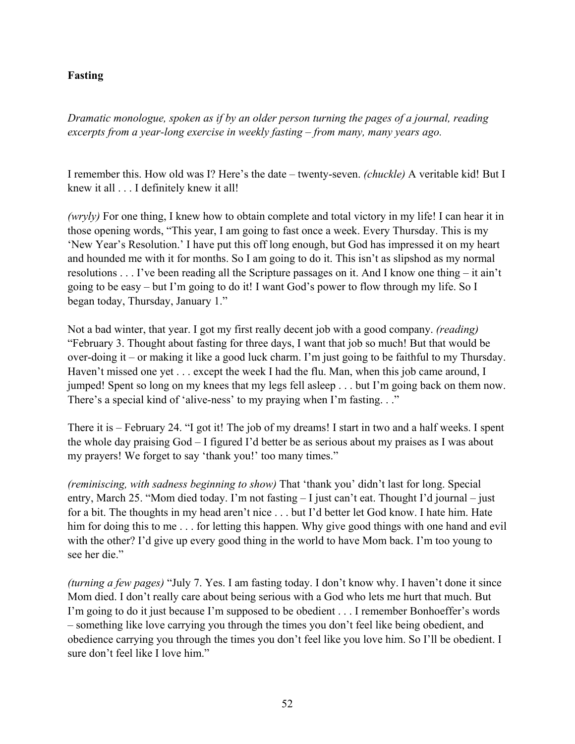**Fasting**

*Dramatic monologue, spoken as if by an older person turning the pages of a journal, reading excerpts from a year-long exercise in weekly fasting – from many, many years ago.*

I remember this. How old was I? Here's the date – twenty-seven. *(chuckle)* A veritable kid! But I knew it all . . . I definitely knew it all!

*(wryly)* For one thing, I knew how to obtain complete and total victory in my life! I can hear it in those opening words, "This year, I am going to fast once a week. Every Thursday. This is my 'New Year's Resolution.' I have put this off long enough, but God has impressed it on my heart and hounded me with it for months. So I am going to do it. This isn't as slipshod as my normal resolutions . . . I've been reading all the Scripture passages on it. And I know one thing – it ain't going to be easy – but I'm going to do it! I want God's power to flow through my life. So I began today, Thursday, January 1."

Not a bad winter, that year. I got my first really decent job with a good company. *(reading)* "February 3. Thought about fasting for three days, I want that job so much! But that would be over-doing it – or making it like a good luck charm. I'm just going to be faithful to my Thursday. Haven't missed one yet . . . except the week I had the flu. Man, when this job came around, I jumped! Spent so long on my knees that my legs fell asleep . . . but I'm going back on them now. There's a special kind of 'alive-ness' to my praying when I'm fasting. . ."

There it is – February 24. "I got it! The job of my dreams! I start in two and a half weeks. I spent the whole day praising God – I figured I'd better be as serious about my praises as I was about my prayers! We forget to say 'thank you!' too many times."

*(reminiscing, with sadness beginning to show)* That 'thank you' didn't last for long. Special entry, March 25. "Mom died today. I'm not fasting – I just can't eat. Thought I'd journal – just for a bit. The thoughts in my head aren't nice . . . but I'd better let God know. I hate him. Hate him for doing this to me . . . for letting this happen. Why give good things with one hand and evil with the other? I'd give up every good thing in the world to have Mom back. I'm too young to see her die."

*(turning a few pages)* "July 7. Yes. I am fasting today. I don't know why. I haven't done it since Mom died. I don't really care about being serious with a God who lets me hurt that much. But I'm going to do it just because I'm supposed to be obedient . . . I remember Bonhoeffer's words – something like love carrying you through the times you don't feel like being obedient, and obedience carrying you through the times you don't feel like you love him. So I'll be obedient. I sure don't feel like I love him."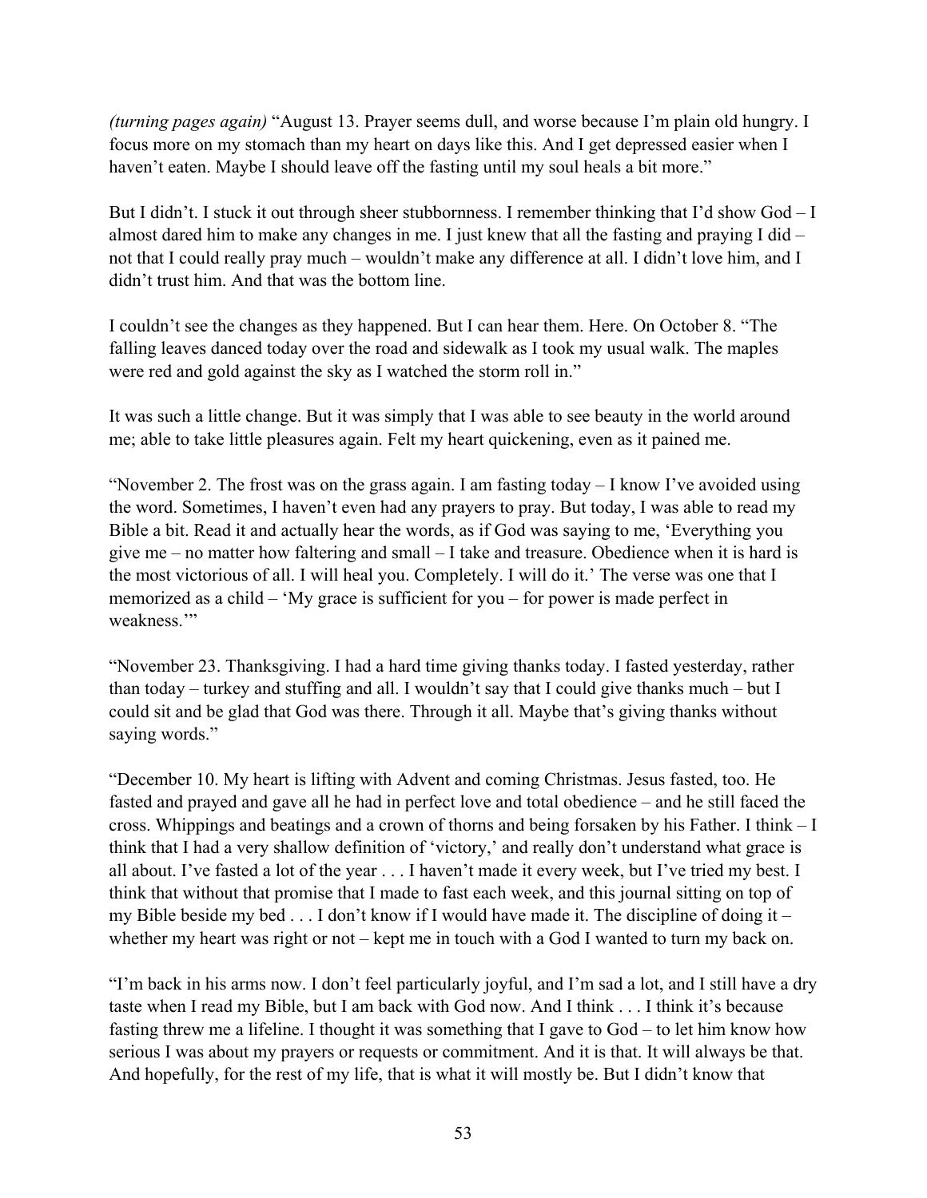*(turning pages again)* "August 13. Prayer seems dull, and worse because I'm plain old hungry. I focus more on my stomach than my heart on days like this. And I get depressed easier when I haven't eaten. Maybe I should leave off the fasting until my soul heals a bit more."

But I didn't. I stuck it out through sheer stubbornness. I remember thinking that I'd show God – I almost dared him to make any changes in me. I just knew that all the fasting and praying I did – not that I could really pray much – wouldn't make any difference at all. I didn't love him, and I didn't trust him. And that was the bottom line.

I couldn't see the changes as they happened. But I can hear them. Here. On October 8. "The falling leaves danced today over the road and sidewalk as I took my usual walk. The maples were red and gold against the sky as I watched the storm roll in."

It was such a little change. But it was simply that I was able to see beauty in the world around me; able to take little pleasures again. Felt my heart quickening, even as it pained me.

"November 2. The frost was on the grass again. I am fasting today – I know I've avoided using the word. Sometimes, I haven't even had any prayers to pray. But today, I was able to read my Bible a bit. Read it and actually hear the words, as if God was saying to me, 'Everything you give me – no matter how faltering and small – I take and treasure. Obedience when it is hard is the most victorious of all. I will heal you. Completely. I will do it.' The verse was one that I memorized as a child – 'My grace is sufficient for you – for power is made perfect in weakness.'"

"November 23. Thanksgiving. I had a hard time giving thanks today. I fasted yesterday, rather than today – turkey and stuffing and all. I wouldn't say that I could give thanks much – but I could sit and be glad that God was there. Through it all. Maybe that's giving thanks without saying words."

"December 10. My heart is lifting with Advent and coming Christmas. Jesus fasted, too. He fasted and prayed and gave all he had in perfect love and total obedience – and he still faced the cross. Whippings and beatings and a crown of thorns and being forsaken by his Father. I think – I think that I had a very shallow definition of 'victory,' and really don't understand what grace is all about. I've fasted a lot of the year . . . I haven't made it every week, but I've tried my best. I think that without that promise that I made to fast each week, and this journal sitting on top of my Bible beside my bed . . . I don't know if I would have made it. The discipline of doing it – whether my heart was right or not – kept me in touch with a God I wanted to turn my back on.

"I'm back in his arms now. I don't feel particularly joyful, and I'm sad a lot, and I still have a dry taste when I read my Bible, but I am back with God now. And I think . . . I think it's because fasting threw me a lifeline. I thought it was something that I gave to God – to let him know how serious I was about my prayers or requests or commitment. And it is that. It will always be that. And hopefully, for the rest of my life, that is what it will mostly be. But I didn't know that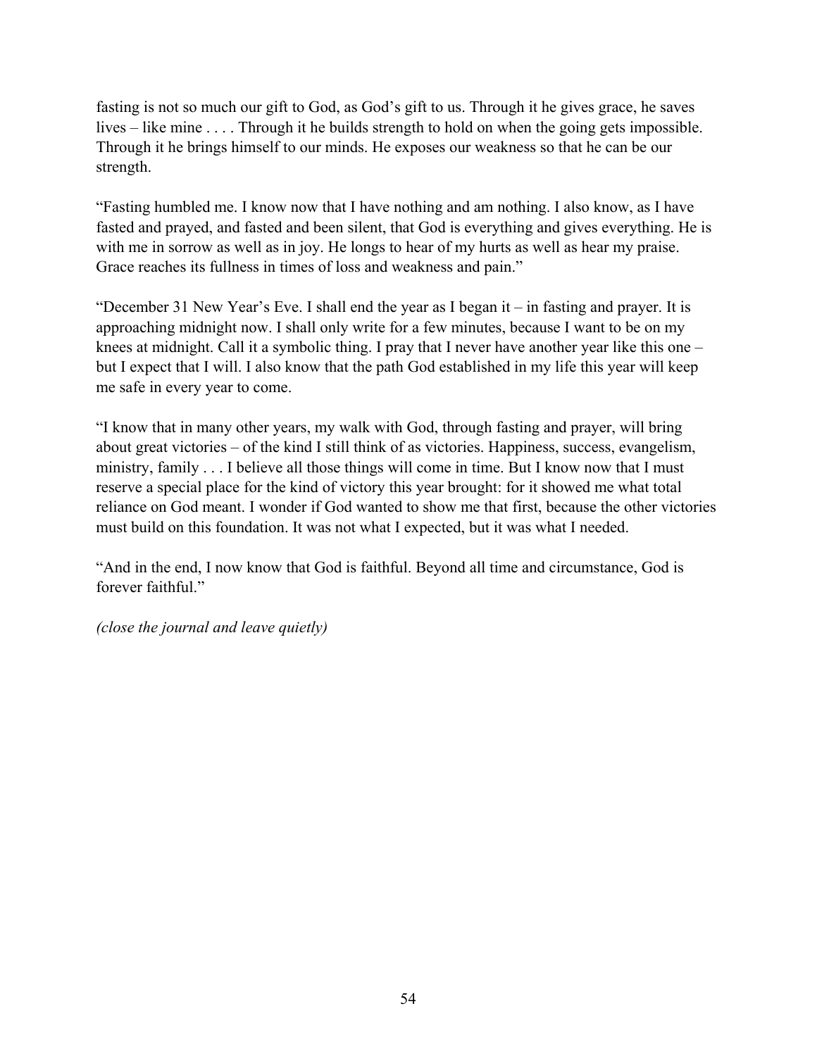fasting is not so much our gift to God, as God's gift to us. Through it he gives grace, he saves lives – like mine . . . . Through it he builds strength to hold on when the going gets impossible. Through it he brings himself to our minds. He exposes our weakness so that he can be our strength.

"Fasting humbled me. I know now that I have nothing and am nothing. I also know, as I have fasted and prayed, and fasted and been silent, that God is everything and gives everything. He is with me in sorrow as well as in joy. He longs to hear of my hurts as well as hear my praise. Grace reaches its fullness in times of loss and weakness and pain."

"December 31 New Year's Eve. I shall end the year as I began it – in fasting and prayer. It is approaching midnight now. I shall only write for a few minutes, because I want to be on my knees at midnight. Call it a symbolic thing. I pray that I never have another year like this one – but I expect that I will. I also know that the path God established in my life this year will keep me safe in every year to come.

"I know that in many other years, my walk with God, through fasting and prayer, will bring about great victories – of the kind I still think of as victories. Happiness, success, evangelism, ministry, family . . . I believe all those things will come in time. But I know now that I must reserve a special place for the kind of victory this year brought: for it showed me what total reliance on God meant. I wonder if God wanted to show me that first, because the other victories must build on this foundation. It was not what I expected, but it was what I needed.

"And in the end, I now know that God is faithful. Beyond all time and circumstance, God is forever faithful."

*(close the journal and leave quietly)*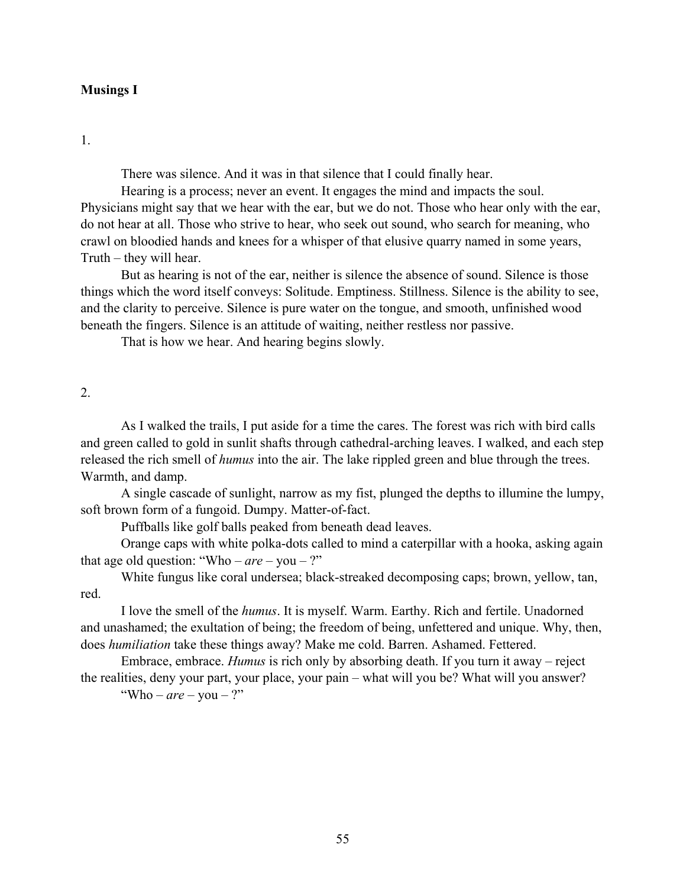**Musings I**

1.

There was silence. And it was in that silence that I could finally hear.

Hearing is a process; never an event. It engages the mind and impacts the soul. Physicians might say that we hear with the ear, but we do not. Those who hear only with the ear, do not hear at all. Those who strive to hear, who seek out sound, who search for meaning, who crawl on bloodied hands and knees for a whisper of that elusive quarry named in some years, Truth – they will hear.

But as hearing is not of the ear, neither is silence the absence of sound. Silence is those things which the word itself conveys: Solitude. Emptiness. Stillness. Silence is the ability to see, and the clarity to perceive. Silence is pure water on the tongue, and smooth, unfinished wood beneath the fingers. Silence is an attitude of waiting, neither restless nor passive.

That is how we hear. And hearing begins slowly.

2.

As I walked the trails, I put aside for a time the cares. The forest was rich with bird calls and green called to gold in sunlit shafts through cathedral-arching leaves. I walked, and each step released the rich smell of *humus* into the air. The lake rippled green and blue through the trees. Warmth, and damp.

A single cascade of sunlight, narrow as my fist, plunged the depths to illumine the lumpy, soft brown form of a fungoid. Dumpy. Matter-of-fact.

Puffballs like golf balls peaked from beneath dead leaves.

Orange caps with white polka-dots called to mind a caterpillar with a hooka, asking again that age old question: "Who – *are* – you – ?"

White fungus like coral undersea; black-streaked decomposing caps; brown, yellow, tan, red.

I love the smell of the *humus*. It is myself. Warm. Earthy. Rich and fertile. Unadorned and unashamed; the exultation of being; the freedom of being, unfettered and unique. Why, then, does *humiliation* take these things away? Make me cold. Barren. Ashamed. Fettered.

Embrace, embrace. *Humus* is rich only by absorbing death. If you turn it away – reject the realities, deny your part, your place, your pain – what will you be? What will you answer?

"Who – *are* – you – ?"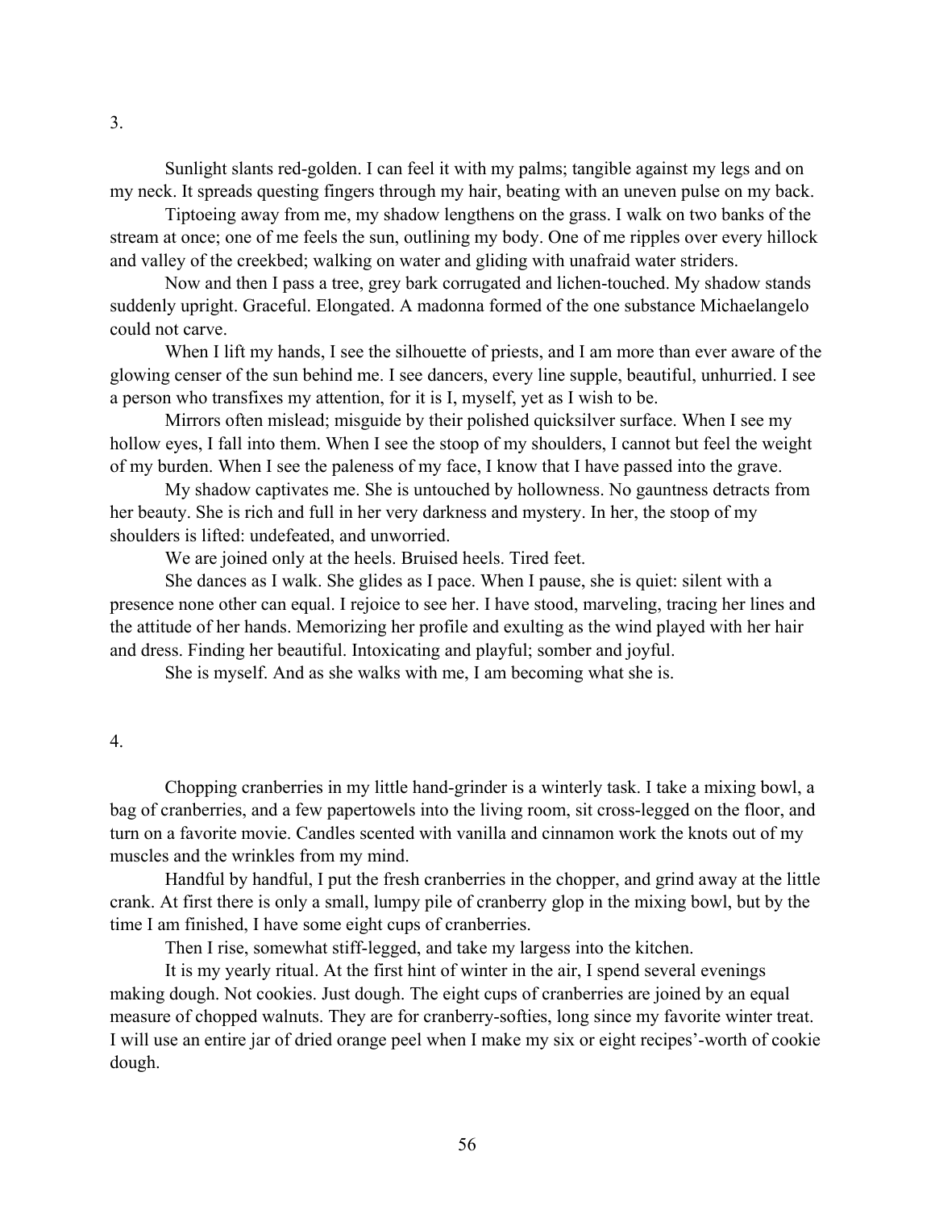3.

Sunlight slants red-golden. I can feel it with my palms; tangible against my legs and on my neck. It spreads questing fingers through my hair, beating with an uneven pulse on my back.

Tiptoeing away from me, my shadow lengthens on the grass. I walk on two banks of the stream at once; one of me feels the sun, outlining my body. One of me ripples over every hillock and valley of the creekbed; walking on water and gliding with unafraid water striders.

Now and then I pass a tree, grey bark corrugated and lichen-touched. My shadow stands suddenly upright. Graceful. Elongated. A madonna formed of the one substance Michaelangelo could not carve.

When I lift my hands, I see the silhouette of priests, and I am more than ever aware of the glowing censer of the sun behind me. I see dancers, every line supple, beautiful, unhurried. I see a person who transfixes my attention, for it is I, myself, yet as I wish to be.

Mirrors often mislead; misguide by their polished quicksilver surface. When I see my hollow eyes, I fall into them. When I see the stoop of my shoulders, I cannot but feel the weight of my burden. When I see the paleness of my face, I know that I have passed into the grave.

My shadow captivates me. She is untouched by hollowness. No gauntness detracts from her beauty. She is rich and full in her very darkness and mystery. In her, the stoop of my shoulders is lifted: undefeated, and unworried.

We are joined only at the heels. Bruised heels. Tired feet.

She dances as I walk. She glides as I pace. When I pause, she is quiet: silent with a presence none other can equal. I rejoice to see her. I have stood, marveling, tracing her lines and the attitude of her hands. Memorizing her profile and exulting as the wind played with her hair and dress. Finding her beautiful. Intoxicating and playful; somber and joyful.

She is myself. And as she walks with me, I am becoming what she is.

4.

Chopping cranberries in my little hand-grinder is a winterly task. I take a mixing bowl, a bag of cranberries, and a few papertowels into the living room, sit cross-legged on the floor, and turn on a favorite movie. Candles scented with vanilla and cinnamon work the knots out of my muscles and the wrinkles from my mind.

Handful by handful, I put the fresh cranberries in the chopper, and grind away at the little crank. At first there is only a small, lumpy pile of cranberry glop in the mixing bowl, but by the time I am finished, I have some eight cups of cranberries.

Then I rise, somewhat stiff-legged, and take my largess into the kitchen.

It is my yearly ritual. At the first hint of winter in the air, I spend several evenings making dough. Not cookies. Just dough. The eight cups of cranberries are joined by an equal measure of chopped walnuts. They are for cranberry-softies, long since my favorite winter treat. I will use an entire jar of dried orange peel when I make my six or eight recipes'-worth of cookie dough.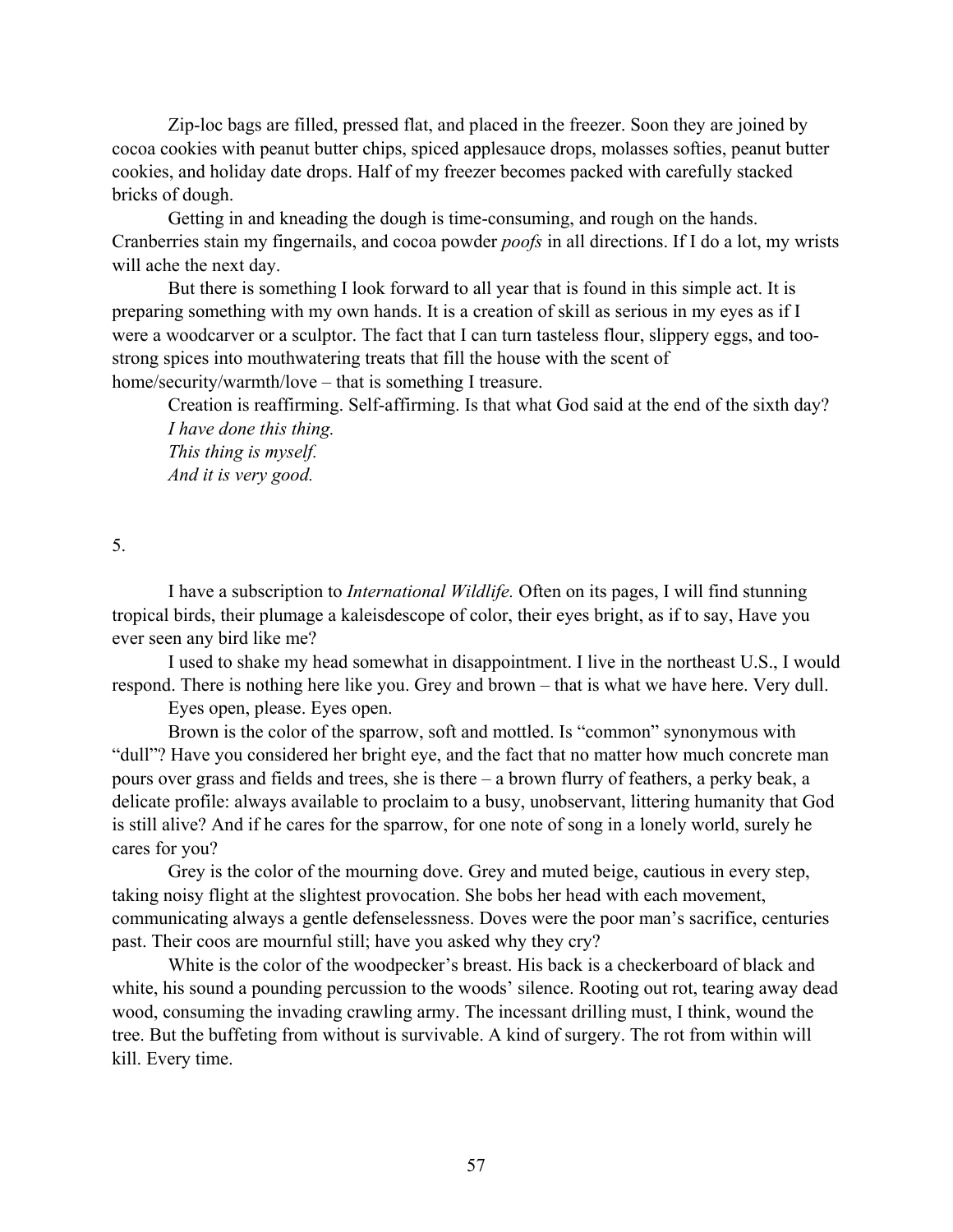Zip-loc bags are filled, pressed flat, and placed in the freezer. Soon they are joined by cocoa cookies with peanut butter chips, spiced applesauce drops, molasses softies, peanut butter cookies, and holiday date drops. Half of my freezer becomes packed with carefully stacked bricks of dough.

Getting in and kneading the dough is time-consuming, and rough on the hands. Cranberries stain my fingernails, and cocoa powder *poofs* in all directions. If I do a lot, my wrists will ache the next day.

But there is something I look forward to all year that is found in this simple act. It is preparing something with my own hands. It is a creation of skill as serious in my eyes as if I were a woodcarver or a sculptor. The fact that I can turn tasteless flour, slippery eggs, and too-strong spices into mouthwatering treats that fill the house with the scent of home/security/warmth/love – that is something I treasure.

Creation is reaffirming. Self-affirming. Is that what God said at the end of the sixth day?

*I have done this thing.*
*This thing is myself.*
*And it is very good.*

5.

I have a subscription to *International Wildlife.* Often on its pages, I will find stunning tropical birds, their plumage a kaleisdescope of color, their eyes bright, as if to say, Have you ever seen any bird like me?

I used to shake my head somewhat in disappointment. I live in the northeast U.S., I would respond. There is nothing here like you. Grey and brown – that is what we have here. Very dull.

Eyes open, please. Eyes open.

Brown is the color of the sparrow, soft and mottled. Is "common" synonymous with "dull"? Have you considered her bright eye, and the fact that no matter how much concrete man pours over grass and fields and trees, she is there – a brown flurry of feathers, a perky beak, a delicate profile: always available to proclaim to a busy, unobservant, littering humanity that God is still alive? And if he cares for the sparrow, for one note of song in a lonely world, surely he cares for you?

Grey is the color of the mourning dove. Grey and muted beige, cautious in every step, taking noisy flight at the slightest provocation. She bobs her head with each movement, communicating always a gentle defenselessness. Doves were the poor man's sacrifice, centuries past. Their coos are mournful still; have you asked why they cry?

White is the color of the woodpecker's breast. His back is a checkerboard of black and white, his sound a pounding percussion to the woods' silence. Rooting out rot, tearing away dead wood, consuming the invading crawling army. The incessant drilling must, I think, wound the tree. But the buffeting from without is survivable. A kind of surgery. The rot from within will kill. Every time.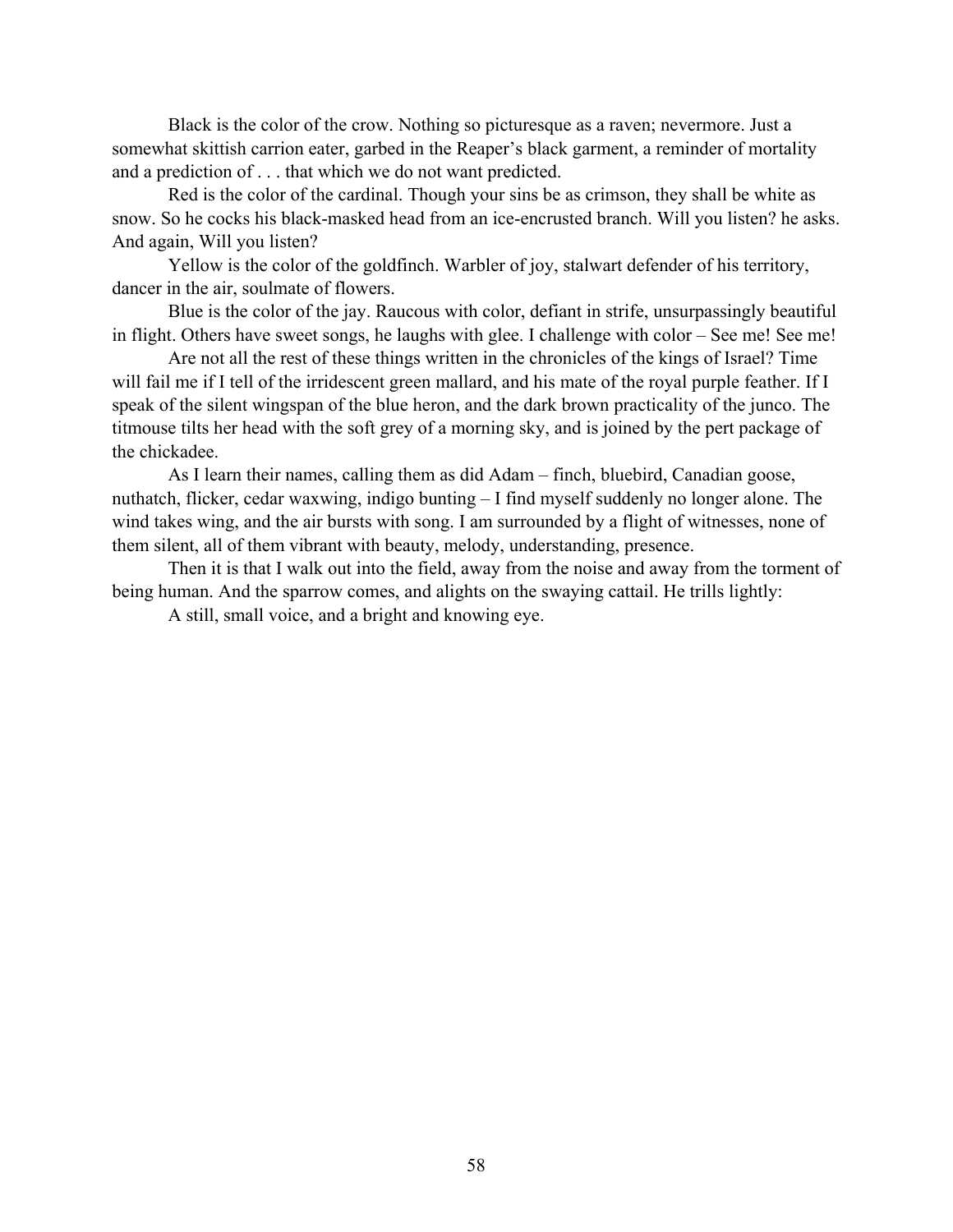Black is the color of the crow. Nothing so picturesque as a raven; nevermore. Just a somewhat skittish carrion eater, garbed in the Reaper's black garment, a reminder of mortality and a prediction of . . . that which we do not want predicted.

Red is the color of the cardinal. Though your sins be as crimson, they shall be white as snow. So he cocks his black-masked head from an ice-encrusted branch. Will you listen? he asks. And again, Will you listen?

Yellow is the color of the goldfinch. Warbler of joy, stalwart defender of his territory, dancer in the air, soulmate of flowers.

Blue is the color of the jay. Raucous with color, defiant in strife, unsurpassingly beautiful in flight. Others have sweet songs, he laughs with glee. I challenge with color – See me! See me!

Are not all the rest of these things written in the chronicles of the kings of Israel? Time will fail me if I tell of the irridescent green mallard, and his mate of the royal purple feather. If I speak of the silent wingspan of the blue heron, and the dark brown practicality of the junco. The titmouse tilts her head with the soft grey of a morning sky, and is joined by the pert package of the chickadee.

As I learn their names, calling them as did Adam – finch, bluebird, Canadian goose, nuthatch, flicker, cedar waxwing, indigo bunting – I find myself suddenly no longer alone. The wind takes wing, and the air bursts with song. I am surrounded by a flight of witnesses, none of them silent, all of them vibrant with beauty, melody, understanding, presence.

Then it is that I walk out into the field, away from the noise and away from the torment of being human. And the sparrow comes, and alights on the swaying cattail. He trills lightly:

A still, small voice, and a bright and knowing eye.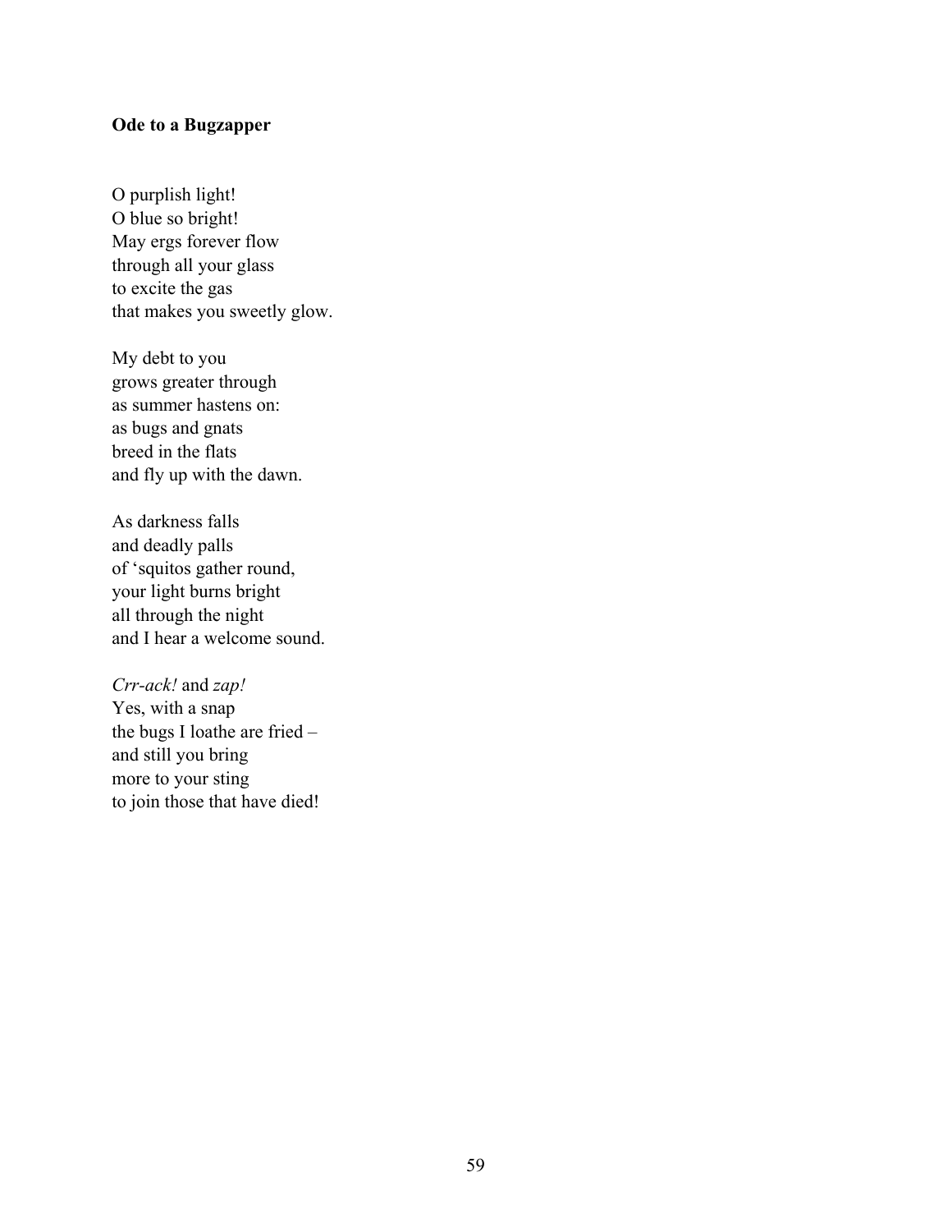**Ode to a Bugzapper**

O purplish light!  
O blue so bright!  
May ergs forever flow  
through all your glass  
to excite the gas  
that makes you sweetly glow.

My debt to you  
grows greater through  
as summer hastens on:  
as bugs and gnats  
breed in the flats  
and fly up with the dawn.

As darkness falls  
and deadly palls  
of 'squitos gather round,  
your light burns bright  
all through the night  
and I hear a welcome sound.

*Crr-ack!* and *zap!*  
Yes, with a snap  
the bugs I loathe are fried –  
and still you bring  
more to your sting  
to join those that have died!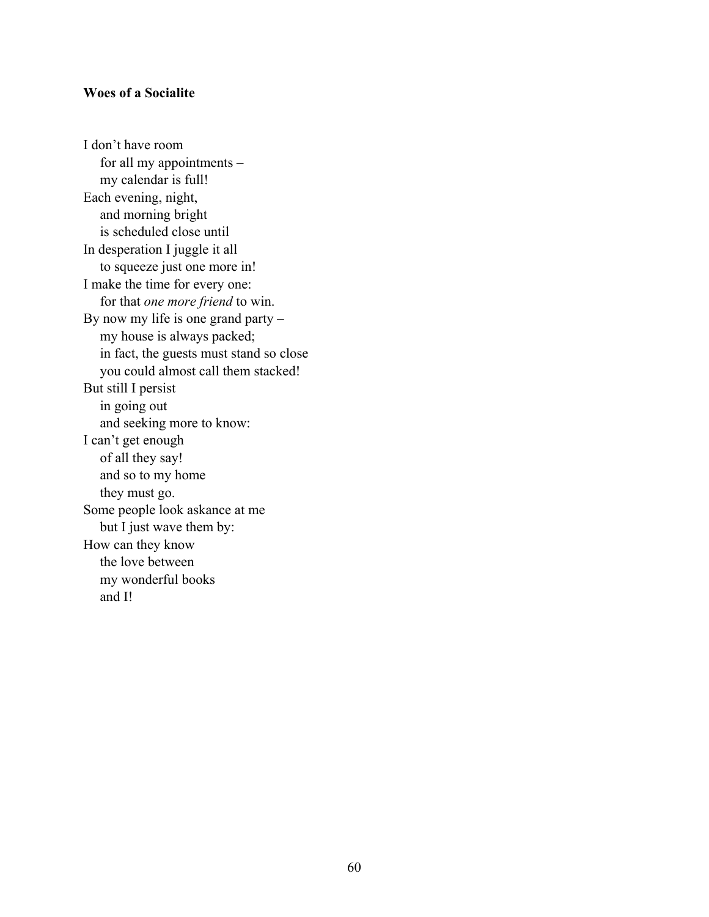**Woes of a Socialite**

I don't have room  
&nbsp;&nbsp;&nbsp;&nbsp;for all my appointments –  
&nbsp;&nbsp;&nbsp;&nbsp;my calendar is full!  
Each evening, night,  
&nbsp;&nbsp;&nbsp;&nbsp;and morning bright  
&nbsp;&nbsp;&nbsp;&nbsp;is scheduled close until  
In desperation I juggle it all  
&nbsp;&nbsp;&nbsp;&nbsp;to squeeze just one more in!  
I make the time for every one:  
&nbsp;&nbsp;&nbsp;&nbsp;for that *one more friend* to win.  
By now my life is one grand party –  
&nbsp;&nbsp;&nbsp;&nbsp;my house is always packed;  
&nbsp;&nbsp;&nbsp;&nbsp;in fact, the guests must stand so close  
&nbsp;&nbsp;&nbsp;&nbsp;you could almost call them stacked!  
But still I persist  
&nbsp;&nbsp;&nbsp;&nbsp;in going out  
&nbsp;&nbsp;&nbsp;&nbsp;and seeking more to know:  
I can't get enough  
&nbsp;&nbsp;&nbsp;&nbsp;of all they say!  
&nbsp;&nbsp;&nbsp;&nbsp;and so to my home  
&nbsp;&nbsp;&nbsp;&nbsp;they must go.  
Some people look askance at me  
&nbsp;&nbsp;&nbsp;&nbsp;but I just wave them by:  
How can they know  
&nbsp;&nbsp;&nbsp;&nbsp;the love between  
&nbsp;&nbsp;&nbsp;&nbsp;my wonderful books  
&nbsp;&nbsp;&nbsp;&nbsp;and I!